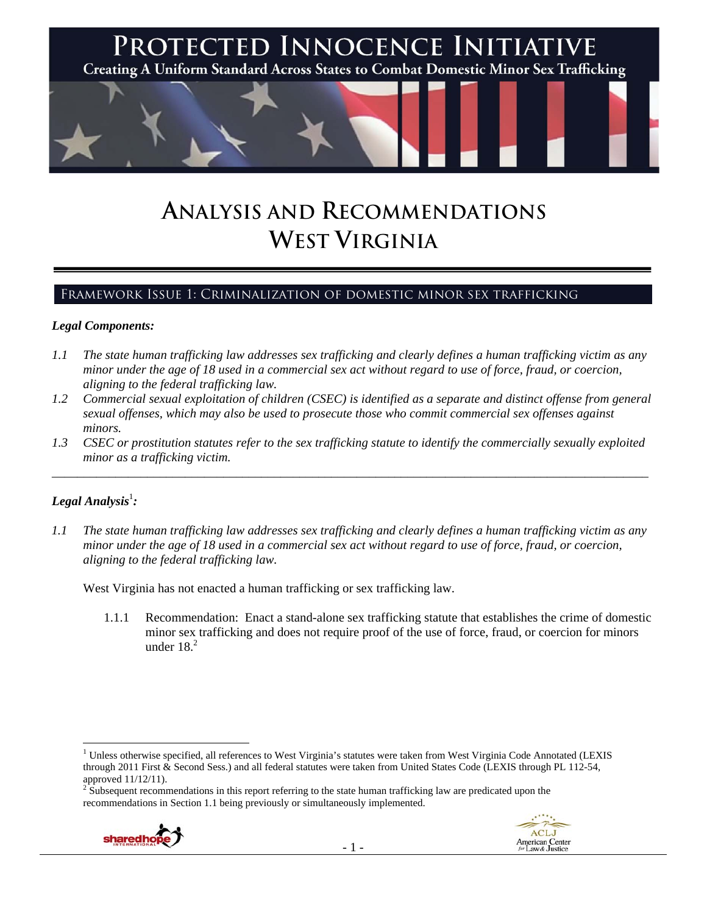# PROTECTED INNOCENCE INITIATIVE

Creating A Uniform Standard Across States to Combat Domestic Minor Sex Trafficking

# ANALYSIS AND RECOMMENDATIONS
# WEST VIRGINIA

## FRAMEWORK ISSUE 1: CRIMINALIZATION OF DOMESTIC MINOR SEX TRAFFICKING

### *Legal Components:*

*1.1 The state human trafficking law addresses sex trafficking and clearly defines a human trafficking victim as any minor under the age of 18 used in a commercial sex act without regard to use of force, fraud, or coercion, aligning to the federal trafficking law.*

*1.2 Commercial sexual exploitation of children (CSEC) is identified as a separate and distinct offense from general sexual offenses, which may also be used to prosecute those who commit commercial sex offenses against minors.*

*1.3 CSEC or prostitution statutes refer to the sex trafficking statute to identify the commercially sexually exploited minor as a trafficking victim.*

---

### *Legal Analysis*[1]*:*

*1.1 The state human trafficking law addresses sex trafficking and clearly defines a human trafficking victim as any minor under the age of 18 used in a commercial sex act without regard to use of force, fraud, or coercion, aligning to the federal trafficking law.*

West Virginia has not enacted a human trafficking or sex trafficking law.

1.1.1 Recommendation: Enact a stand-alone sex trafficking statute that establishes the crime of domestic minor sex trafficking and does not require proof of the use of force, fraud, or coercion for minors under 18.[2]

---

[1] Unless otherwise specified, all references to West Virginia's statutes were taken from West Virginia Code Annotated (LEXIS through 2011 First & Second Sess.) and all federal statutes were taken from United States Code (LEXIS through PL 112-54, approved 11/12/11).

[2] Subsequent recommendations in this report referring to the state human trafficking law are predicated upon the recommendations in Section 1.1 being previously or simultaneously implemented.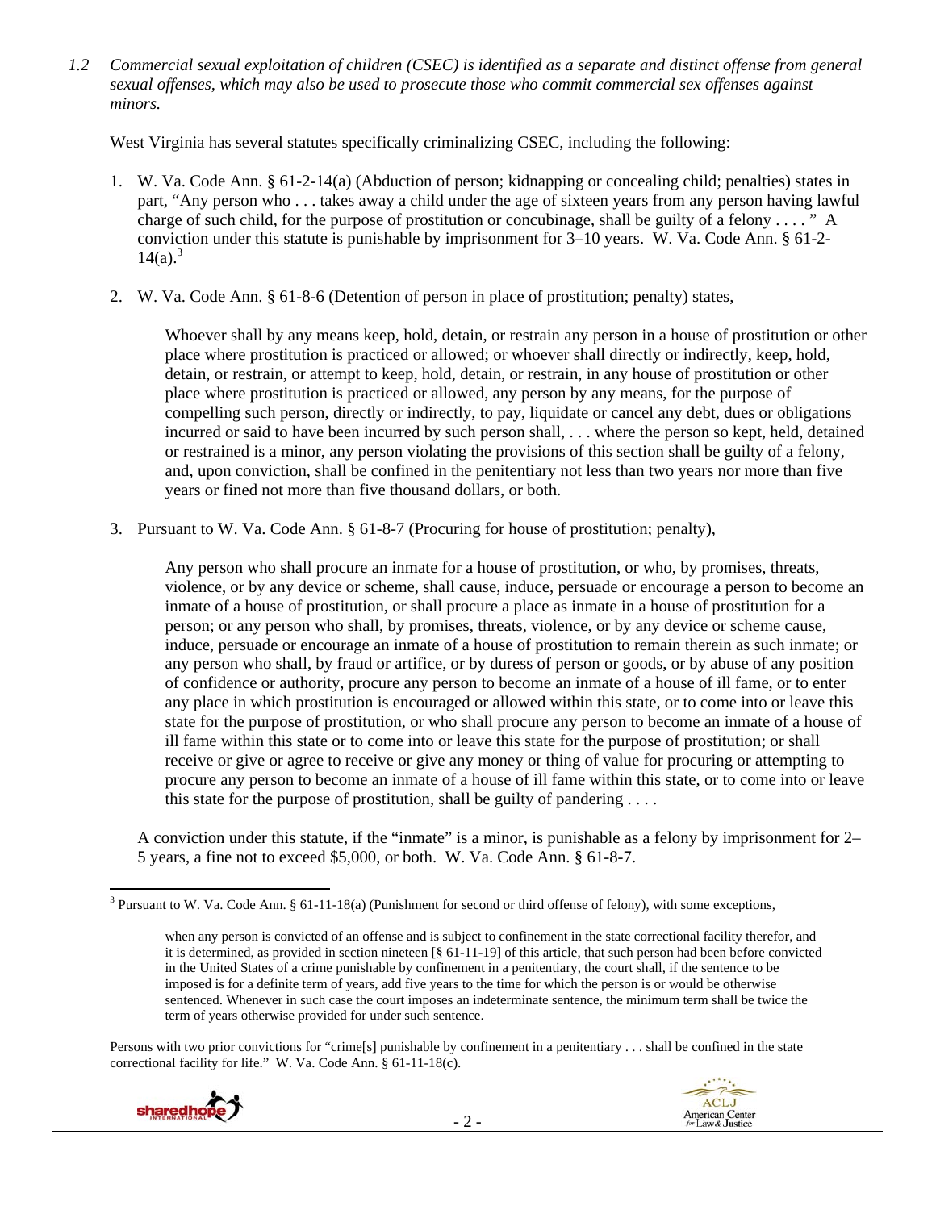*1.2 Commercial sexual exploitation of children (CSEC) is identified as a separate and distinct offense from general sexual offenses, which may also be used to prosecute those who commit commercial sex offenses against minors.*

West Virginia has several statutes specifically criminalizing CSEC, including the following:

1. W. Va. Code Ann. § 61-2-14(a) (Abduction of person; kidnapping or concealing child; penalties) states in part, "Any person who . . . takes away a child under the age of sixteen years from any person having lawful charge of such child, for the purpose of prostitution or concubinage, shall be guilty of a felony . . . . " A conviction under this statute is punishable by imprisonment for 3–10 years. W. Va. Code Ann. § 61-2-14(a).[3]

2. W. Va. Code Ann. § 61-8-6 (Detention of person in place of prostitution; penalty) states,

   > Whoever shall by any means keep, hold, detain, or restrain any person in a house of prostitution or other place where prostitution is practiced or allowed; or whoever shall directly or indirectly, keep, hold, detain, or restrain, or attempt to keep, hold, detain, or restrain, in any house of prostitution or other place where prostitution is practiced or allowed, any person by any means, for the purpose of compelling such person, directly or indirectly, to pay, liquidate or cancel any debt, dues or obligations incurred or said to have been incurred by such person shall, . . . where the person so kept, held, detained or restrained is a minor, any person violating the provisions of this section shall be guilty of a felony, and, upon conviction, shall be confined in the penitentiary not less than two years nor more than five years or fined not more than five thousand dollars, or both.

3. Pursuant to W. Va. Code Ann. § 61-8-7 (Procuring for house of prostitution; penalty),

   > Any person who shall procure an inmate for a house of prostitution, or who, by promises, threats, violence, or by any device or scheme, shall cause, induce, persuade or encourage a person to become an inmate of a house of prostitution, or shall procure a place as inmate in a house of prostitution for a person; or any person who shall, by promises, threats, violence, or by any device or scheme cause, induce, persuade or encourage an inmate of a house of prostitution to remain therein as such inmate; or any person who shall, by fraud or artifice, or by duress of person or goods, or by abuse of any position of confidence or authority, procure any person to become an inmate of a house of ill fame, or to enter any place in which prostitution is encouraged or allowed within this state, or to come into or leave this state for the purpose of prostitution, or who shall procure any person to become an inmate of a house of ill fame within this state or to come into or leave this state for the purpose of prostitution; or shall receive or give or agree to receive or give any money or thing of value for procuring or attempting to procure any person to become an inmate of a house of ill fame within this state, or to come into or leave this state for the purpose of prostitution, shall be guilty of pandering . . . .

   A conviction under this statute, if the "inmate" is a minor, is punishable as a felony by imprisonment for 2–5 years, a fine not to exceed $5,000, or both. W. Va. Code Ann. § 61-8-7.

---

[3] Pursuant to W. Va. Code Ann. § 61-11-18(a) (Punishment for second or third offense of felony), with some exceptions,

> when any person is convicted of an offense and is subject to confinement in the state correctional facility therefor, and it is determined, as provided in section nineteen [§ 61-11-19] of this article, that such person had been before convicted in the United States of a crime punishable by confinement in a penitentiary, the court shall, if the sentence to be imposed is for a definite term of years, add five years to the time for which the person is or would be otherwise sentenced. Whenever in such case the court imposes an indeterminate sentence, the minimum term shall be twice the term of years otherwise provided for under such sentence.

Persons with two prior convictions for "crime[s] punishable by confinement in a penitentiary . . . shall be confined in the state correctional facility for life." W. Va. Code Ann. § 61-11-18(c).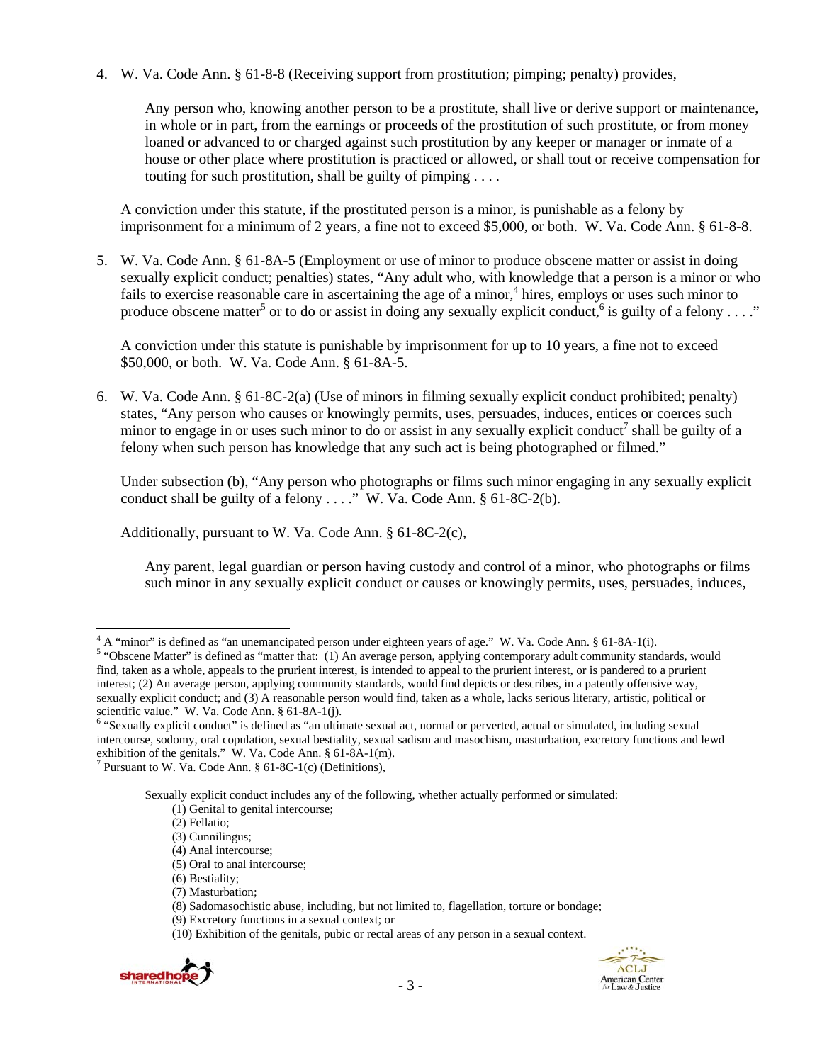4. W. Va. Code Ann. § 61-8-8 (Receiving support from prostitution; pimping; penalty) provides,

   > Any person who, knowing another person to be a prostitute, shall live or derive support or maintenance, in whole or in part, from the earnings or proceeds of the prostitution of such prostitute, or from money loaned or advanced to or charged against such prostitution by any keeper or manager or inmate of a house or other place where prostitution is practiced or allowed, or shall tout or receive compensation for touting for such prostitution, shall be guilty of pimping . . . .

   A conviction under this statute, if the prostituted person is a minor, is punishable as a felony by imprisonment for a minimum of 2 years, a fine not to exceed $5,000, or both. W. Va. Code Ann. § 61-8-8.

5. W. Va. Code Ann. § 61-8A-5 (Employment or use of minor to produce obscene matter or assist in doing sexually explicit conduct; penalties) states, "Any adult who, with knowledge that a person is a minor or who fails to exercise reasonable care in ascertaining the age of a minor,[4] hires, employs or uses such minor to produce obscene matter[5] or to do or assist in doing any sexually explicit conduct,[6] is guilty of a felony . . . ."

   A conviction under this statute is punishable by imprisonment for up to 10 years, a fine not to exceed $50,000, or both. W. Va. Code Ann. § 61-8A-5.

6. W. Va. Code Ann. § 61-8C-2(a) (Use of minors in filming sexually explicit conduct prohibited; penalty) states, "Any person who causes or knowingly permits, uses, persuades, induces, entices or coerces such minor to engage in or uses such minor to do or assist in any sexually explicit conduct[7] shall be guilty of a felony when such person has knowledge that any such act is being photographed or filmed."

   Under subsection (b), "Any person who photographs or films such minor engaging in any sexually explicit conduct shall be guilty of a felony . . . ." W. Va. Code Ann. § 61-8C-2(b).

   Additionally, pursuant to W. Va. Code Ann. § 61-8C-2(c),

   > Any parent, legal guardian or person having custody and control of a minor, who photographs or films such minor in any sexually explicit conduct or causes or knowingly permits, uses, persuades, induces,

---

[4] A "minor" is defined as "an unemancipated person under eighteen years of age." W. Va. Code Ann. § 61-8A-1(i).

[5] "Obscene Matter" is defined as "matter that: (1) An average person, applying contemporary adult community standards, would find, taken as a whole, appeals to the prurient interest, is intended to appeal to the prurient interest, or is pandered to a prurient interest; (2) An average person, applying community standards, would find depicts or describes, in a patently offensive way, sexually explicit conduct; and (3) A reasonable person would find, taken as a whole, lacks serious literary, artistic, political or scientific value." W. Va. Code Ann. § 61-8A-1(j).

[6] "Sexually explicit conduct" is defined as "an ultimate sexual act, normal or perverted, actual or simulated, including sexual intercourse, sodomy, oral copulation, sexual bestiality, sexual sadism and masochism, masturbation, excretory functions and lewd exhibition of the genitals." W. Va. Code Ann. § 61-8A-1(m).

[7] Pursuant to W. Va. Code Ann. § 61-8C-1(c) (Definitions),

> Sexually explicit conduct includes any of the following, whether actually performed or simulated:
> (1) Genital to genital intercourse;
> (2) Fellatio;
> (3) Cunnilingus;
> (4) Anal intercourse;
> (5) Oral to anal intercourse;
> (6) Bestiality;
> (7) Masturbation;
> (8) Sadomasochistic abuse, including, but not limited to, flagellation, torture or bondage;
> (9) Excretory functions in a sexual context; or
> (10) Exhibition of the genitals, pubic or rectal areas of any person in a sexual context.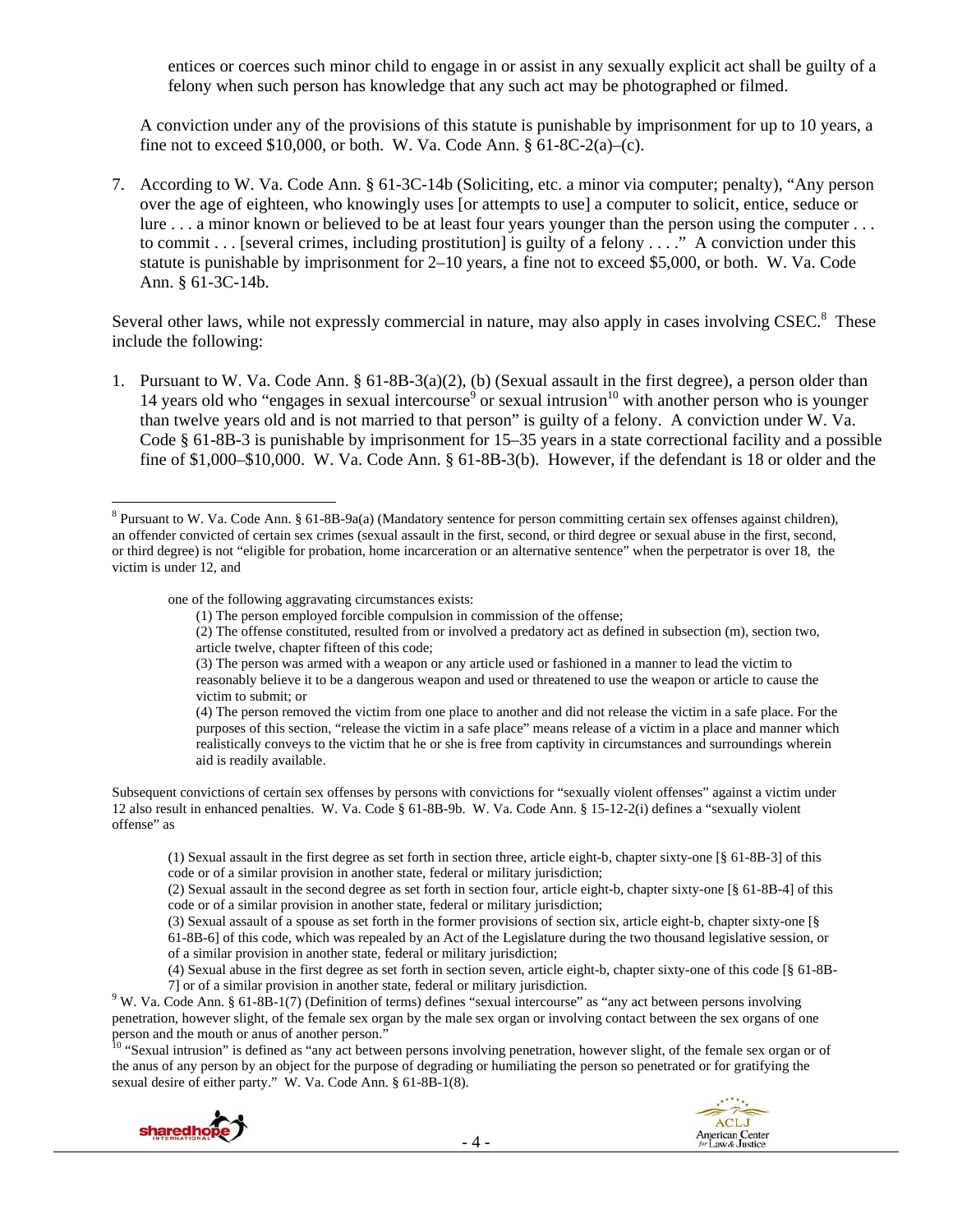entices or coerces such minor child to engage in or assist in any sexually explicit act shall be guilty of a felony when such person has knowledge that any such act may be photographed or filmed.

A conviction under any of the provisions of this statute is punishable by imprisonment for up to 10 years, a fine not to exceed $10,000, or both. W. Va. Code Ann. § 61-8C-2(a)–(c).

7. According to W. Va. Code Ann. § 61-3C-14b (Soliciting, etc. a minor via computer; penalty), "Any person over the age of eighteen, who knowingly uses [or attempts to use] a computer to solicit, entice, seduce or lure . . . a minor known or believed to be at least four years younger than the person using the computer . . . to commit . . . [several crimes, including prostitution] is guilty of a felony . . . ." A conviction under this statute is punishable by imprisonment for 2–10 years, a fine not to exceed $5,000, or both. W. Va. Code Ann. § 61-3C-14b.

Several other laws, while not expressly commercial in nature, may also apply in cases involving CSEC.[8] These include the following:

1. Pursuant to W. Va. Code Ann. § 61-8B-3(a)(2), (b) (Sexual assault in the first degree), a person older than 14 years old who "engages in sexual intercourse[9] or sexual intrusion[10] with another person who is younger than twelve years old and is not married to that person" is guilty of a felony. A conviction under W. Va. Code § 61-8B-3 is punishable by imprisonment for 15–35 years in a state correctional facility and a possible fine of $1,000–$10,000. W. Va. Code Ann. § 61-8B-3(b). However, if the defendant is 18 or older and the

---

[8] Pursuant to W. Va. Code Ann. § 61-8B-9a(a) (Mandatory sentence for person committing certain sex offenses against children), an offender convicted of certain sex crimes (sexual assault in the first, second, or third degree or sexual abuse in the first, second, or third degree) is not "eligible for probation, home incarceration or an alternative sentence" when the perpetrator is over 18, the victim is under 12, and

> one of the following aggravating circumstances exists:
>
> (1) The person employed forcible compulsion in commission of the offense;
>
> (2) The offense constituted, resulted from or involved a predatory act as defined in subsection (m), section two, article twelve, chapter fifteen of this code;
>
> (3) The person was armed with a weapon or any article used or fashioned in a manner to lead the victim to reasonably believe it to be a dangerous weapon and used or threatened to use the weapon or article to cause the victim to submit; or
>
> (4) The person removed the victim from one place to another and did not release the victim in a safe place. For the purposes of this section, "release the victim in a safe place" means release of a victim in a place and manner which realistically conveys to the victim that he or she is free from captivity in circumstances and surroundings wherein aid is readily available.

Subsequent convictions of certain sex offenses by persons with convictions for "sexually violent offenses" against a victim under 12 also result in enhanced penalties. W. Va. Code § 61-8B-9b. W. Va. Code Ann. § 15-12-2(i) defines a "sexually violent offense" as

> (1) Sexual assault in the first degree as set forth in section three, article eight-b, chapter sixty-one [§ 61-8B-3] of this code or of a similar provision in another state, federal or military jurisdiction;
>
> (2) Sexual assault in the second degree as set forth in section four, article eight-b, chapter sixty-one [§ 61-8B-4] of this code or of a similar provision in another state, federal or military jurisdiction;
>
> (3) Sexual assault of a spouse as set forth in the former provisions of section six, article eight-b, chapter sixty-one [§ 61-8B-6] of this code, which was repealed by an Act of the Legislature during the two thousand legislative session, or of a similar provision in another state, federal or military jurisdiction;
>
> (4) Sexual abuse in the first degree as set forth in section seven, article eight-b, chapter sixty-one of this code [§ 61-8B-7] or of a similar provision in another state, federal or military jurisdiction.

[9] W. Va. Code Ann. § 61-8B-1(7) (Definition of terms) defines "sexual intercourse" as "any act between persons involving penetration, however slight, of the female sex organ by the male sex organ or involving contact between the sex organs of one person and the mouth or anus of another person."

[10] "Sexual intrusion" is defined as "any act between persons involving penetration, however slight, of the female sex organ or of the anus of any person by an object for the purpose of degrading or humiliating the person so penetrated or for gratifying the sexual desire of either party." W. Va. Code Ann. § 61-8B-1(8).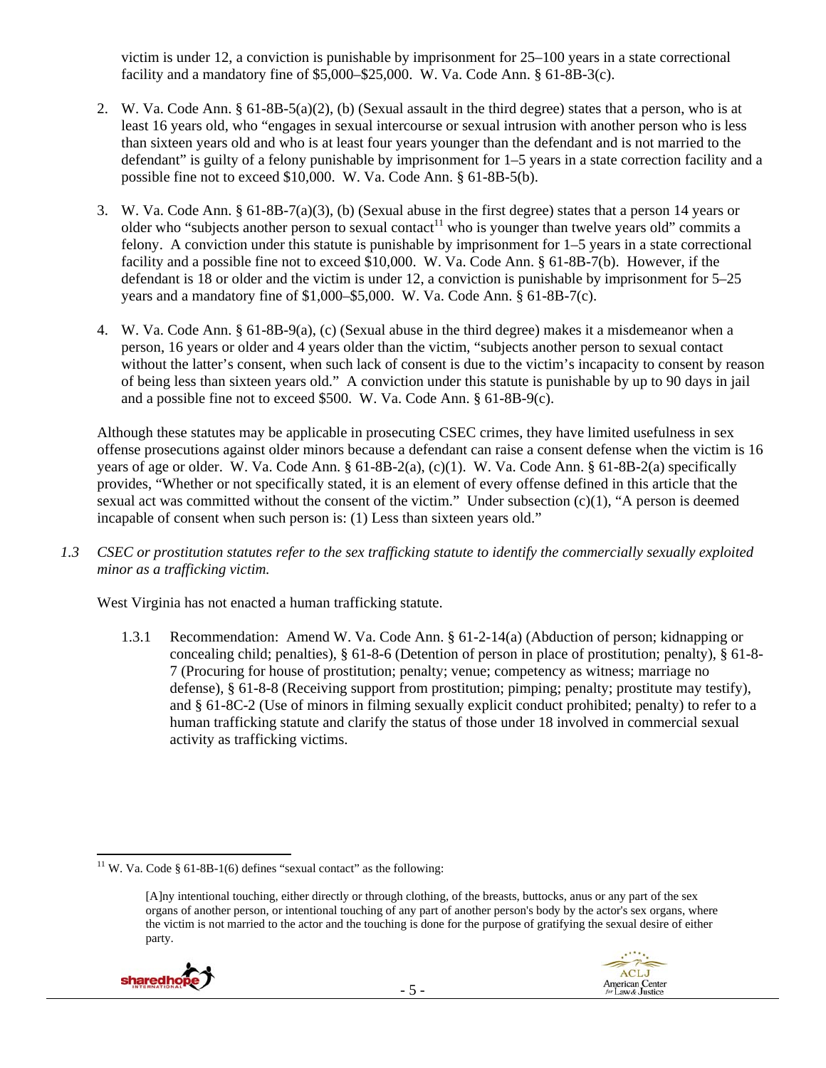victim is under 12, a conviction is punishable by imprisonment for 25–100 years in a state correctional facility and a mandatory fine of $5,000–$25,000. W. Va. Code Ann. § 61-8B-3(c).

2. W. Va. Code Ann. § 61-8B-5(a)(2), (b) (Sexual assault in the third degree) states that a person, who is at least 16 years old, who "engages in sexual intercourse or sexual intrusion with another person who is less than sixteen years old and who is at least four years younger than the defendant and is not married to the defendant" is guilty of a felony punishable by imprisonment for 1–5 years in a state correction facility and a possible fine not to exceed $10,000. W. Va. Code Ann. § 61-8B-5(b).

3. W. Va. Code Ann. § 61-8B-7(a)(3), (b) (Sexual abuse in the first degree) states that a person 14 years or older who "subjects another person to sexual contact[11] who is younger than twelve years old" commits a felony. A conviction under this statute is punishable by imprisonment for 1–5 years in a state correctional facility and a possible fine not to exceed $10,000. W. Va. Code Ann. § 61-8B-7(b). However, if the defendant is 18 or older and the victim is under 12, a conviction is punishable by imprisonment for 5–25 years and a mandatory fine of $1,000–$5,000. W. Va. Code Ann. § 61-8B-7(c).

4. W. Va. Code Ann. § 61-8B-9(a), (c) (Sexual abuse in the third degree) makes it a misdemeanor when a person, 16 years or older and 4 years older than the victim, "subjects another person to sexual contact without the latter's consent, when such lack of consent is due to the victim's incapacity to consent by reason of being less than sixteen years old." A conviction under this statute is punishable by up to 90 days in jail and a possible fine not to exceed $500. W. Va. Code Ann. § 61-8B-9(c).

Although these statutes may be applicable in prosecuting CSEC crimes, they have limited usefulness in sex offense prosecutions against older minors because a defendant can raise a consent defense when the victim is 16 years of age or older. W. Va. Code Ann. § 61-8B-2(a), (c)(1). W. Va. Code Ann. § 61-8B-2(a) specifically provides, "Whether or not specifically stated, it is an element of every offense defined in this article that the sexual act was committed without the consent of the victim." Under subsection (c)(1), "A person is deemed incapable of consent when such person is: (1) Less than sixteen years old."

*1.3 CSEC or prostitution statutes refer to the sex trafficking statute to identify the commercially sexually exploited minor as a trafficking victim.*

West Virginia has not enacted a human trafficking statute.

1.3.1 Recommendation: Amend W. Va. Code Ann. § 61-2-14(a) (Abduction of person; kidnapping or concealing child; penalties), § 61-8-6 (Detention of person in place of prostitution; penalty), § 61-8-7 (Procuring for house of prostitution; penalty; venue; competency as witness; marriage no defense), § 61-8-8 (Receiving support from prostitution; pimping; penalty; prostitute may testify), and § 61-8C-2 (Use of minors in filming sexually explicit conduct prohibited; penalty) to refer to a human trafficking statute and clarify the status of those under 18 involved in commercial sexual activity as trafficking victims.

---

[11] W. Va. Code § 61-8B-1(6) defines "sexual contact" as the following:

> [A]ny intentional touching, either directly or through clothing, of the breasts, buttocks, anus or any part of the sex organs of another person, or intentional touching of any part of another person's body by the actor's sex organs, where the victim is not married to the actor and the touching is done for the purpose of gratifying the sexual desire of either party.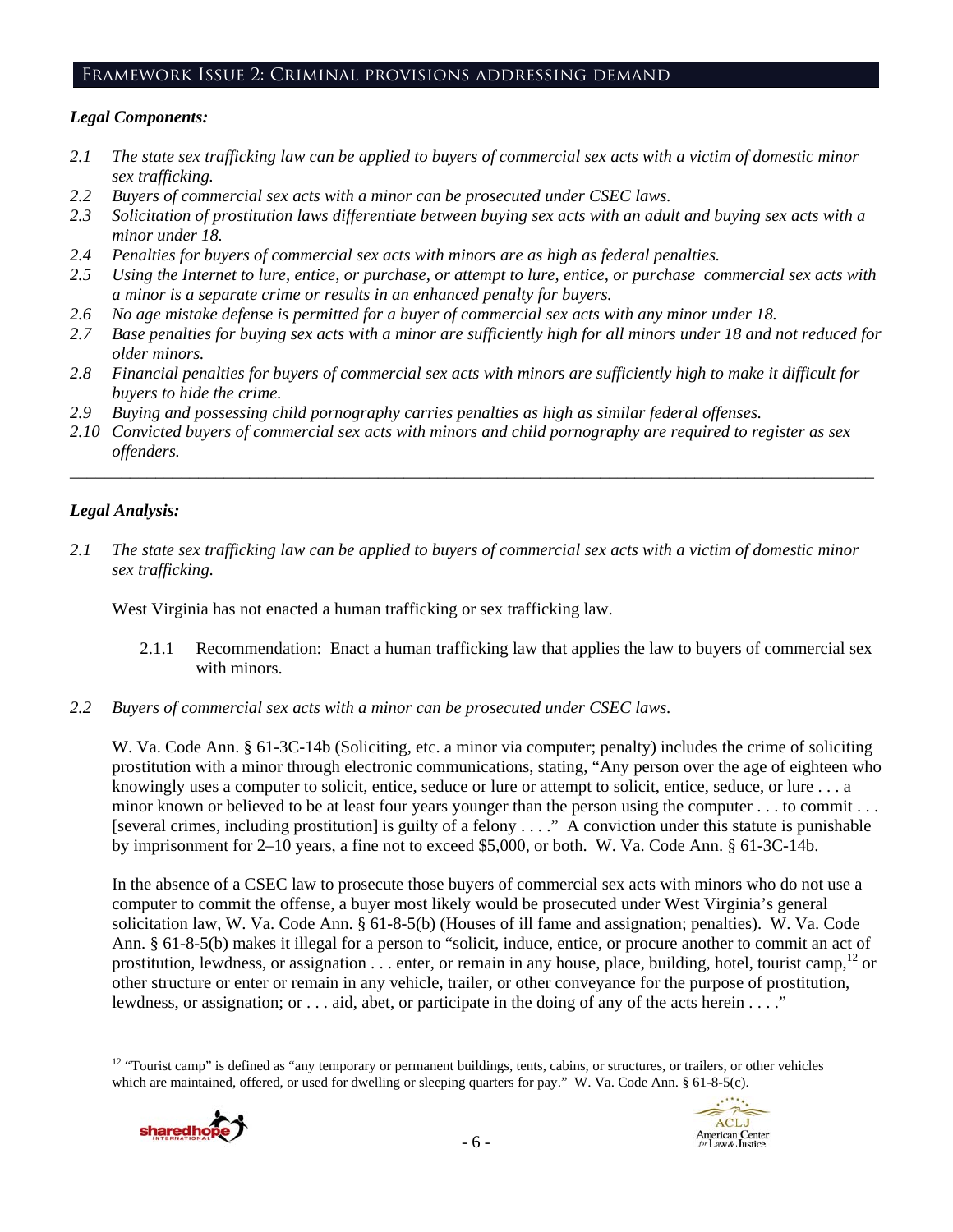## Framework Issue 2: Criminal provisions addressing demand

***Legal Components:***

*2.1 The state sex trafficking law can be applied to buyers of commercial sex acts with a victim of domestic minor sex trafficking.*

*2.2 Buyers of commercial sex acts with a minor can be prosecuted under CSEC laws.*

*2.3 Solicitation of prostitution laws differentiate between buying sex acts with an adult and buying sex acts with a minor under 18.*

*2.4 Penalties for buyers of commercial sex acts with minors are as high as federal penalties.*

*2.5 Using the Internet to lure, entice, or purchase, or attempt to lure, entice, or purchase commercial sex acts with a minor is a separate crime or results in an enhanced penalty for buyers.*

*2.6 No age mistake defense is permitted for a buyer of commercial sex acts with any minor under 18.*

*2.7 Base penalties for buying sex acts with a minor are sufficiently high for all minors under 18 and not reduced for older minors.*

*2.8 Financial penalties for buyers of commercial sex acts with minors are sufficiently high to make it difficult for buyers to hide the crime.*

*2.9 Buying and possessing child pornography carries penalties as high as similar federal offenses.*

*2.10 Convicted buyers of commercial sex acts with minors and child pornography are required to register as sex offenders.*

---

***Legal Analysis:***

*2.1 The state sex trafficking law can be applied to buyers of commercial sex acts with a victim of domestic minor sex trafficking.*

West Virginia has not enacted a human trafficking or sex trafficking law.

2.1.1 Recommendation: Enact a human trafficking law that applies the law to buyers of commercial sex with minors.

*2.2 Buyers of commercial sex acts with a minor can be prosecuted under CSEC laws.*

W. Va. Code Ann. § 61-3C-14b (Soliciting, etc. a minor via computer; penalty) includes the crime of soliciting prostitution with a minor through electronic communications, stating, "Any person over the age of eighteen who knowingly uses a computer to solicit, entice, seduce or lure or attempt to solicit, entice, seduce, or lure . . . a minor known or believed to be at least four years younger than the person using the computer . . . to commit . . . [several crimes, including prostitution] is guilty of a felony . . . ." A conviction under this statute is punishable by imprisonment for 2–10 years, a fine not to exceed $5,000, or both. W. Va. Code Ann. § 61-3C-14b.

In the absence of a CSEC law to prosecute those buyers of commercial sex acts with minors who do not use a computer to commit the offense, a buyer most likely would be prosecuted under West Virginia's general solicitation law, W. Va. Code Ann. § 61-8-5(b) (Houses of ill fame and assignation; penalties). W. Va. Code Ann. § 61-8-5(b) makes it illegal for a person to "solicit, induce, entice, or procure another to commit an act of prostitution, lewdness, or assignation . . . enter, or remain in any house, place, building, hotel, tourist camp,[12] or other structure or enter or remain in any vehicle, trailer, or other conveyance for the purpose of prostitution, lewdness, or assignation; or . . . aid, abet, or participate in the doing of any of the acts herein . . . ."

---

[12] "Tourist camp" is defined as "any temporary or permanent buildings, tents, cabins, or structures, or trailers, or other vehicles which are maintained, offered, or used for dwelling or sleeping quarters for pay." W. Va. Code Ann. § 61-8-5(c).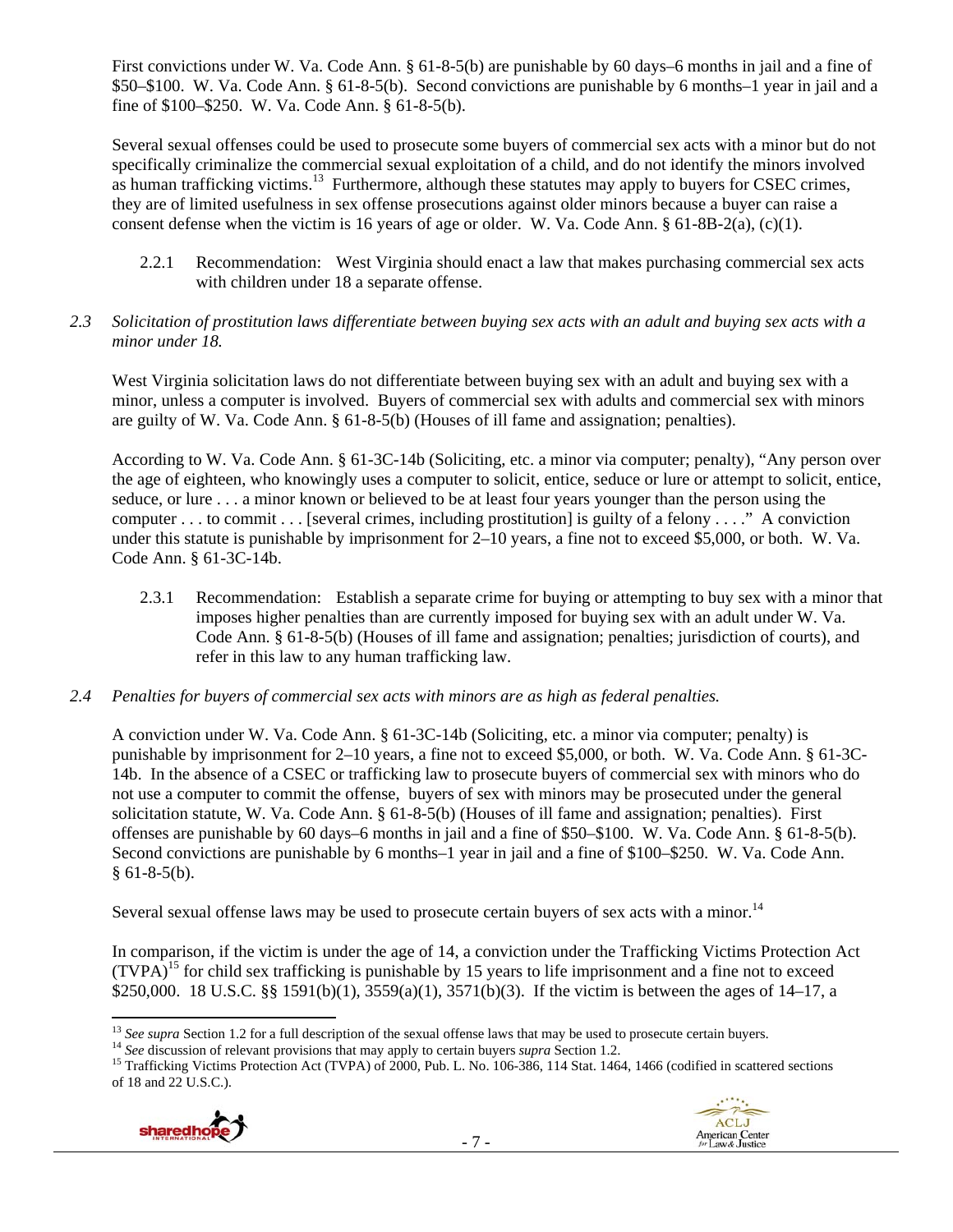First convictions under W. Va. Code Ann. § 61-8-5(b) are punishable by 60 days–6 months in jail and a fine of $50–$100. W. Va. Code Ann. § 61-8-5(b). Second convictions are punishable by 6 months–1 year in jail and a fine of $100–$250. W. Va. Code Ann. § 61-8-5(b).

Several sexual offenses could be used to prosecute some buyers of commercial sex acts with a minor but do not specifically criminalize the commercial sexual exploitation of a child, and do not identify the minors involved as human trafficking victims.[13] Furthermore, although these statutes may apply to buyers for CSEC crimes, they are of limited usefulness in sex offense prosecutions against older minors because a buyer can raise a consent defense when the victim is 16 years of age or older. W. Va. Code Ann. § 61-8B-2(a), (c)(1).

2.2.1 Recommendation: West Virginia should enact a law that makes purchasing commercial sex acts with children under 18 a separate offense.

*2.3 Solicitation of prostitution laws differentiate between buying sex acts with an adult and buying sex acts with a minor under 18.*

West Virginia solicitation laws do not differentiate between buying sex with an adult and buying sex with a minor, unless a computer is involved. Buyers of commercial sex with adults and commercial sex with minors are guilty of W. Va. Code Ann. § 61-8-5(b) (Houses of ill fame and assignation; penalties).

According to W. Va. Code Ann. § 61-3C-14b (Soliciting, etc. a minor via computer; penalty), "Any person over the age of eighteen, who knowingly uses a computer to solicit, entice, seduce or lure or attempt to solicit, entice, seduce, or lure . . . a minor known or believed to be at least four years younger than the person using the computer . . . to commit . . . [several crimes, including prostitution] is guilty of a felony . . . ." A conviction under this statute is punishable by imprisonment for 2–10 years, a fine not to exceed $5,000, or both. W. Va. Code Ann. § 61-3C-14b.

2.3.1 Recommendation: Establish a separate crime for buying or attempting to buy sex with a minor that imposes higher penalties than are currently imposed for buying sex with an adult under W. Va. Code Ann. § 61-8-5(b) (Houses of ill fame and assignation; penalties; jurisdiction of courts), and refer in this law to any human trafficking law.

*2.4 Penalties for buyers of commercial sex acts with minors are as high as federal penalties.*

A conviction under W. Va. Code Ann. § 61-3C-14b (Soliciting, etc. a minor via computer; penalty) is punishable by imprisonment for 2–10 years, a fine not to exceed $5,000, or both. W. Va. Code Ann. § 61-3C-14b. In the absence of a CSEC or trafficking law to prosecute buyers of commercial sex with minors who do not use a computer to commit the offense, buyers of sex with minors may be prosecuted under the general solicitation statute, W. Va. Code Ann. § 61-8-5(b) (Houses of ill fame and assignation; penalties). First offenses are punishable by 60 days–6 months in jail and a fine of $50–$100. W. Va. Code Ann. § 61-8-5(b). Second convictions are punishable by 6 months–1 year in jail and a fine of $100–$250. W. Va. Code Ann. § 61-8-5(b).

Several sexual offense laws may be used to prosecute certain buyers of sex acts with a minor.[14]

In comparison, if the victim is under the age of 14, a conviction under the Trafficking Victims Protection Act (TVPA)[15] for child sex trafficking is punishable by 15 years to life imprisonment and a fine not to exceed $250,000. 18 U.S.C. §§ 1591(b)(1), 3559(a)(1), 3571(b)(3). If the victim is between the ages of 14–17, a

[13] *See supra* Section 1.2 for a full description of the sexual offense laws that may be used to prosecute certain buyers.
[14] *See* discussion of relevant provisions that may apply to certain buyers *supra* Section 1.2.
[15] Trafficking Victims Protection Act (TVPA) of 2000, Pub. L. No. 106-386, 114 Stat. 1464, 1466 (codified in scattered sections of 18 and 22 U.S.C.).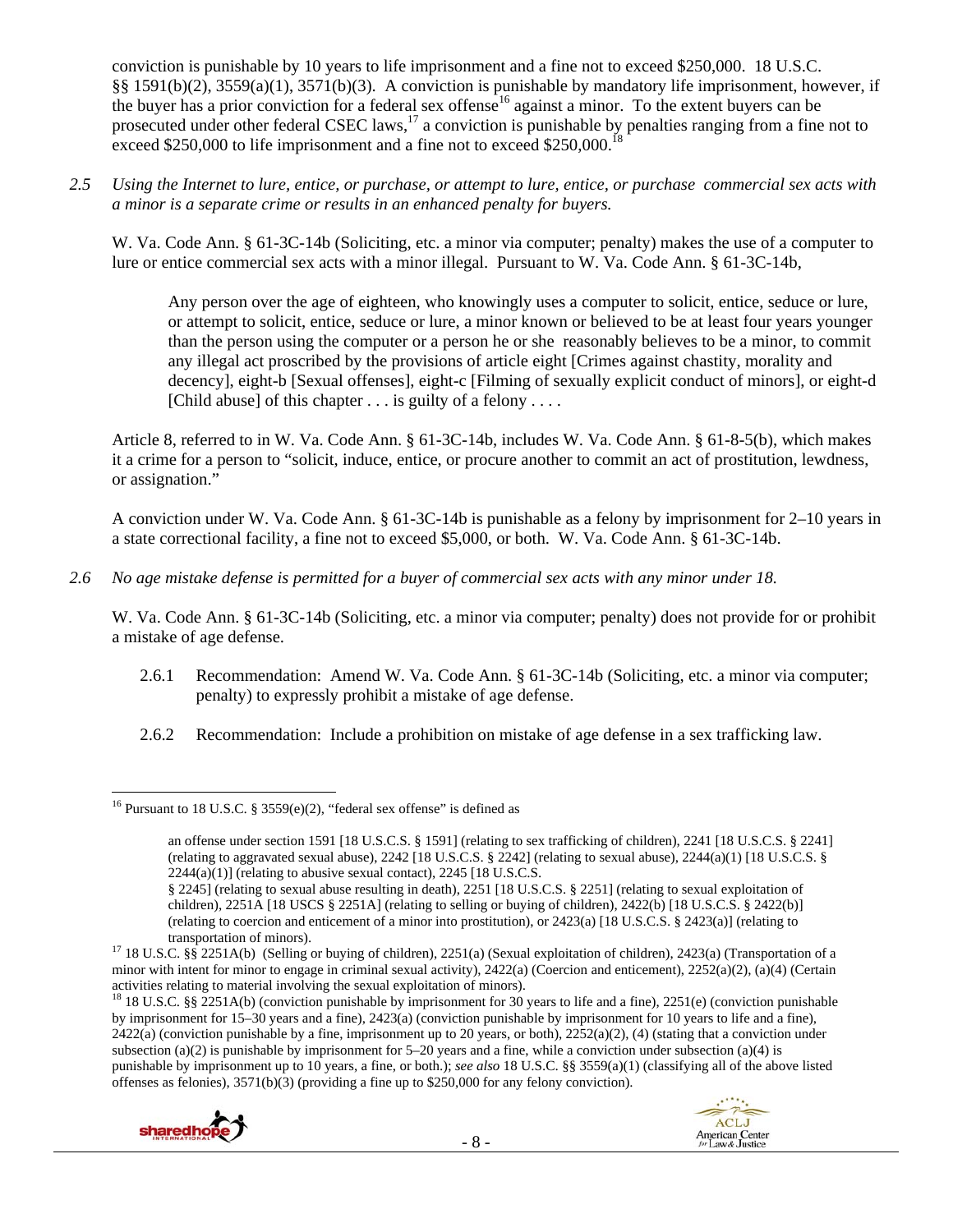conviction is punishable by 10 years to life imprisonment and a fine not to exceed $250,000. 18 U.S.C. §§ 1591(b)(2), 3559(a)(1), 3571(b)(3). A conviction is punishable by mandatory life imprisonment, however, if the buyer has a prior conviction for a federal sex offense[16] against a minor. To the extent buyers can be prosecuted under other federal CSEC laws,[17] a conviction is punishable by penalties ranging from a fine not to exceed $250,000 to life imprisonment and a fine not to exceed $250,000.[18]

*2.5 Using the Internet to lure, entice, or purchase, or attempt to lure, entice, or purchase commercial sex acts with a minor is a separate crime or results in an enhanced penalty for buyers.*

W. Va. Code Ann. § 61-3C-14b (Soliciting, etc. a minor via computer; penalty) makes the use of a computer to lure or entice commercial sex acts with a minor illegal. Pursuant to W. Va. Code Ann. § 61-3C-14b,

> Any person over the age of eighteen, who knowingly uses a computer to solicit, entice, seduce or lure, or attempt to solicit, entice, seduce or lure, a minor known or believed to be at least four years younger than the person using the computer or a person he or she reasonably believes to be a minor, to commit any illegal act proscribed by the provisions of article eight [Crimes against chastity, morality and decency], eight-b [Sexual offenses], eight-c [Filming of sexually explicit conduct of minors], or eight-d [Child abuse] of this chapter . . . is guilty of a felony . . . .

Article 8, referred to in W. Va. Code Ann. § 61-3C-14b, includes W. Va. Code Ann. § 61-8-5(b), which makes it a crime for a person to "solicit, induce, entice, or procure another to commit an act of prostitution, lewdness, or assignation."

A conviction under W. Va. Code Ann. § 61-3C-14b is punishable as a felony by imprisonment for 2–10 years in a state correctional facility, a fine not to exceed $5,000, or both. W. Va. Code Ann. § 61-3C-14b.

*2.6 No age mistake defense is permitted for a buyer of commercial sex acts with any minor under 18.*

W. Va. Code Ann. § 61-3C-14b (Soliciting, etc. a minor via computer; penalty) does not provide for or prohibit a mistake of age defense.

2.6.1 Recommendation: Amend W. Va. Code Ann. § 61-3C-14b (Soliciting, etc. a minor via computer; penalty) to expressly prohibit a mistake of age defense.

2.6.2 Recommendation: Include a prohibition on mistake of age defense in a sex trafficking law.

---

[16] Pursuant to 18 U.S.C. § 3559(e)(2), "federal sex offense" is defined as

> an offense under section 1591 [18 U.S.C.S. § 1591] (relating to sex trafficking of children), 2241 [18 U.S.C.S. § 2241] (relating to aggravated sexual abuse), 2242 [18 U.S.C.S. § 2242] (relating to sexual abuse), 2244(a)(1) [18 U.S.C.S. § 2244(a)(1)] (relating to abusive sexual contact), 2245 [18 U.S.C.S. § 2245] (relating to sexual abuse resulting in death), 2251 [18 U.S.C.S. § 2251] (relating to sexual exploitation of children), 2251A [18 USCS § 2251A] (relating to selling or buying of children), 2422(b) [18 U.S.C.S. § 2422(b)] (relating to coercion and enticement of a minor into prostitution), or 2423(a) [18 U.S.C.S. § 2423(a)] (relating to transportation of minors).

[17] 18 U.S.C. §§ 2251A(b) (Selling or buying of children), 2251(a) (Sexual exploitation of children), 2423(a) (Transportation of a minor with intent for minor to engage in criminal sexual activity), 2422(a) (Coercion and enticement), 2252(a)(2), (a)(4) (Certain activities relating to material involving the sexual exploitation of minors).

[18] 18 U.S.C. §§ 2251A(b) (conviction punishable by imprisonment for 30 years to life and a fine), 2251(e) (conviction punishable by imprisonment for 15–30 years and a fine), 2423(a) (conviction punishable by imprisonment for 10 years to life and a fine), 2422(a) (conviction punishable by a fine, imprisonment up to 20 years, or both), 2252(a)(2), (4) (stating that a conviction under subsection (a)(2) is punishable by imprisonment for 5–20 years and a fine, while a conviction under subsection (a)(4) is punishable by imprisonment up to 10 years, a fine, or both.); *see also* 18 U.S.C. §§ 3559(a)(1) (classifying all of the above listed offenses as felonies), 3571(b)(3) (providing a fine up to $250,000 for any felony conviction).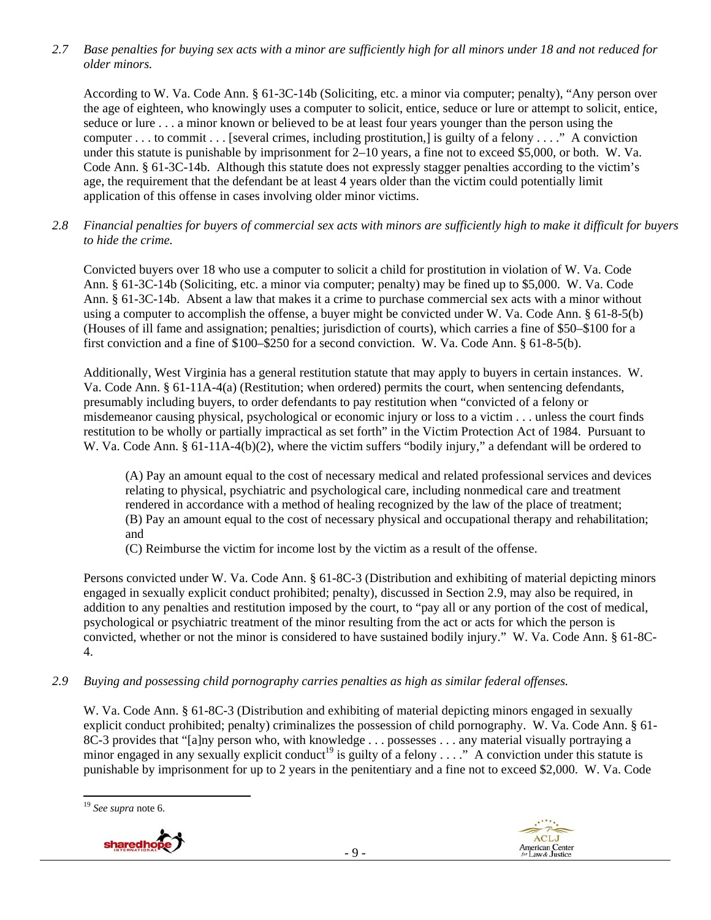*2.7 Base penalties for buying sex acts with a minor are sufficiently high for all minors under 18 and not reduced for older minors.*

According to W. Va. Code Ann. § 61-3C-14b (Soliciting, etc. a minor via computer; penalty), "Any person over the age of eighteen, who knowingly uses a computer to solicit, entice, seduce or lure or attempt to solicit, entice, seduce or lure . . . a minor known or believed to be at least four years younger than the person using the computer . . . to commit . . . [several crimes, including prostitution,] is guilty of a felony . . . ." A conviction under this statute is punishable by imprisonment for 2–10 years, a fine not to exceed $5,000, or both. W. Va. Code Ann. § 61-3C-14b. Although this statute does not expressly stagger penalties according to the victim's age, the requirement that the defendant be at least 4 years older than the victim could potentially limit application of this offense in cases involving older minor victims.

*2.8 Financial penalties for buyers of commercial sex acts with minors are sufficiently high to make it difficult for buyers to hide the crime.*

Convicted buyers over 18 who use a computer to solicit a child for prostitution in violation of W. Va. Code Ann. § 61-3C-14b (Soliciting, etc. a minor via computer; penalty) may be fined up to $5,000. W. Va. Code Ann. § 61-3C-14b. Absent a law that makes it a crime to purchase commercial sex acts with a minor without using a computer to accomplish the offense, a buyer might be convicted under W. Va. Code Ann. § 61-8-5(b) (Houses of ill fame and assignation; penalties; jurisdiction of courts), which carries a fine of $50–$100 for a first conviction and a fine of $100–$250 for a second conviction. W. Va. Code Ann. § 61-8-5(b).

Additionally, West Virginia has a general restitution statute that may apply to buyers in certain instances. W. Va. Code Ann. § 61-11A-4(a) (Restitution; when ordered) permits the court, when sentencing defendants, presumably including buyers, to order defendants to pay restitution when "convicted of a felony or misdemeanor causing physical, psychological or economic injury or loss to a victim . . . unless the court finds restitution to be wholly or partially impractical as set forth" in the Victim Protection Act of 1984. Pursuant to W. Va. Code Ann. § 61-11A-4(b)(2), where the victim suffers "bodily injury," a defendant will be ordered to

> (A) Pay an amount equal to the cost of necessary medical and related professional services and devices relating to physical, psychiatric and psychological care, including nonmedical care and treatment rendered in accordance with a method of healing recognized by the law of the place of treatment;
> (B) Pay an amount equal to the cost of necessary physical and occupational therapy and rehabilitation; and
> (C) Reimburse the victim for income lost by the victim as a result of the offense.

Persons convicted under W. Va. Code Ann. § 61-8C-3 (Distribution and exhibiting of material depicting minors engaged in sexually explicit conduct prohibited; penalty), discussed in Section 2.9, may also be required, in addition to any penalties and restitution imposed by the court, to "pay all or any portion of the cost of medical, psychological or psychiatric treatment of the minor resulting from the act or acts for which the person is convicted, whether or not the minor is considered to have sustained bodily injury." W. Va. Code Ann. § 61-8C-4.

*2.9 Buying and possessing child pornography carries penalties as high as similar federal offenses.*

W. Va. Code Ann. § 61-8C-3 (Distribution and exhibiting of material depicting minors engaged in sexually explicit conduct prohibited; penalty) criminalizes the possession of child pornography. W. Va. Code Ann. § 61-8C-3 provides that "[a]ny person who, with knowledge . . . possesses . . . any material visually portraying a minor engaged in any sexually explicit conduct[19] is guilty of a felony . . . ." A conviction under this statute is punishable by imprisonment for up to 2 years in the penitentiary and a fine not to exceed $2,000. W. Va. Code

[19] *See supra* note 6.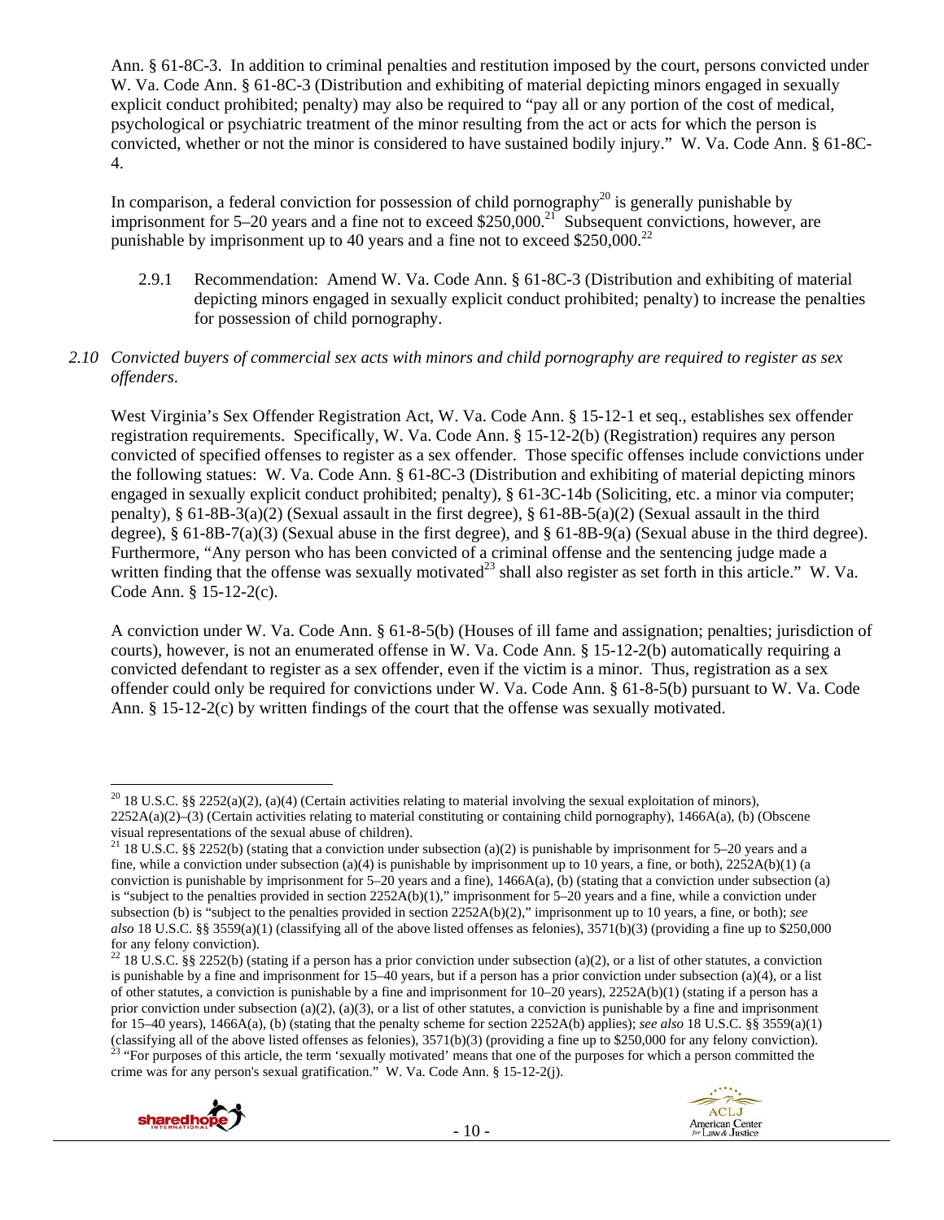Ann. § 61-8C-3. In addition to criminal penalties and restitution imposed by the court, persons convicted under W. Va. Code Ann. § 61-8C-3 (Distribution and exhibiting of material depicting minors engaged in sexually explicit conduct prohibited; penalty) may also be required to "pay all or any portion of the cost of medical, psychological or psychiatric treatment of the minor resulting from the act or acts for which the person is convicted, whether or not the minor is considered to have sustained bodily injury." W. Va. Code Ann. § 61-8C-4.

In comparison, a federal conviction for possession of child pornography[20] is generally punishable by imprisonment for 5–20 years and a fine not to exceed $250,000.[21] Subsequent convictions, however, are punishable by imprisonment up to 40 years and a fine not to exceed $250,000.[22]

2.9.1 Recommendation: Amend W. Va. Code Ann. § 61-8C-3 (Distribution and exhibiting of material depicting minors engaged in sexually explicit conduct prohibited; penalty) to increase the penalties for possession of child pornography.

*2.10 Convicted buyers of commercial sex acts with minors and child pornography are required to register as sex offenders.*

West Virginia's Sex Offender Registration Act, W. Va. Code Ann. § 15-12-1 et seq., establishes sex offender registration requirements. Specifically, W. Va. Code Ann. § 15-12-2(b) (Registration) requires any person convicted of specified offenses to register as a sex offender. Those specific offenses include convictions under the following statues: W. Va. Code Ann. § 61-8C-3 (Distribution and exhibiting of material depicting minors engaged in sexually explicit conduct prohibited; penalty), § 61-3C-14b (Soliciting, etc. a minor via computer; penalty), § 61-8B-3(a)(2) (Sexual assault in the first degree), § 61-8B-5(a)(2) (Sexual assault in the third degree), § 61-8B-7(a)(3) (Sexual abuse in the first degree), and § 61-8B-9(a) (Sexual abuse in the third degree). Furthermore, "Any person who has been convicted of a criminal offense and the sentencing judge made a written finding that the offense was sexually motivated[23] shall also register as set forth in this article." W. Va. Code Ann. § 15-12-2(c).

A conviction under W. Va. Code Ann. § 61-8-5(b) (Houses of ill fame and assignation; penalties; jurisdiction of courts), however, is not an enumerated offense in W. Va. Code Ann. § 15-12-2(b) automatically requiring a convicted defendant to register as a sex offender, even if the victim is a minor. Thus, registration as a sex offender could only be required for convictions under W. Va. Code Ann. § 61-8-5(b) pursuant to W. Va. Code Ann. § 15-12-2(c) by written findings of the court that the offense was sexually motivated.

---

[20] 18 U.S.C. §§ 2252(a)(2), (a)(4) (Certain activities relating to material involving the sexual exploitation of minors), 2252A(a)(2)–(3) (Certain activities relating to material constituting or containing child pornography), 1466A(a), (b) (Obscene visual representations of the sexual abuse of children).

[21] 18 U.S.C. §§ 2252(b) (stating that a conviction under subsection (a)(2) is punishable by imprisonment for 5–20 years and a fine, while a conviction under subsection (a)(4) is punishable by imprisonment up to 10 years, a fine, or both), 2252A(b)(1) (a conviction is punishable by imprisonment for 5–20 years and a fine), 1466A(a), (b) (stating that a conviction under subsection (a) is "subject to the penalties provided in section 2252A(b)(1)," imprisonment for 5–20 years and a fine, while a conviction under subsection (b) is "subject to the penalties provided in section 2252A(b)(2)," imprisonment up to 10 years, a fine, or both); *see also* 18 U.S.C. §§ 3559(a)(1) (classifying all of the above listed offenses as felonies), 3571(b)(3) (providing a fine up to $250,000 for any felony conviction).

[22] 18 U.S.C. §§ 2252(b) (stating if a person has a prior conviction under subsection (a)(2), or a list of other statutes, a conviction is punishable by a fine and imprisonment for 15–40 years, but if a person has a prior conviction under subsection (a)(4), or a list of other statutes, a conviction is punishable by a fine and imprisonment for 10–20 years), 2252A(b)(1) (stating if a person has a prior conviction under subsection (a)(2), (a)(3), or a list of other statutes, a conviction is punishable by a fine and imprisonment for 15–40 years), 1466A(a), (b) (stating that the penalty scheme for section 2252A(b) applies); *see also* 18 U.S.C. §§ 3559(a)(1) (classifying all of the above listed offenses as felonies), 3571(b)(3) (providing a fine up to $250,000 for any felony conviction).

[23] "For purposes of this article, the term 'sexually motivated' means that one of the purposes for which a person committed the crime was for any person's sexual gratification." W. Va. Code Ann. § 15-12-2(j).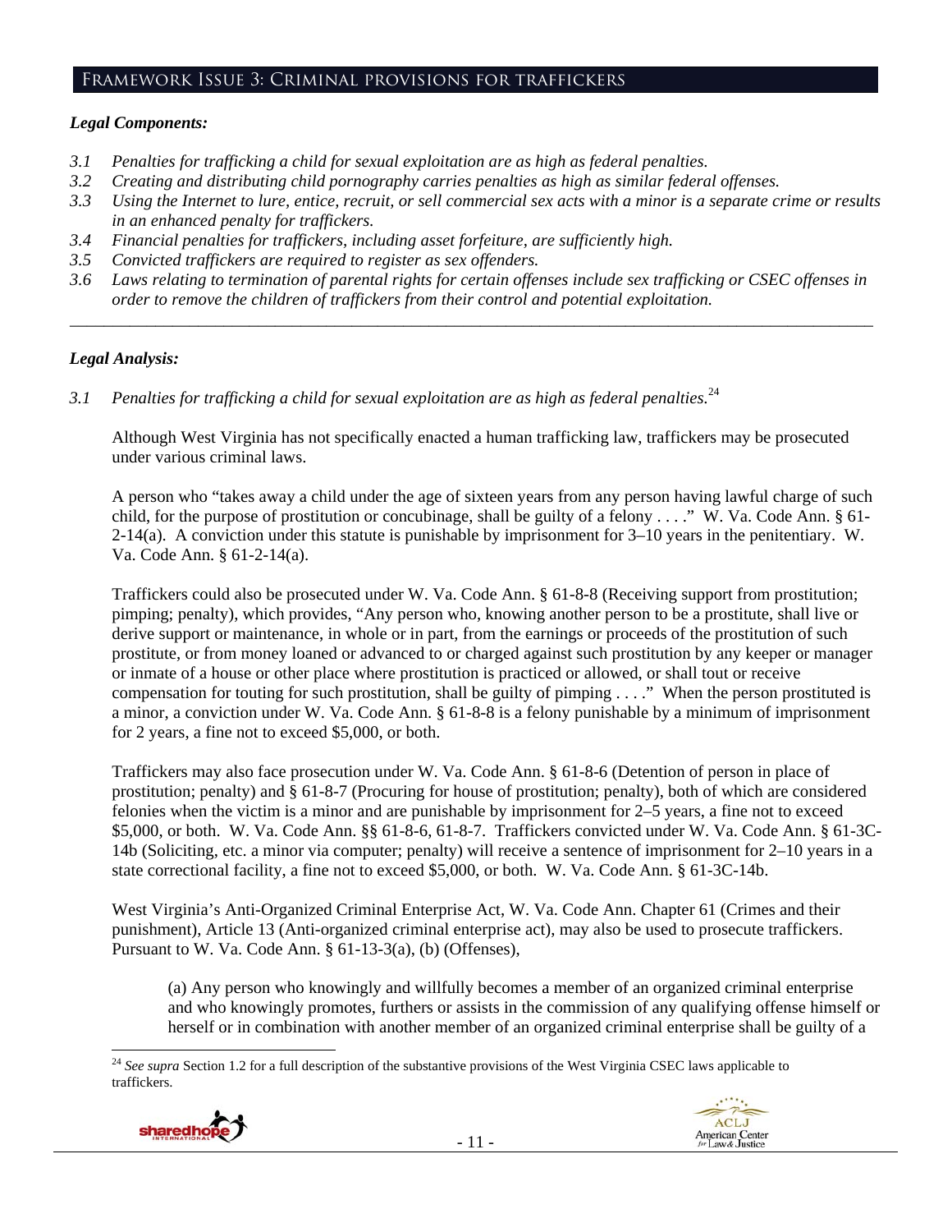## Framework Issue 3: Criminal provisions for traffickers

### *Legal Components:*

- *3.1 Penalties for trafficking a child for sexual exploitation are as high as federal penalties.*
- *3.2 Creating and distributing child pornography carries penalties as high as similar federal offenses.*
- *3.3 Using the Internet to lure, entice, recruit, or sell commercial sex acts with a minor is a separate crime or results in an enhanced penalty for traffickers.*
- *3.4 Financial penalties for traffickers, including asset forfeiture, are sufficiently high.*
- *3.5 Convicted traffickers are required to register as sex offenders.*
- *3.6 Laws relating to termination of parental rights for certain offenses include sex trafficking or CSEC offenses in order to remove the children of traffickers from their control and potential exploitation.*

---

### *Legal Analysis:*

*3.1 Penalties for trafficking a child for sexual exploitation are as high as federal penalties.*[24]

Although West Virginia has not specifically enacted a human trafficking law, traffickers may be prosecuted under various criminal laws.

A person who "takes away a child under the age of sixteen years from any person having lawful charge of such child, for the purpose of prostitution or concubinage, shall be guilty of a felony . . . ." W. Va. Code Ann. § 61-2-14(a). A conviction under this statute is punishable by imprisonment for 3–10 years in the penitentiary. W. Va. Code Ann. § 61-2-14(a).

Traffickers could also be prosecuted under W. Va. Code Ann. § 61-8-8 (Receiving support from prostitution; pimping; penalty), which provides, "Any person who, knowing another person to be a prostitute, shall live or derive support or maintenance, in whole or in part, from the earnings or proceeds of the prostitution of such prostitute, or from money loaned or advanced to or charged against such prostitution by any keeper or manager or inmate of a house or other place where prostitution is practiced or allowed, or shall tout or receive compensation for touting for such prostitution, shall be guilty of pimping . . . ." When the person prostituted is a minor, a conviction under W. Va. Code Ann. § 61-8-8 is a felony punishable by a minimum of imprisonment for 2 years, a fine not to exceed $5,000, or both.

Traffickers may also face prosecution under W. Va. Code Ann. § 61-8-6 (Detention of person in place of prostitution; penalty) and § 61-8-7 (Procuring for house of prostitution; penalty), both of which are considered felonies when the victim is a minor and are punishable by imprisonment for 2–5 years, a fine not to exceed $5,000, or both. W. Va. Code Ann. §§ 61-8-6, 61-8-7. Traffickers convicted under W. Va. Code Ann. § 61-3C-14b (Soliciting, etc. a minor via computer; penalty) will receive a sentence of imprisonment for 2–10 years in a state correctional facility, a fine not to exceed $5,000, or both. W. Va. Code Ann. § 61-3C-14b.

West Virginia's Anti-Organized Criminal Enterprise Act, W. Va. Code Ann. Chapter 61 (Crimes and their punishment), Article 13 (Anti-organized criminal enterprise act), may also be used to prosecute traffickers. Pursuant to W. Va. Code Ann. § 61-13-3(a), (b) (Offenses),

> (a) Any person who knowingly and willfully becomes a member of an organized criminal enterprise and who knowingly promotes, furthers or assists in the commission of any qualifying offense himself or herself or in combination with another member of an organized criminal enterprise shall be guilty of a

---

[24] *See supra* Section 1.2 for a full description of the substantive provisions of the West Virginia CSEC laws applicable to traffickers.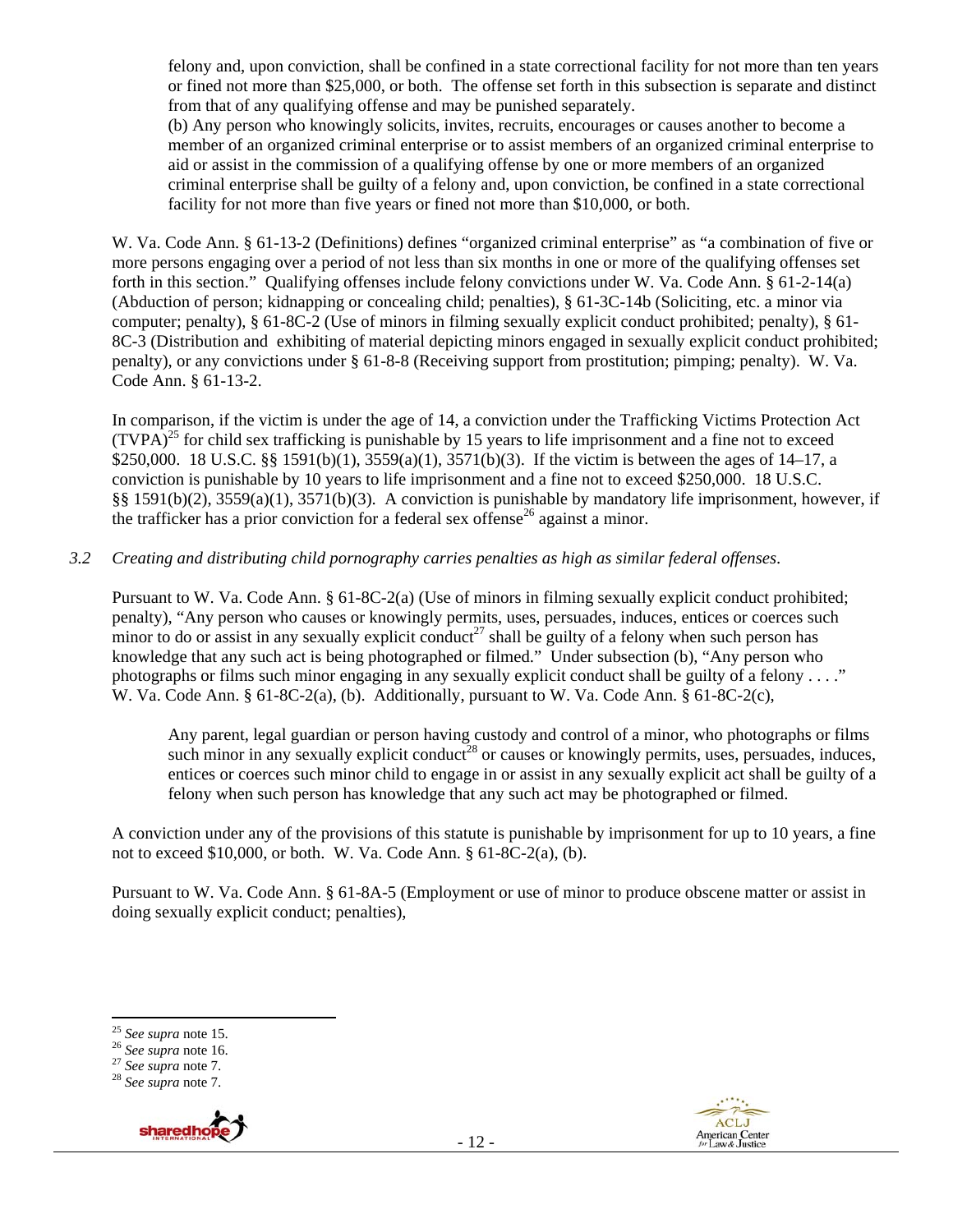felony and, upon conviction, shall be confined in a state correctional facility for not more than ten years or fined not more than $25,000, or both. The offense set forth in this subsection is separate and distinct from that of any qualifying offense and may be punished separately.

> (b) Any person who knowingly solicits, invites, recruits, encourages or causes another to become a member of an organized criminal enterprise or to assist members of an organized criminal enterprise to aid or assist in the commission of a qualifying offense by one or more members of an organized criminal enterprise shall be guilty of a felony and, upon conviction, be confined in a state correctional facility for not more than five years or fined not more than $10,000, or both.

W. Va. Code Ann. § 61-13-2 (Definitions) defines "organized criminal enterprise" as "a combination of five or more persons engaging over a period of not less than six months in one or more of the qualifying offenses set forth in this section." Qualifying offenses include felony convictions under W. Va. Code Ann. § 61-2-14(a) (Abduction of person; kidnapping or concealing child; penalties), § 61-3C-14b (Soliciting, etc. a minor via computer; penalty), § 61-8C-2 (Use of minors in filming sexually explicit conduct prohibited; penalty), § 61-8C-3 (Distribution and exhibiting of material depicting minors engaged in sexually explicit conduct prohibited; penalty), or any convictions under § 61-8-8 (Receiving support from prostitution; pimping; penalty). W. Va. Code Ann. § 61-13-2.

In comparison, if the victim is under the age of 14, a conviction under the Trafficking Victims Protection Act (TVPA)[25] for child sex trafficking is punishable by 15 years to life imprisonment and a fine not to exceed $250,000. 18 U.S.C. §§ 1591(b)(1), 3559(a)(1), 3571(b)(3). If the victim is between the ages of 14–17, a conviction is punishable by 10 years to life imprisonment and a fine not to exceed $250,000. 18 U.S.C. §§ 1591(b)(2), 3559(a)(1), 3571(b)(3). A conviction is punishable by mandatory life imprisonment, however, if the trafficker has a prior conviction for a federal sex offense[26] against a minor.

*3.2 Creating and distributing child pornography carries penalties as high as similar federal offenses.*

Pursuant to W. Va. Code Ann. § 61-8C-2(a) (Use of minors in filming sexually explicit conduct prohibited; penalty), "Any person who causes or knowingly permits, uses, persuades, induces, entices or coerces such minor to do or assist in any sexually explicit conduct[27] shall be guilty of a felony when such person has knowledge that any such act is being photographed or filmed." Under subsection (b), "Any person who photographs or films such minor engaging in any sexually explicit conduct shall be guilty of a felony . . . ." W. Va. Code Ann. § 61-8C-2(a), (b). Additionally, pursuant to W. Va. Code Ann. § 61-8C-2(c),

> Any parent, legal guardian or person having custody and control of a minor, who photographs or films such minor in any sexually explicit conduct[28] or causes or knowingly permits, uses, persuades, induces, entices or coerces such minor child to engage in or assist in any sexually explicit act shall be guilty of a felony when such person has knowledge that any such act may be photographed or filmed.

A conviction under any of the provisions of this statute is punishable by imprisonment for up to 10 years, a fine not to exceed $10,000, or both. W. Va. Code Ann. § 61-8C-2(a), (b).

Pursuant to W. Va. Code Ann. § 61-8A-5 (Employment or use of minor to produce obscene matter or assist in doing sexually explicit conduct; penalties),

---

[25] *See supra* note 15.
[26] *See supra* note 16.
[27] *See supra* note 7.
[28] *See supra* note 7.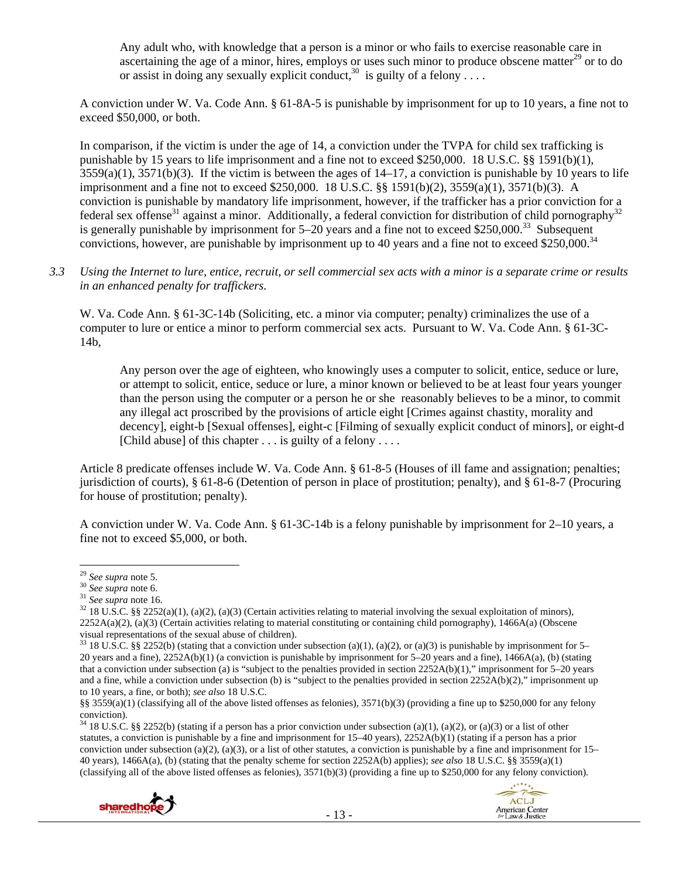> Any adult who, with knowledge that a person is a minor or who fails to exercise reasonable care in ascertaining the age of a minor, hires, employs or uses such minor to produce obscene matter[29] or to do or assist in doing any sexually explicit conduct,[30] is guilty of a felony . . . .

A conviction under W. Va. Code Ann. § 61-8A-5 is punishable by imprisonment for up to 10 years, a fine not to exceed $50,000, or both.

In comparison, if the victim is under the age of 14, a conviction under the TVPA for child sex trafficking is punishable by 15 years to life imprisonment and a fine not to exceed $250,000. 18 U.S.C. §§ 1591(b)(1), 3559(a)(1), 3571(b)(3). If the victim is between the ages of 14–17, a conviction is punishable by 10 years to life imprisonment and a fine not to exceed $250,000. 18 U.S.C. §§ 1591(b)(2), 3559(a)(1), 3571(b)(3). A conviction is punishable by mandatory life imprisonment, however, if the trafficker has a prior conviction for a federal sex offense[31] against a minor. Additionally, a federal conviction for distribution of child pornography[32] is generally punishable by imprisonment for 5–20 years and a fine not to exceed $250,000.[33] Subsequent convictions, however, are punishable by imprisonment up to 40 years and a fine not to exceed $250,000.[34]

*3.3 Using the Internet to lure, entice, recruit, or sell commercial sex acts with a minor is a separate crime or results in an enhanced penalty for traffickers.*

W. Va. Code Ann. § 61-3C-14b (Soliciting, etc. a minor via computer; penalty) criminalizes the use of a computer to lure or entice a minor to perform commercial sex acts. Pursuant to W. Va. Code Ann. § 61-3C-14b,

> Any person over the age of eighteen, who knowingly uses a computer to solicit, entice, seduce or lure, or attempt to solicit, entice, seduce or lure, a minor known or believed to be at least four years younger than the person using the computer or a person he or she reasonably believes to be a minor, to commit any illegal act proscribed by the provisions of article eight [Crimes against chastity, morality and decency], eight-b [Sexual offenses], eight-c [Filming of sexually explicit conduct of minors], or eight-d [Child abuse] of this chapter . . . is guilty of a felony . . . .

Article 8 predicate offenses include W. Va. Code Ann. § 61-8-5 (Houses of ill fame and assignation; penalties; jurisdiction of courts), § 61-8-6 (Detention of person in place of prostitution; penalty), and § 61-8-7 (Procuring for house of prostitution; penalty).

A conviction under W. Va. Code Ann. § 61-3C-14b is a felony punishable by imprisonment for 2–10 years, a fine not to exceed $5,000, or both.

---

[29] *See supra* note 5.

[30] *See supra* note 6.

[31] *See supra* note 16.

[32] 18 U.S.C. §§ 2252(a)(1), (a)(2), (a)(3) (Certain activities relating to material involving the sexual exploitation of minors), 2252A(a)(2), (a)(3) (Certain activities relating to material constituting or containing child pornography), 1466A(a) (Obscene visual representations of the sexual abuse of children).

[33] 18 U.S.C. §§ 2252(b) (stating that a conviction under subsection (a)(1), (a)(2), or (a)(3) is punishable by imprisonment for 5–20 years and a fine), 2252A(b)(1) (a conviction is punishable by imprisonment for 5–20 years and a fine), 1466A(a), (b) (stating that a conviction under subsection (a) is "subject to the penalties provided in section 2252A(b)(1)," imprisonment for 5–20 years and a fine, while a conviction under subsection (b) is "subject to the penalties provided in section 2252A(b)(2)," imprisonment up to 10 years, a fine, or both); *see also* 18 U.S.C. §§ 3559(a)(1) (classifying all of the above listed offenses as felonies), 3571(b)(3) (providing a fine up to $250,000 for any felony conviction).

[34] 18 U.S.C. §§ 2252(b) (stating if a person has a prior conviction under subsection (a)(1), (a)(2), or (a)(3) or a list of other statutes, a conviction is punishable by a fine and imprisonment for 15–40 years), 2252A(b)(1) (stating if a person has a prior conviction under subsection (a)(2), (a)(3), or a list of other statutes, a conviction is punishable by a fine and imprisonment for 15–40 years), 1466A(a), (b) (stating that the penalty scheme for section 2252A(b) applies); *see also* 18 U.S.C. §§ 3559(a)(1) (classifying all of the above listed offenses as felonies), 3571(b)(3) (providing a fine up to $250,000 for any felony conviction).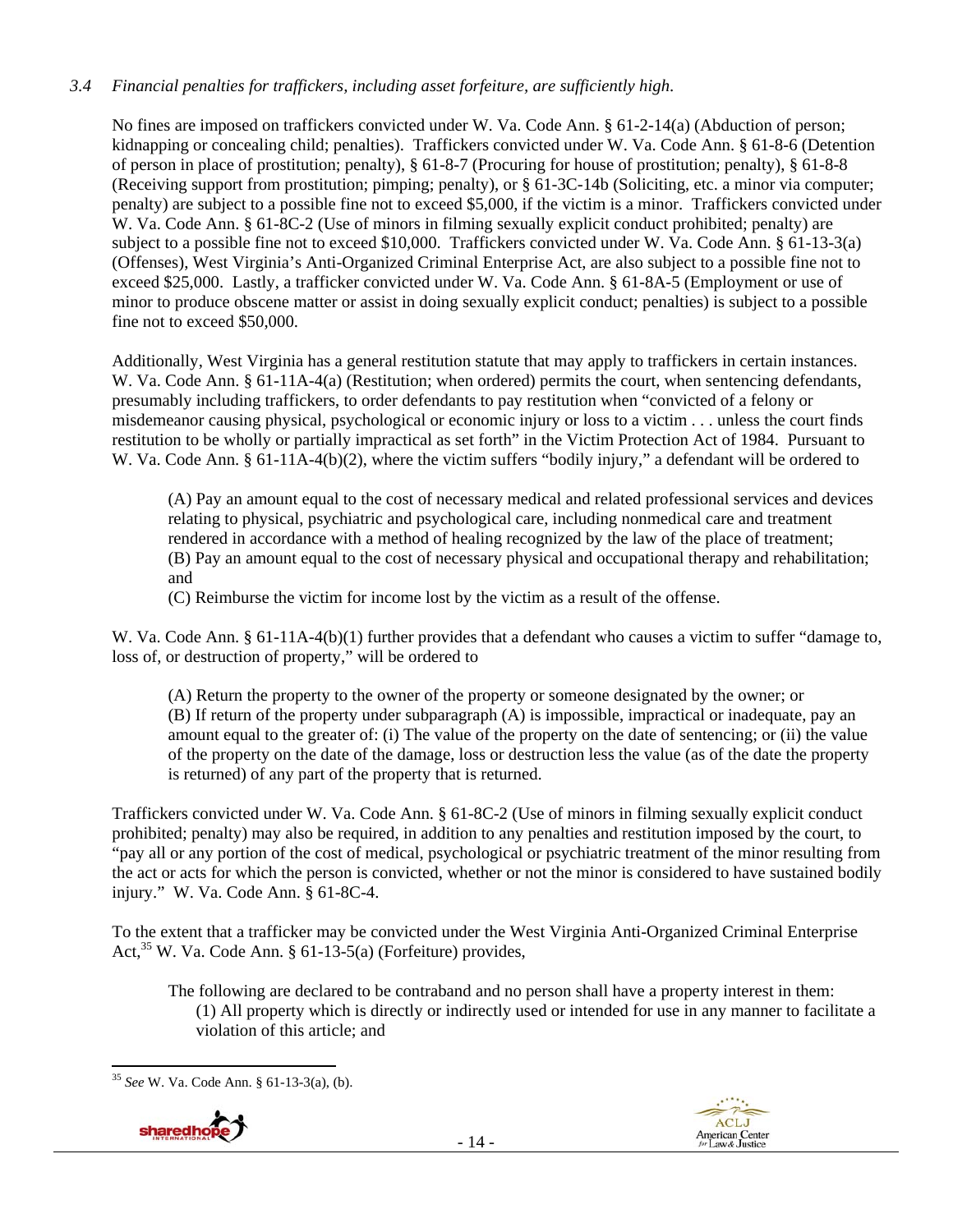*3.4 Financial penalties for traffickers, including asset forfeiture, are sufficiently high.*

No fines are imposed on traffickers convicted under W. Va. Code Ann. § 61-2-14(a) (Abduction of person; kidnapping or concealing child; penalties). Traffickers convicted under W. Va. Code Ann. § 61-8-6 (Detention of person in place of prostitution; penalty), § 61-8-7 (Procuring for house of prostitution; penalty), § 61-8-8 (Receiving support from prostitution; pimping; penalty), or § 61-3C-14b (Soliciting, etc. a minor via computer; penalty) are subject to a possible fine not to exceed $5,000, if the victim is a minor. Traffickers convicted under W. Va. Code Ann. § 61-8C-2 (Use of minors in filming sexually explicit conduct prohibited; penalty) are subject to a possible fine not to exceed $10,000. Traffickers convicted under W. Va. Code Ann. § 61-13-3(a) (Offenses), West Virginia's Anti-Organized Criminal Enterprise Act, are also subject to a possible fine not to exceed $25,000. Lastly, a trafficker convicted under W. Va. Code Ann. § 61-8A-5 (Employment or use of minor to produce obscene matter or assist in doing sexually explicit conduct; penalties) is subject to a possible fine not to exceed $50,000.

Additionally, West Virginia has a general restitution statute that may apply to traffickers in certain instances. W. Va. Code Ann. § 61-11A-4(a) (Restitution; when ordered) permits the court, when sentencing defendants, presumably including traffickers, to order defendants to pay restitution when "convicted of a felony or misdemeanor causing physical, psychological or economic injury or loss to a victim . . . unless the court finds restitution to be wholly or partially impractical as set forth" in the Victim Protection Act of 1984. Pursuant to W. Va. Code Ann. § 61-11A-4(b)(2), where the victim suffers "bodily injury," a defendant will be ordered to

> (A) Pay an amount equal to the cost of necessary medical and related professional services and devices relating to physical, psychiatric and psychological care, including nonmedical care and treatment rendered in accordance with a method of healing recognized by the law of the place of treatment;
> (B) Pay an amount equal to the cost of necessary physical and occupational therapy and rehabilitation; and
> (C) Reimburse the victim for income lost by the victim as a result of the offense.

W. Va. Code Ann. § 61-11A-4(b)(1) further provides that a defendant who causes a victim to suffer "damage to, loss of, or destruction of property," will be ordered to

> (A) Return the property to the owner of the property or someone designated by the owner; or
> (B) If return of the property under subparagraph (A) is impossible, impractical or inadequate, pay an amount equal to the greater of: (i) The value of the property on the date of sentencing; or (ii) the value of the property on the date of the damage, loss or destruction less the value (as of the date the property is returned) of any part of the property that is returned.

Traffickers convicted under W. Va. Code Ann. § 61-8C-2 (Use of minors in filming sexually explicit conduct prohibited; penalty) may also be required, in addition to any penalties and restitution imposed by the court, to "pay all or any portion of the cost of medical, psychological or psychiatric treatment of the minor resulting from the act or acts for which the person is convicted, whether or not the minor is considered to have sustained bodily injury." W. Va. Code Ann. § 61-8C-4.

To the extent that a trafficker may be convicted under the West Virginia Anti-Organized Criminal Enterprise Act,[35] W. Va. Code Ann. § 61-13-5(a) (Forfeiture) provides,

> The following are declared to be contraband and no person shall have a property interest in them:
> (1) All property which is directly or indirectly used or intended for use in any manner to facilitate a violation of this article; and

[35] *See* W. Va. Code Ann. § 61-13-3(a), (b).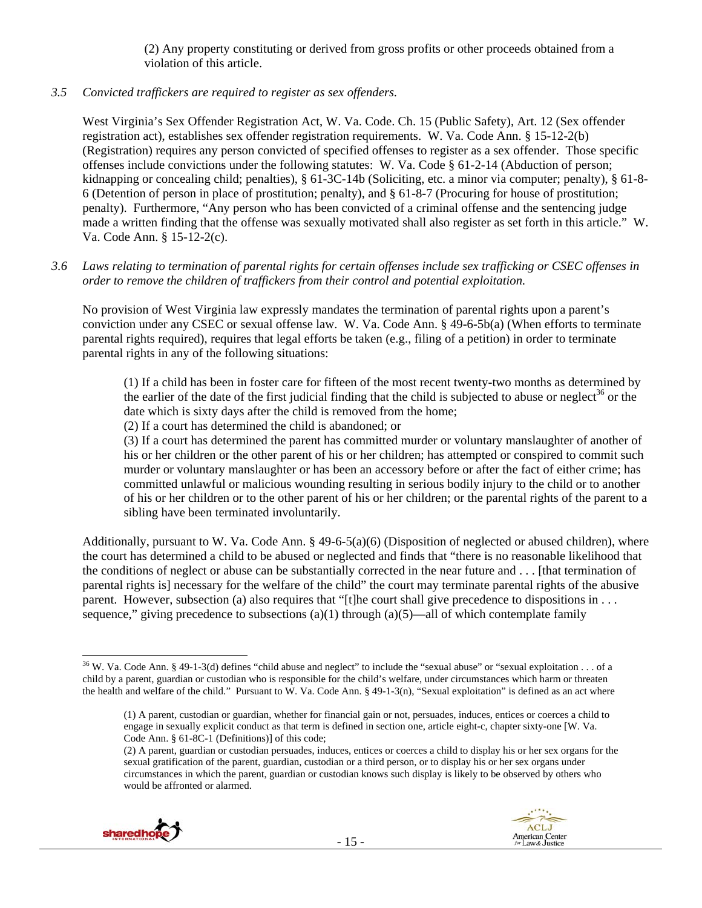(2) Any property constituting or derived from gross profits or other proceeds obtained from a violation of this article.

*3.5 Convicted traffickers are required to register as sex offenders.*

West Virginia's Sex Offender Registration Act, W. Va. Code. Ch. 15 (Public Safety), Art. 12 (Sex offender registration act), establishes sex offender registration requirements. W. Va. Code Ann. § 15-12-2(b) (Registration) requires any person convicted of specified offenses to register as a sex offender. Those specific offenses include convictions under the following statutes: W. Va. Code § 61-2-14 (Abduction of person; kidnapping or concealing child; penalties), § 61-3C-14b (Soliciting, etc. a minor via computer; penalty), § 61-8-6 (Detention of person in place of prostitution; penalty), and § 61-8-7 (Procuring for house of prostitution; penalty). Furthermore, "Any person who has been convicted of a criminal offense and the sentencing judge made a written finding that the offense was sexually motivated shall also register as set forth in this article." W. Va. Code Ann. § 15-12-2(c).

*3.6 Laws relating to termination of parental rights for certain offenses include sex trafficking or CSEC offenses in order to remove the children of traffickers from their control and potential exploitation.*

No provision of West Virginia law expressly mandates the termination of parental rights upon a parent's conviction under any CSEC or sexual offense law. W. Va. Code Ann. § 49-6-5b(a) (When efforts to terminate parental rights required), requires that legal efforts be taken (e.g., filing of a petition) in order to terminate parental rights in any of the following situations:

> (1) If a child has been in foster care for fifteen of the most recent twenty-two months as determined by the earlier of the date of the first judicial finding that the child is subjected to abuse or neglect[36] or the date which is sixty days after the child is removed from the home;
> (2) If a court has determined the child is abandoned; or
> (3) If a court has determined the parent has committed murder or voluntary manslaughter of another of his or her children or the other parent of his or her children; has attempted or conspired to commit such murder or voluntary manslaughter or has been an accessory before or after the fact of either crime; has committed unlawful or malicious wounding resulting in serious bodily injury to the child or to another of his or her children or to the other parent of his or her children; or the parental rights of the parent to a sibling have been terminated involuntarily.

Additionally, pursuant to W. Va. Code Ann. § 49-6-5(a)(6) (Disposition of neglected or abused children), where the court has determined a child to be abused or neglected and finds that "there is no reasonable likelihood that the conditions of neglect or abuse can be substantially corrected in the near future and . . . [that termination of parental rights is] necessary for the welfare of the child" the court may terminate parental rights of the abusive parent. However, subsection (a) also requires that "[t]he court shall give precedence to dispositions in . . . sequence," giving precedence to subsections (a)(1) through (a)(5)—all of which contemplate family

---

[36] W. Va. Code Ann. § 49-1-3(d) defines "child abuse and neglect" to include the "sexual abuse" or "sexual exploitation . . . of a child by a parent, guardian or custodian who is responsible for the child's welfare, under circumstances which harm or threaten the health and welfare of the child." Pursuant to W. Va. Code Ann. § 49-1-3(n), "Sexual exploitation" is defined as an act where

> (1) A parent, custodian or guardian, whether for financial gain or not, persuades, induces, entices or coerces a child to engage in sexually explicit conduct as that term is defined in section one, article eight-c, chapter sixty-one [W. Va. Code Ann. § 61-8C-1 (Definitions)] of this code;
> (2) A parent, guardian or custodian persuades, induces, entices or coerces a child to display his or her sex organs for the sexual gratification of the parent, guardian, custodian or a third person, or to display his or her sex organs under circumstances in which the parent, guardian or custodian knows such display is likely to be observed by others who would be affronted or alarmed.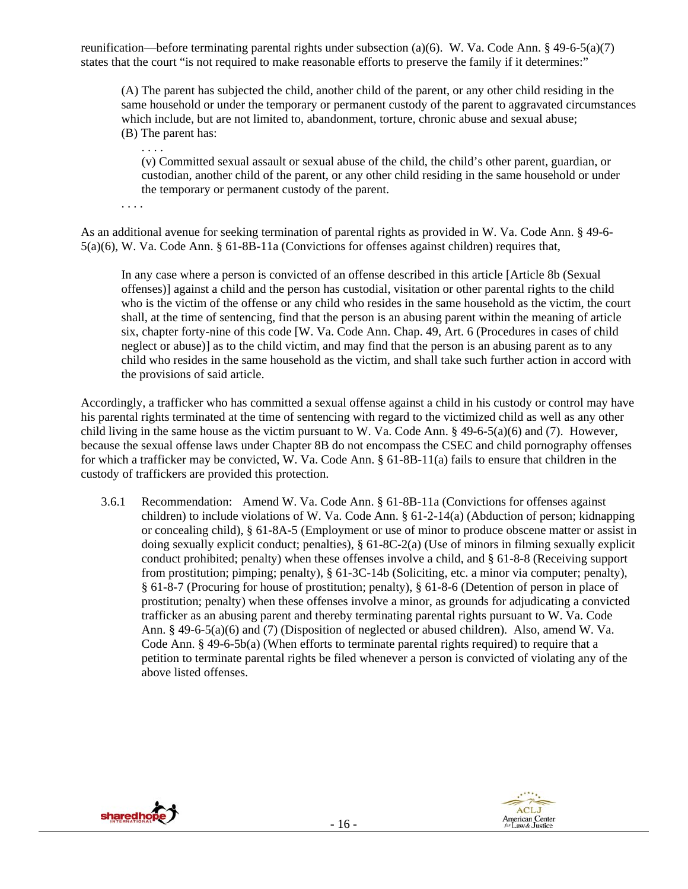reunification—before terminating parental rights under subsection (a)(6). W. Va. Code Ann. § 49-6-5(a)(7) states that the court "is not required to make reasonable efforts to preserve the family if it determines:"

> (A) The parent has subjected the child, another child of the parent, or any other child residing in the same household or under the temporary or permanent custody of the parent to aggravated circumstances which include, but are not limited to, abandonment, torture, chronic abuse and sexual abuse;
> (B) The parent has:
>
> . . . .
>
> (v) Committed sexual assault or sexual abuse of the child, the child's other parent, guardian, or custodian, another child of the parent, or any other child residing in the same household or under the temporary or permanent custody of the parent.
>
> . . . .

As an additional avenue for seeking termination of parental rights as provided in W. Va. Code Ann. § 49-6-5(a)(6), W. Va. Code Ann. § 61-8B-11a (Convictions for offenses against children) requires that,

> In any case where a person is convicted of an offense described in this article [Article 8b (Sexual offenses)] against a child and the person has custodial, visitation or other parental rights to the child who is the victim of the offense or any child who resides in the same household as the victim, the court shall, at the time of sentencing, find that the person is an abusing parent within the meaning of article six, chapter forty-nine of this code [W. Va. Code Ann. Chap. 49, Art. 6 (Procedures in cases of child neglect or abuse)] as to the child victim, and may find that the person is an abusing parent as to any child who resides in the same household as the victim, and shall take such further action in accord with the provisions of said article.

Accordingly, a trafficker who has committed a sexual offense against a child in his custody or control may have his parental rights terminated at the time of sentencing with regard to the victimized child as well as any other child living in the same house as the victim pursuant to W. Va. Code Ann. § 49-6-5(a)(6) and (7). However, because the sexual offense laws under Chapter 8B do not encompass the CSEC and child pornography offenses for which a trafficker may be convicted, W. Va. Code Ann. § 61-8B-11(a) fails to ensure that children in the custody of traffickers are provided this protection.

3.6.1 Recommendation: Amend W. Va. Code Ann. § 61-8B-11a (Convictions for offenses against children) to include violations of W. Va. Code Ann. § 61-2-14(a) (Abduction of person; kidnapping or concealing child), § 61-8A-5 (Employment or use of minor to produce obscene matter or assist in doing sexually explicit conduct; penalties), § 61-8C-2(a) (Use of minors in filming sexually explicit conduct prohibited; penalty) when these offenses involve a child, and § 61-8-8 (Receiving support from prostitution; pimping; penalty), § 61-3C-14b (Soliciting, etc. a minor via computer; penalty), § 61-8-7 (Procuring for house of prostitution; penalty), § 61-8-6 (Detention of person in place of prostitution; penalty) when these offenses involve a minor, as grounds for adjudicating a convicted trafficker as an abusing parent and thereby terminating parental rights pursuant to W. Va. Code Ann. § 49-6-5(a)(6) and (7) (Disposition of neglected or abused children). Also, amend W. Va. Code Ann. § 49-6-5b(a) (When efforts to terminate parental rights required) to require that a petition to terminate parental rights be filed whenever a person is convicted of violating any of the above listed offenses.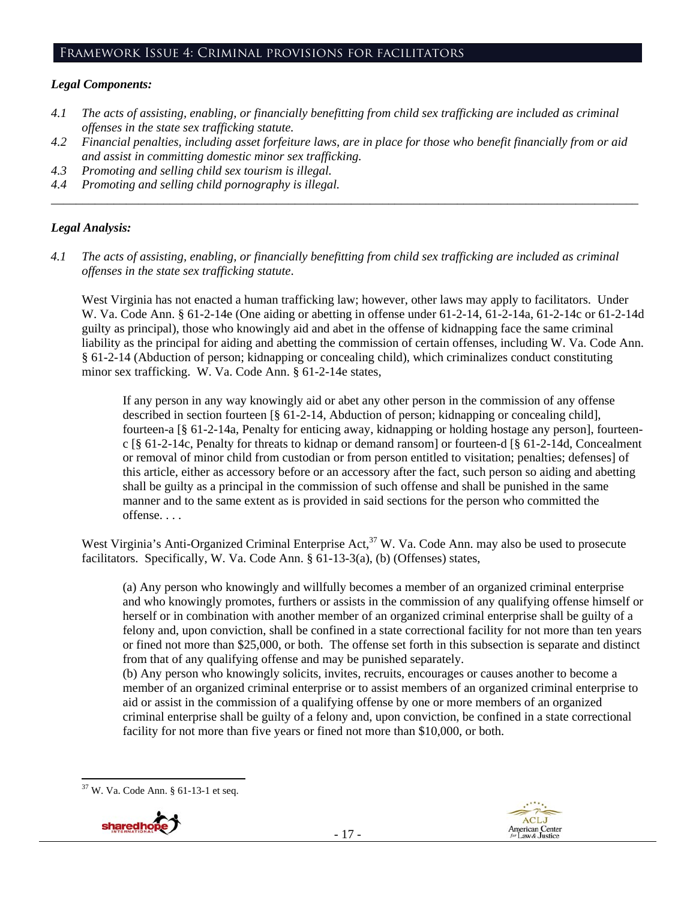## Framework Issue 4: Criminal provisions for facilitators

### *Legal Components:*

*4.1 The acts of assisting, enabling, or financially benefitting from child sex trafficking are included as criminal offenses in the state sex trafficking statute.*

*4.2 Financial penalties, including asset forfeiture laws, are in place for those who benefit financially from or aid and assist in committing domestic minor sex trafficking.*

*4.3 Promoting and selling child sex tourism is illegal.*

*4.4 Promoting and selling child pornography is illegal.*

---

### *Legal Analysis:*

*4.1 The acts of assisting, enabling, or financially benefitting from child sex trafficking are included as criminal offenses in the state sex trafficking statute.*

West Virginia has not enacted a human trafficking law; however, other laws may apply to facilitators. Under W. Va. Code Ann. § 61-2-14e (One aiding or abetting in offense under 61-2-14, 61-2-14a, 61-2-14c or 61-2-14d guilty as principal), those who knowingly aid and abet in the offense of kidnapping face the same criminal liability as the principal for aiding and abetting the commission of certain offenses, including W. Va. Code Ann. § 61-2-14 (Abduction of person; kidnapping or concealing child), which criminalizes conduct constituting minor sex trafficking. W. Va. Code Ann. § 61-2-14e states,

> If any person in any way knowingly aid or abet any other person in the commission of any offense described in section fourteen [§ 61-2-14, Abduction of person; kidnapping or concealing child], fourteen-a [§ 61-2-14a, Penalty for enticing away, kidnapping or holding hostage any person], fourteen-c [§ 61-2-14c, Penalty for threats to kidnap or demand ransom] or fourteen-d [§ 61-2-14d, Concealment or removal of minor child from custodian or from person entitled to visitation; penalties; defenses] of this article, either as accessory before or an accessory after the fact, such person so aiding and abetting shall be guilty as a principal in the commission of such offense and shall be punished in the same manner and to the same extent as is provided in said sections for the person who committed the offense. . . .

West Virginia's Anti-Organized Criminal Enterprise Act,[37] W. Va. Code Ann. may also be used to prosecute facilitators. Specifically, W. Va. Code Ann. § 61-13-3(a), (b) (Offenses) states,

> (a) Any person who knowingly and willfully becomes a member of an organized criminal enterprise and who knowingly promotes, furthers or assists in the commission of any qualifying offense himself or herself or in combination with another member of an organized criminal enterprise shall be guilty of a felony and, upon conviction, shall be confined in a state correctional facility for not more than ten years or fined not more than $25,000, or both. The offense set forth in this subsection is separate and distinct from that of any qualifying offense and may be punished separately.
> (b) Any person who knowingly solicits, invites, recruits, encourages or causes another to become a member of an organized criminal enterprise or to assist members of an organized criminal enterprise to aid or assist in the commission of a qualifying offense by one or more members of an organized criminal enterprise shall be guilty of a felony and, upon conviction, be confined in a state correctional facility for not more than five years or fined not more than $10,000, or both.

---

[37] W. Va. Code Ann. § 61-13-1 et seq.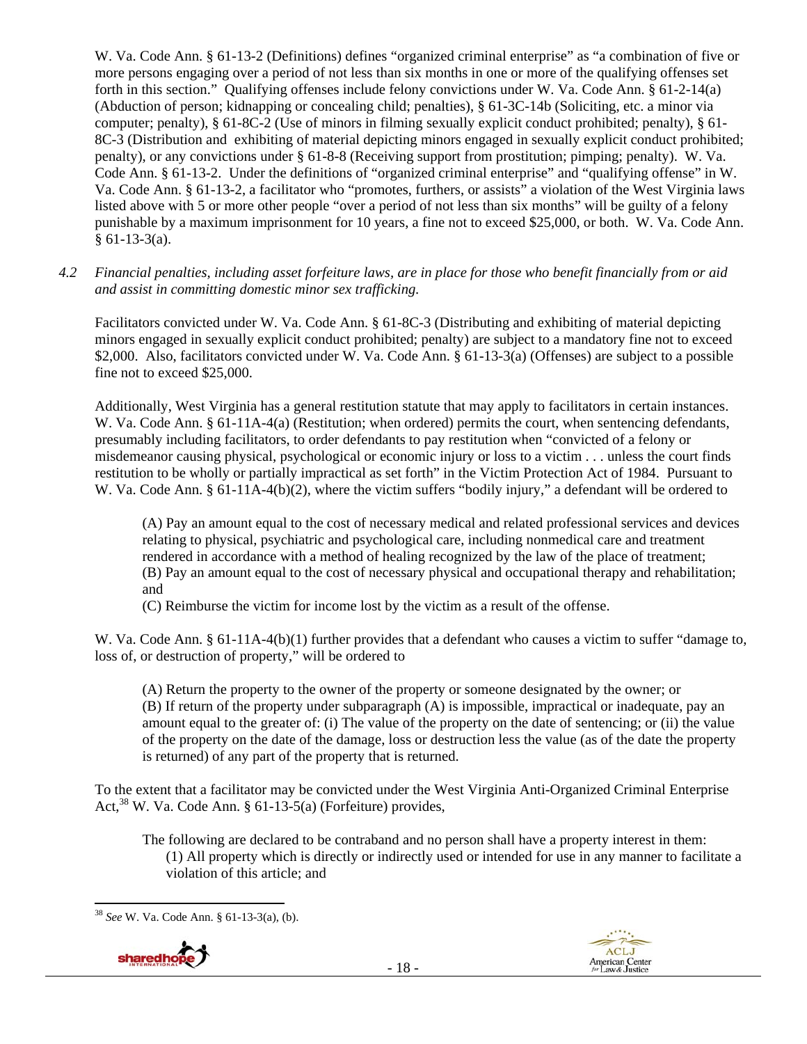W. Va. Code Ann. § 61-13-2 (Definitions) defines "organized criminal enterprise" as "a combination of five or more persons engaging over a period of not less than six months in one or more of the qualifying offenses set forth in this section." Qualifying offenses include felony convictions under W. Va. Code Ann. § 61-2-14(a) (Abduction of person; kidnapping or concealing child; penalties), § 61-3C-14b (Soliciting, etc. a minor via computer; penalty), § 61-8C-2 (Use of minors in filming sexually explicit conduct prohibited; penalty), § 61-8C-3 (Distribution and exhibiting of material depicting minors engaged in sexually explicit conduct prohibited; penalty), or any convictions under § 61-8-8 (Receiving support from prostitution; pimping; penalty). W. Va. Code Ann. § 61-13-2. Under the definitions of "organized criminal enterprise" and "qualifying offense" in W. Va. Code Ann. § 61-13-2, a facilitator who "promotes, furthers, or assists" a violation of the West Virginia laws listed above with 5 or more other people "over a period of not less than six months" will be guilty of a felony punishable by a maximum imprisonment for 10 years, a fine not to exceed $25,000, or both. W. Va. Code Ann. § 61-13-3(a).

*4.2 Financial penalties, including asset forfeiture laws, are in place for those who benefit financially from or aid and assist in committing domestic minor sex trafficking.*

Facilitators convicted under W. Va. Code Ann. § 61-8C-3 (Distributing and exhibiting of material depicting minors engaged in sexually explicit conduct prohibited; penalty) are subject to a mandatory fine not to exceed $2,000. Also, facilitators convicted under W. Va. Code Ann. § 61-13-3(a) (Offenses) are subject to a possible fine not to exceed $25,000.

Additionally, West Virginia has a general restitution statute that may apply to facilitators in certain instances. W. Va. Code Ann. § 61-11A-4(a) (Restitution; when ordered) permits the court, when sentencing defendants, presumably including facilitators, to order defendants to pay restitution when "convicted of a felony or misdemeanor causing physical, psychological or economic injury or loss to a victim . . . unless the court finds restitution to be wholly or partially impractical as set forth" in the Victim Protection Act of 1984. Pursuant to W. Va. Code Ann. § 61-11A-4(b)(2), where the victim suffers "bodily injury," a defendant will be ordered to

> (A) Pay an amount equal to the cost of necessary medical and related professional services and devices relating to physical, psychiatric and psychological care, including nonmedical care and treatment rendered in accordance with a method of healing recognized by the law of the place of treatment;
> (B) Pay an amount equal to the cost of necessary physical and occupational therapy and rehabilitation; and
> (C) Reimburse the victim for income lost by the victim as a result of the offense.

W. Va. Code Ann. § 61-11A-4(b)(1) further provides that a defendant who causes a victim to suffer "damage to, loss of, or destruction of property," will be ordered to

> (A) Return the property to the owner of the property or someone designated by the owner; or
> (B) If return of the property under subparagraph (A) is impossible, impractical or inadequate, pay an amount equal to the greater of: (i) The value of the property on the date of sentencing; or (ii) the value of the property on the date of the damage, loss or destruction less the value (as of the date the property is returned) of any part of the property that is returned.

To the extent that a facilitator may be convicted under the West Virginia Anti-Organized Criminal Enterprise Act,[38] W. Va. Code Ann. § 61-13-5(a) (Forfeiture) provides,

> The following are declared to be contraband and no person shall have a property interest in them:
> (1) All property which is directly or indirectly used or intended for use in any manner to facilitate a violation of this article; and

[38] *See* W. Va. Code Ann. § 61-13-3(a), (b).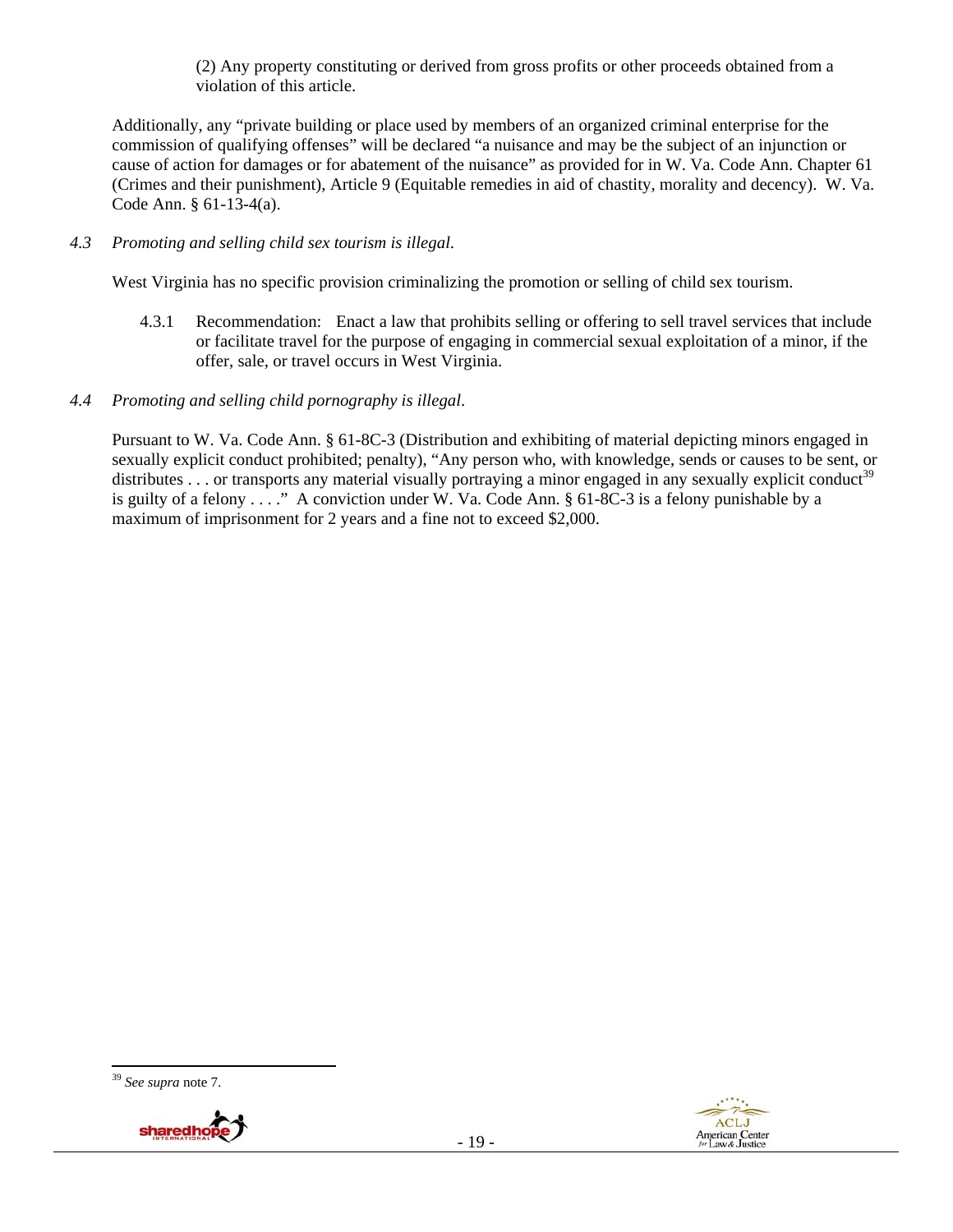(2) Any property constituting or derived from gross profits or other proceeds obtained from a violation of this article.

Additionally, any "private building or place used by members of an organized criminal enterprise for the commission of qualifying offenses" will be declared "a nuisance and may be the subject of an injunction or cause of action for damages or for abatement of the nuisance" as provided for in W. Va. Code Ann. Chapter 61 (Crimes and their punishment), Article 9 (Equitable remedies in aid of chastity, morality and decency). W. Va. Code Ann. § 61-13-4(a).

*4.3 Promoting and selling child sex tourism is illegal.*

West Virginia has no specific provision criminalizing the promotion or selling of child sex tourism.

4.3.1 Recommendation: Enact a law that prohibits selling or offering to sell travel services that include or facilitate travel for the purpose of engaging in commercial sexual exploitation of a minor, if the offer, sale, or travel occurs in West Virginia.

*4.4 Promoting and selling child pornography is illegal.*

Pursuant to W. Va. Code Ann. § 61-8C-3 (Distribution and exhibiting of material depicting minors engaged in sexually explicit conduct prohibited; penalty), "Any person who, with knowledge, sends or causes to be sent, or distributes . . . or transports any material visually portraying a minor engaged in any sexually explicit conduct[39] is guilty of a felony . . . ." A conviction under W. Va. Code Ann. § 61-8C-3 is a felony punishable by a maximum of imprisonment for 2 years and a fine not to exceed $2,000.

---

[39] *See supra* note 7.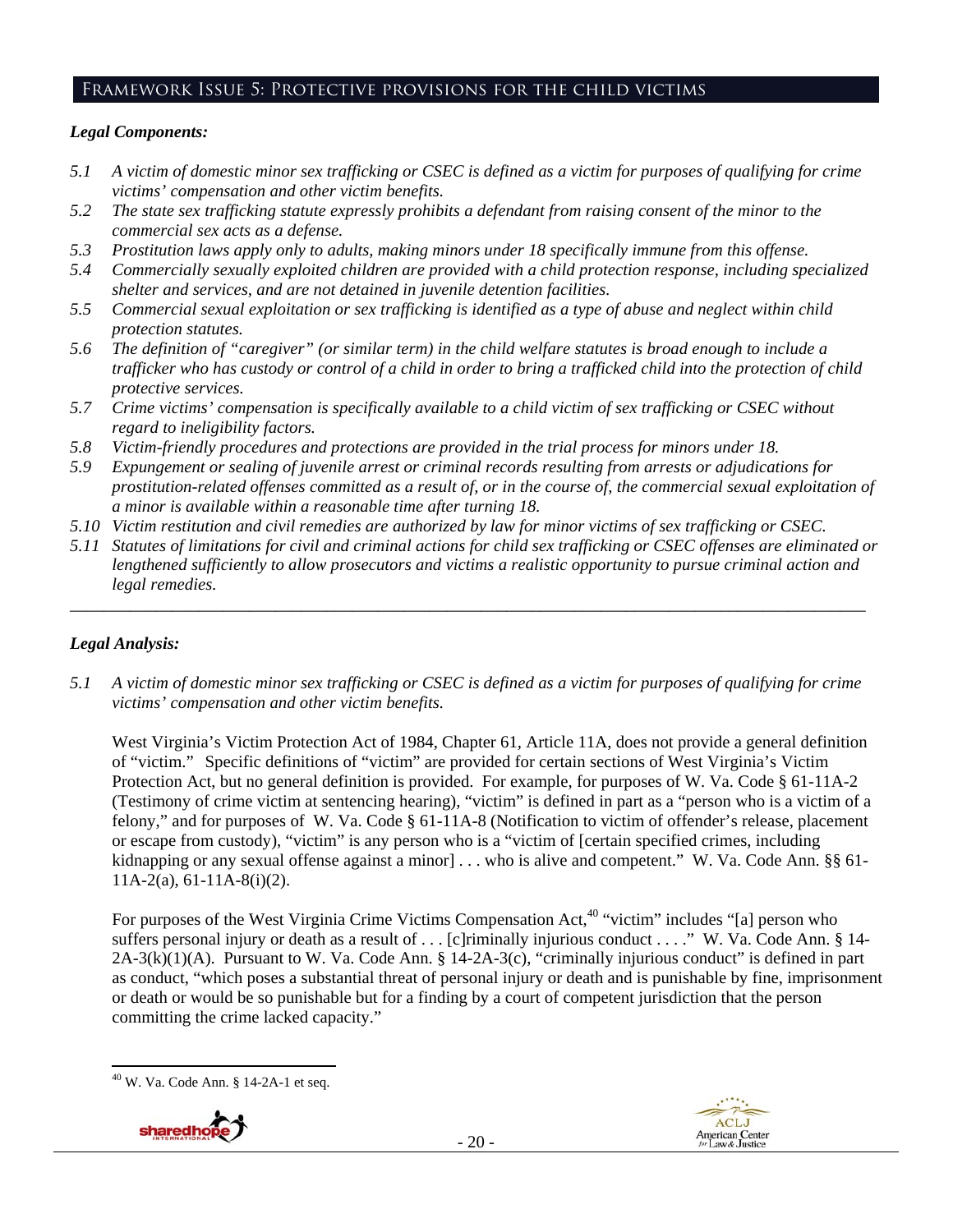## Framework Issue 5: Protective provisions for the child victims

### *Legal Components:*

*5.1 A victim of domestic minor sex trafficking or CSEC is defined as a victim for purposes of qualifying for crime victims' compensation and other victim benefits.*

*5.2 The state sex trafficking statute expressly prohibits a defendant from raising consent of the minor to the commercial sex acts as a defense.*

*5.3 Prostitution laws apply only to adults, making minors under 18 specifically immune from this offense.*

*5.4 Commercially sexually exploited children are provided with a child protection response, including specialized shelter and services, and are not detained in juvenile detention facilities.*

*5.5 Commercial sexual exploitation or sex trafficking is identified as a type of abuse and neglect within child protection statutes.*

*5.6 The definition of "caregiver" (or similar term) in the child welfare statutes is broad enough to include a trafficker who has custody or control of a child in order to bring a trafficked child into the protection of child protective services.*

*5.7 Crime victims' compensation is specifically available to a child victim of sex trafficking or CSEC without regard to ineligibility factors.*

*5.8 Victim-friendly procedures and protections are provided in the trial process for minors under 18.*

*5.9 Expungement or sealing of juvenile arrest or criminal records resulting from arrests or adjudications for prostitution-related offenses committed as a result of, or in the course of, the commercial sexual exploitation of a minor is available within a reasonable time after turning 18.*

*5.10 Victim restitution and civil remedies are authorized by law for minor victims of sex trafficking or CSEC.*

*5.11 Statutes of limitations for civil and criminal actions for child sex trafficking or CSEC offenses are eliminated or lengthened sufficiently to allow prosecutors and victims a realistic opportunity to pursue criminal action and legal remedies.*

---

### *Legal Analysis:*

*5.1 A victim of domestic minor sex trafficking or CSEC is defined as a victim for purposes of qualifying for crime victims' compensation and other victim benefits.*

West Virginia's Victim Protection Act of 1984, Chapter 61, Article 11A, does not provide a general definition of "victim." Specific definitions of "victim" are provided for certain sections of West Virginia's Victim Protection Act, but no general definition is provided. For example, for purposes of W. Va. Code § 61-11A-2 (Testimony of crime victim at sentencing hearing), "victim" is defined in part as a "person who is a victim of a felony," and for purposes of W. Va. Code § 61-11A-8 (Notification to victim of offender's release, placement or escape from custody), "victim" is any person who is a "victim of [certain specified crimes, including kidnapping or any sexual offense against a minor] . . . who is alive and competent." W. Va. Code Ann. §§ 61-11A-2(a), 61-11A-8(i)(2).

For purposes of the West Virginia Crime Victims Compensation Act,[40] "victim" includes "[a] person who suffers personal injury or death as a result of . . . [c]riminally injurious conduct . . . ." W. Va. Code Ann. § 14-2A-3(k)(1)(A). Pursuant to W. Va. Code Ann. § 14-2A-3(c), "criminally injurious conduct" is defined in part as conduct, "which poses a substantial threat of personal injury or death and is punishable by fine, imprisonment or death or would be so punishable but for a finding by a court of competent jurisdiction that the person committing the crime lacked capacity."

[40] W. Va. Code Ann. § 14-2A-1 et seq.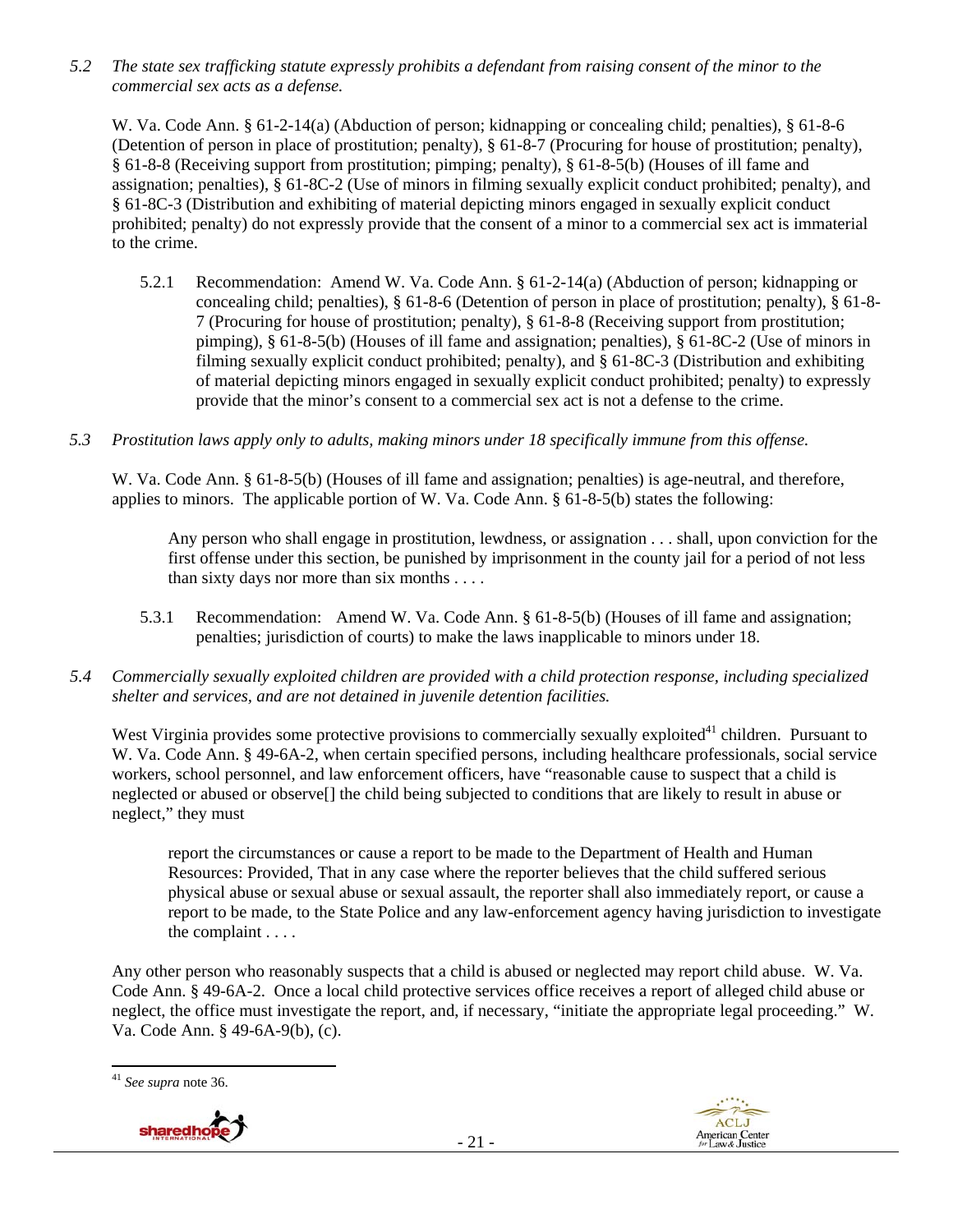*5.2 The state sex trafficking statute expressly prohibits a defendant from raising consent of the minor to the commercial sex acts as a defense.*

W. Va. Code Ann. § 61-2-14(a) (Abduction of person; kidnapping or concealing child; penalties), § 61-8-6 (Detention of person in place of prostitution; penalty), § 61-8-7 (Procuring for house of prostitution; penalty), § 61-8-8 (Receiving support from prostitution; pimping; penalty), § 61-8-5(b) (Houses of ill fame and assignation; penalties), § 61-8C-2 (Use of minors in filming sexually explicit conduct prohibited; penalty), and § 61-8C-3 (Distribution and exhibiting of material depicting minors engaged in sexually explicit conduct prohibited; penalty) do not expressly provide that the consent of a minor to a commercial sex act is immaterial to the crime.

5.2.1 Recommendation: Amend W. Va. Code Ann. § 61-2-14(a) (Abduction of person; kidnapping or concealing child; penalties), § 61-8-6 (Detention of person in place of prostitution; penalty), § 61-8-7 (Procuring for house of prostitution; penalty), § 61-8-8 (Receiving support from prostitution; pimping; penalty), § 61-8-5(b) (Houses of ill fame and assignation; penalties), § 61-8C-2 (Use of minors in filming sexually explicit conduct prohibited; penalty), and § 61-8C-3 (Distribution and exhibiting of material depicting minors engaged in sexually explicit conduct prohibited; penalty) to expressly provide that the minor's consent to a commercial sex act is not a defense to the crime.

*5.3 Prostitution laws apply only to adults, making minors under 18 specifically immune from this offense.*

W. Va. Code Ann. § 61-8-5(b) (Houses of ill fame and assignation; penalties) is age-neutral, and therefore, applies to minors. The applicable portion of W. Va. Code Ann. § 61-8-5(b) states the following:

> Any person who shall engage in prostitution, lewdness, or assignation . . . shall, upon conviction for the first offense under this section, be punished by imprisonment in the county jail for a period of not less than sixty days nor more than six months . . . .

5.3.1 Recommendation: Amend W. Va. Code Ann. § 61-8-5(b) (Houses of ill fame and assignation; penalties; jurisdiction of courts) to make the laws inapplicable to minors under 18.

*5.4 Commercially sexually exploited children are provided with a child protection response, including specialized shelter and services, and are not detained in juvenile detention facilities.*

West Virginia provides some protective provisions to commercially sexually exploited[41] children. Pursuant to W. Va. Code Ann. § 49-6A-2, when certain specified persons, including healthcare professionals, social service workers, school personnel, and law enforcement officers, have "reasonable cause to suspect that a child is neglected or abused or observe[] the child being subjected to conditions that are likely to result in abuse or neglect," they must

> report the circumstances or cause a report to be made to the Department of Health and Human Resources: Provided, That in any case where the reporter believes that the child suffered serious physical abuse or sexual abuse or sexual assault, the reporter shall also immediately report, or cause a report to be made, to the State Police and any law-enforcement agency having jurisdiction to investigate the complaint . . . .

Any other person who reasonably suspects that a child is abused or neglected may report child abuse. W. Va. Code Ann. § 49-6A-2. Once a local child protective services office receives a report of alleged child abuse or neglect, the office must investigate the report, and, if necessary, "initiate the appropriate legal proceeding." W. Va. Code Ann. § 49-6A-9(b), (c).

[41] *See supra* note 36.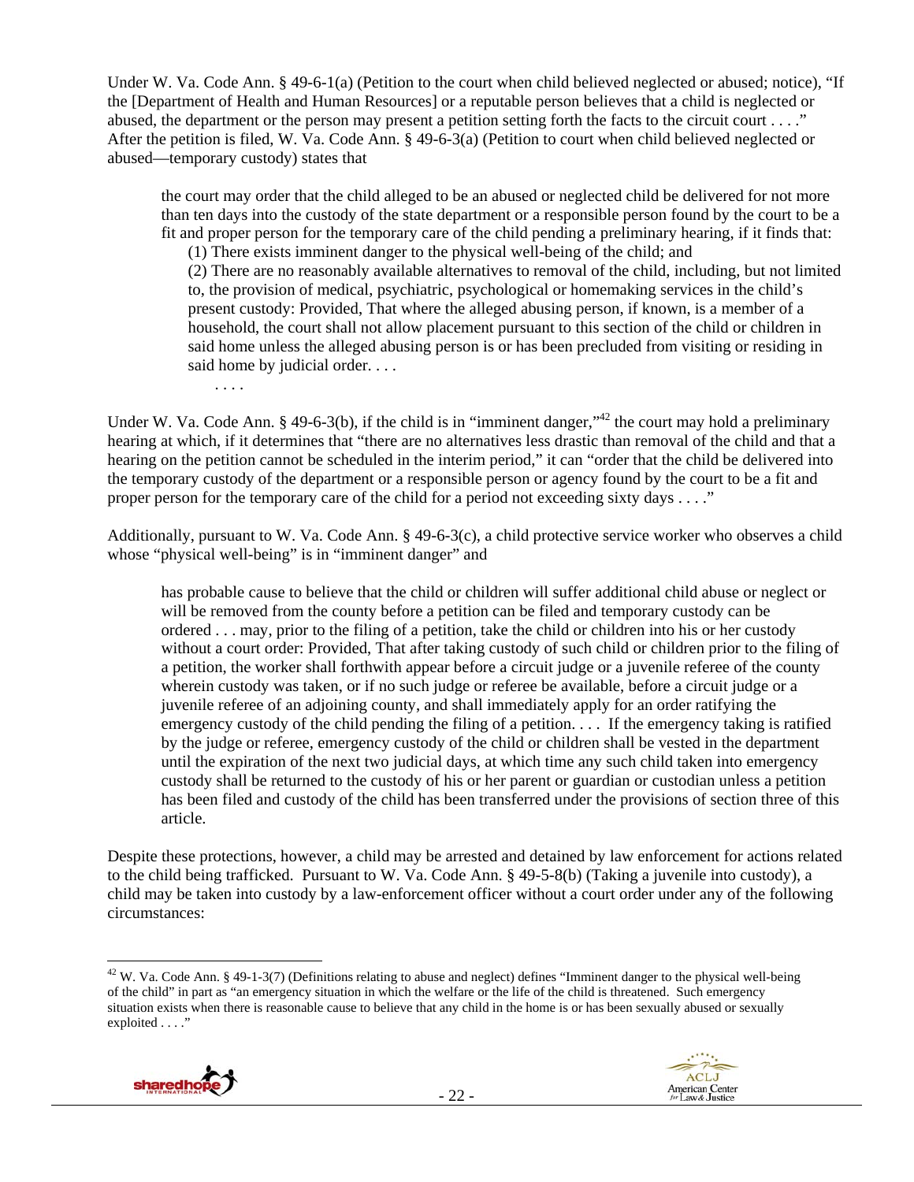Under W. Va. Code Ann. § 49-6-1(a) (Petition to the court when child believed neglected or abused; notice), "If the [Department of Health and Human Resources] or a reputable person believes that a child is neglected or abused, the department or the person may present a petition setting forth the facts to the circuit court . . . ." After the petition is filed, W. Va. Code Ann. § 49-6-3(a) (Petition to court when child believed neglected or abused—temporary custody) states that

> the court may order that the child alleged to be an abused or neglected child be delivered for not more than ten days into the custody of the state department or a responsible person found by the court to be a fit and proper person for the temporary care of the child pending a preliminary hearing, if it finds that:
>
> (1) There exists imminent danger to the physical well-being of the child; and
>
> (2) There are no reasonably available alternatives to removal of the child, including, but not limited to, the provision of medical, psychiatric, psychological or homemaking services in the child's present custody: Provided, That where the alleged abusing person, if known, is a member of a household, the court shall not allow placement pursuant to this section of the child or children in said home unless the alleged abusing person is or has been precluded from visiting or residing in said home by judicial order. . . .
>
> . . . .

Under W. Va. Code Ann. § 49-6-3(b), if the child is in "imminent danger,"[42] the court may hold a preliminary hearing at which, if it determines that "there are no alternatives less drastic than removal of the child and that a hearing on the petition cannot be scheduled in the interim period," it can "order that the child be delivered into the temporary custody of the department or a responsible person or agency found by the court to be a fit and proper person for the temporary care of the child for a period not exceeding sixty days . . . ."

Additionally, pursuant to W. Va. Code Ann. § 49-6-3(c), a child protective service worker who observes a child whose "physical well-being" is in "imminent danger" and

> has probable cause to believe that the child or children will suffer additional child abuse or neglect or will be removed from the county before a petition can be filed and temporary custody can be ordered . . . may, prior to the filing of a petition, take the child or children into his or her custody without a court order: Provided, That after taking custody of such child or children prior to the filing of a petition, the worker shall forthwith appear before a circuit judge or a juvenile referee of the county wherein custody was taken, or if no such judge or referee be available, before a circuit judge or a juvenile referee of an adjoining county, and shall immediately apply for an order ratifying the emergency custody of the child pending the filing of a petition. . . . If the emergency taking is ratified by the judge or referee, emergency custody of the child or children shall be vested in the department until the expiration of the next two judicial days, at which time any such child taken into emergency custody shall be returned to the custody of his or her parent or guardian or custodian unless a petition has been filed and custody of the child has been transferred under the provisions of section three of this article.

Despite these protections, however, a child may be arrested and detained by law enforcement for actions related to the child being trafficked. Pursuant to W. Va. Code Ann. § 49-5-8(b) (Taking a juvenile into custody), a child may be taken into custody by a law-enforcement officer without a court order under any of the following circumstances:

[42] W. Va. Code Ann. § 49-1-3(7) (Definitions relating to abuse and neglect) defines "Imminent danger to the physical well-being of the child" in part as "an emergency situation in which the welfare or the life of the child is threatened. Such emergency situation exists when there is reasonable cause to believe that any child in the home is or has been sexually abused or sexually exploited . . . ."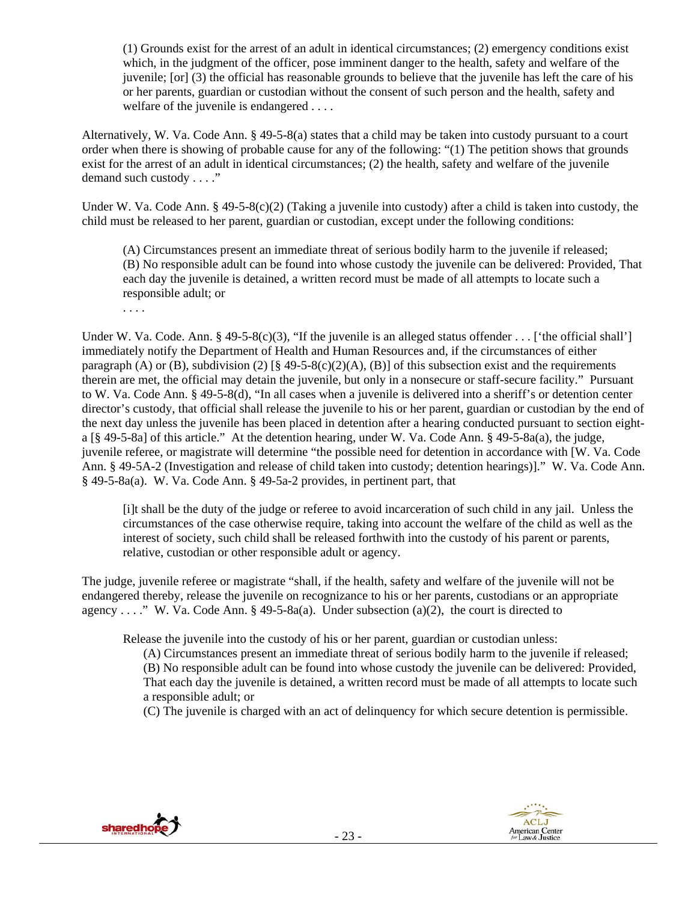> (1) Grounds exist for the arrest of an adult in identical circumstances; (2) emergency conditions exist which, in the judgment of the officer, pose imminent danger to the health, safety and welfare of the juvenile; [or] (3) the official has reasonable grounds to believe that the juvenile has left the care of his or her parents, guardian or custodian without the consent of such person and the health, safety and welfare of the juvenile is endangered . . . .

Alternatively, W. Va. Code Ann. § 49-5-8(a) states that a child may be taken into custody pursuant to a court order when there is showing of probable cause for any of the following: "(1) The petition shows that grounds exist for the arrest of an adult in identical circumstances; (2) the health, safety and welfare of the juvenile demand such custody . . . ."

Under W. Va. Code Ann. § 49-5-8(c)(2) (Taking a juvenile into custody) after a child is taken into custody, the child must be released to her parent, guardian or custodian, except under the following conditions:

> (A) Circumstances present an immediate threat of serious bodily harm to the juvenile if released;
> (B) No responsible adult can be found into whose custody the juvenile can be delivered: Provided, That each day the juvenile is detained, a written record must be made of all attempts to locate such a responsible adult; or
> . . . .

Under W. Va. Code. Ann. § 49-5-8(c)(3), "If the juvenile is an alleged status offender . . . ['the official shall'] immediately notify the Department of Health and Human Resources and, if the circumstances of either paragraph (A) or (B), subdivision (2) [§ 49-5-8(c)(2)(A), (B)] of this subsection exist and the requirements therein are met, the official may detain the juvenile, but only in a nonsecure or staff-secure facility." Pursuant to W. Va. Code Ann. § 49-5-8(d), "In all cases when a juvenile is delivered into a sheriff's or detention center director's custody, that official shall release the juvenile to his or her parent, guardian or custodian by the end of the next day unless the juvenile has been placed in detention after a hearing conducted pursuant to section eight-a [§ 49-5-8a] of this article." At the detention hearing, under W. Va. Code Ann. § 49-5-8a(a), the judge, juvenile referee, or magistrate will determine "the possible need for detention in accordance with [W. Va. Code Ann. § 49-5A-2 (Investigation and release of child taken into custody; detention hearings)]." W. Va. Code Ann. § 49-5-8a(a). W. Va. Code Ann. § 49-5a-2 provides, in pertinent part, that

> [i]t shall be the duty of the judge or referee to avoid incarceration of such child in any jail. Unless the circumstances of the case otherwise require, taking into account the welfare of the child as well as the interest of society, such child shall be released forthwith into the custody of his parent or parents, relative, custodian or other responsible adult or agency.

The judge, juvenile referee or magistrate "shall, if the health, safety and welfare of the juvenile will not be endangered thereby, release the juvenile on recognizance to his or her parents, custodians or an appropriate agency . . . ." W. Va. Code Ann. § 49-5-8a(a). Under subsection (a)(2), the court is directed to

> Release the juvenile into the custody of his or her parent, guardian or custodian unless:
> > (A) Circumstances present an immediate threat of serious bodily harm to the juvenile if released;
> > (B) No responsible adult can be found into whose custody the juvenile can be delivered: Provided, That each day the juvenile is detained, a written record must be made of all attempts to locate such a responsible adult; or
> > (C) The juvenile is charged with an act of delinquency for which secure detention is permissible.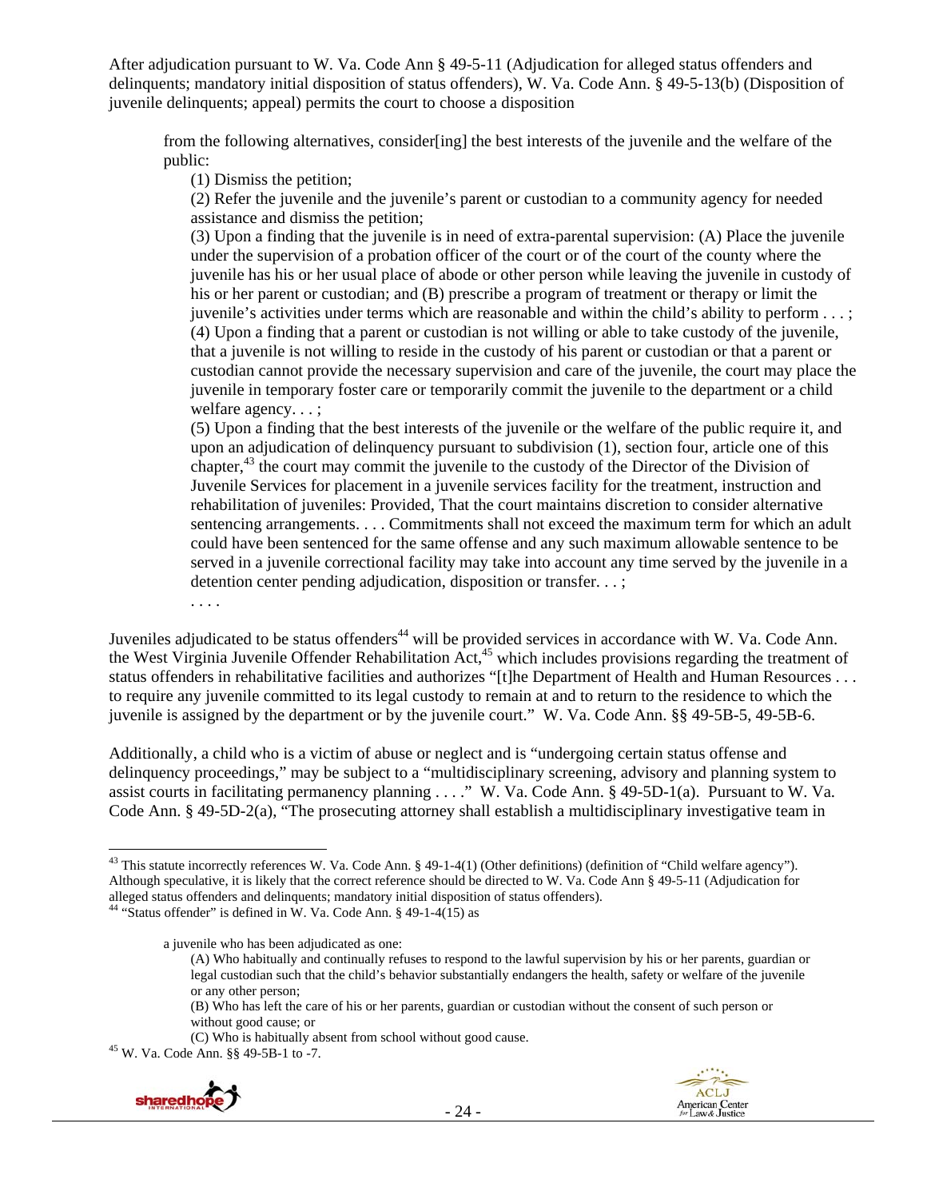After adjudication pursuant to W. Va. Code Ann § 49-5-11 (Adjudication for alleged status offenders and delinquents; mandatory initial disposition of status offenders), W. Va. Code Ann. § 49-5-13(b) (Disposition of juvenile delinquents; appeal) permits the court to choose a disposition

> from the following alternatives, consider[ing] the best interests of the juvenile and the welfare of the public:
>
> (1) Dismiss the petition;
>
> (2) Refer the juvenile and the juvenile's parent or custodian to a community agency for needed assistance and dismiss the petition;
>
> (3) Upon a finding that the juvenile is in need of extra-parental supervision: (A) Place the juvenile under the supervision of a probation officer of the court or of the court of the county where the juvenile has his or her usual place of abode or other person while leaving the juvenile in custody of his or her parent or custodian; and (B) prescribe a program of treatment or therapy or limit the juvenile's activities under terms which are reasonable and within the child's ability to perform . . . ;
>
> (4) Upon a finding that a parent or custodian is not willing or able to take custody of the juvenile, that a juvenile is not willing to reside in the custody of his parent or custodian or that a parent or custodian cannot provide the necessary supervision and care of the juvenile, the court may place the juvenile in temporary foster care or temporarily commit the juvenile to the department or a child welfare agency. . . ;
>
> (5) Upon a finding that the best interests of the juvenile or the welfare of the public require it, and upon an adjudication of delinquency pursuant to subdivision (1), section four, article one of this chapter,[43] the court may commit the juvenile to the custody of the Director of the Division of Juvenile Services for placement in a juvenile services facility for the treatment, instruction and rehabilitation of juveniles: Provided, That the court maintains discretion to consider alternative sentencing arrangements. . . . Commitments shall not exceed the maximum term for which an adult could have been sentenced for the same offense and any such maximum allowable sentence to be served in a juvenile correctional facility may take into account any time served by the juvenile in a detention center pending adjudication, disposition or transfer. . . ;
>
> . . . .

Juveniles adjudicated to be status offenders[44] will be provided services in accordance with W. Va. Code Ann. the West Virginia Juvenile Offender Rehabilitation Act,[45] which includes provisions regarding the treatment of status offenders in rehabilitative facilities and authorizes "[t]he Department of Health and Human Resources . . . to require any juvenile committed to its legal custody to remain at and to return to the residence to which the juvenile is assigned by the department or by the juvenile court." W. Va. Code Ann. §§ 49-5B-5, 49-5B-6.

Additionally, a child who is a victim of abuse or neglect and is "undergoing certain status offense and delinquency proceedings," may be subject to a "multidisciplinary screening, advisory and planning system to assist courts in facilitating permanency planning . . . ." W. Va. Code Ann. § 49-5D-1(a). Pursuant to W. Va. Code Ann. § 49-5D-2(a), "The prosecuting attorney shall establish a multidisciplinary investigative team in

---

[43] This statute incorrectly references W. Va. Code Ann. § 49-1-4(1) (Other definitions) (definition of "Child welfare agency"). Although speculative, it is likely that the correct reference should be directed to W. Va. Code Ann § 49-5-11 (Adjudication for alleged status offenders and delinquents; mandatory initial disposition of status offenders).

[44] "Status offender" is defined in W. Va. Code Ann. § 49-1-4(15) as

> a juvenile who has been adjudicated as one:
>
> (A) Who habitually and continually refuses to respond to the lawful supervision by his or her parents, guardian or legal custodian such that the child's behavior substantially endangers the health, safety or welfare of the juvenile or any other person;
>
> (B) Who has left the care of his or her parents, guardian or custodian without the consent of such person or without good cause; or
>
> (C) Who is habitually absent from school without good cause.

[45] W. Va. Code Ann. §§ 49-5B-1 to -7.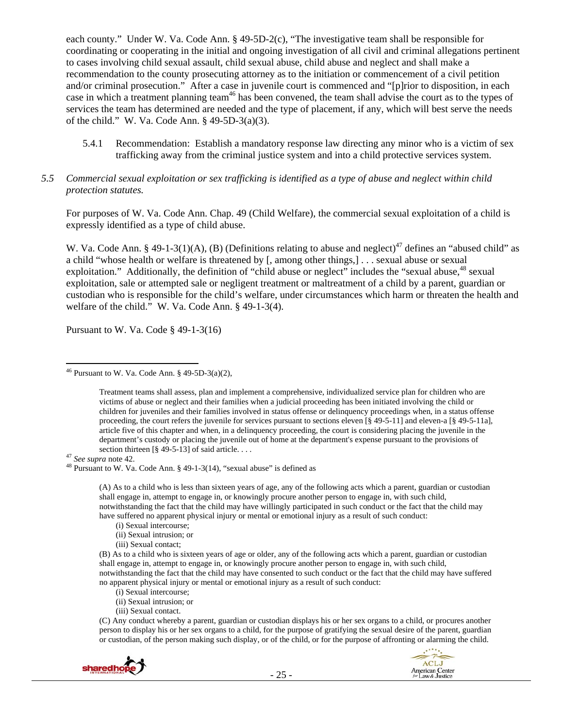each county." Under W. Va. Code Ann. § 49-5D-2(c), "The investigative team shall be responsible for coordinating or cooperating in the initial and ongoing investigation of all civil and criminal allegations pertinent to cases involving child sexual assault, child sexual abuse, child abuse and neglect and shall make a recommendation to the county prosecuting attorney as to the initiation or commencement of a civil petition and/or criminal prosecution." After a case in juvenile court is commenced and "[p]rior to disposition, in each case in which a treatment planning team[46] has been convened, the team shall advise the court as to the types of services the team has determined are needed and the type of placement, if any, which will best serve the needs of the child." W. Va. Code Ann. § 49-5D-3(a)(3).

5.4.1 Recommendation: Establish a mandatory response law directing any minor who is a victim of sex trafficking away from the criminal justice system and into a child protective services system.

*5.5 Commercial sexual exploitation or sex trafficking is identified as a type of abuse and neglect within child protection statutes.*

For purposes of W. Va. Code Ann. Chap. 49 (Child Welfare), the commercial sexual exploitation of a child is expressly identified as a type of child abuse.

W. Va. Code Ann. § 49-1-3(1)(A), (B) (Definitions relating to abuse and neglect)[47] defines an "abused child" as a child "whose health or welfare is threatened by [, among other things,] . . . sexual abuse or sexual exploitation." Additionally, the definition of "child abuse or neglect" includes the "sexual abuse,[48] sexual exploitation, sale or attempted sale or negligent treatment or maltreatment of a child by a parent, guardian or custodian who is responsible for the child's welfare, under circumstances which harm or threaten the health and welfare of the child." W. Va. Code Ann. § 49-1-3(4).

Pursuant to W. Va. Code § 49-1-3(16)

---

[46] Pursuant to W. Va. Code Ann. § 49-5D-3(a)(2),

> Treatment teams shall assess, plan and implement a comprehensive, individualized service plan for children who are victims of abuse or neglect and their families when a judicial proceeding has been initiated involving the child or children for juveniles and their families involved in status offense or delinquency proceedings when, in a status offense proceeding, the court refers the juvenile for services pursuant to sections eleven [§ 49-5-11] and eleven-a [§ 49-5-11a], article five of this chapter and when, in a delinquency proceeding, the court is considering placing the juvenile in the department's custody or placing the juvenile out of home at the department's expense pursuant to the provisions of section thirteen [§ 49-5-13] of said article. . . .

[47] *See supra* note 42.

[48] Pursuant to W. Va. Code Ann. § 49-1-3(14), "sexual abuse" is defined as

> (A) As to a child who is less than sixteen years of age, any of the following acts which a parent, guardian or custodian shall engage in, attempt to engage in, or knowingly procure another person to engage in, with such child, notwithstanding the fact that the child may have willingly participated in such conduct or the fact that the child may have suffered no apparent physical injury or mental or emotional injury as a result of such conduct:
> (i) Sexual intercourse;
> (ii) Sexual intrusion; or
> (iii) Sexual contact;
> (B) As to a child who is sixteen years of age or older, any of the following acts which a parent, guardian or custodian shall engage in, attempt to engage in, or knowingly procure another person to engage in, with such child, notwithstanding the fact that the child may have consented to such conduct or the fact that the child may have suffered no apparent physical injury or mental or emotional injury as a result of such conduct:
> (i) Sexual intercourse;
> (ii) Sexual intrusion; or
> (iii) Sexual contact.
> (C) Any conduct whereby a parent, guardian or custodian displays his or her sex organs to a child, or procures another person to display his or her sex organs to a child, for the purpose of gratifying the sexual desire of the parent, guardian or custodian, of the person making such display, or of the child, or for the purpose of affronting or alarming the child.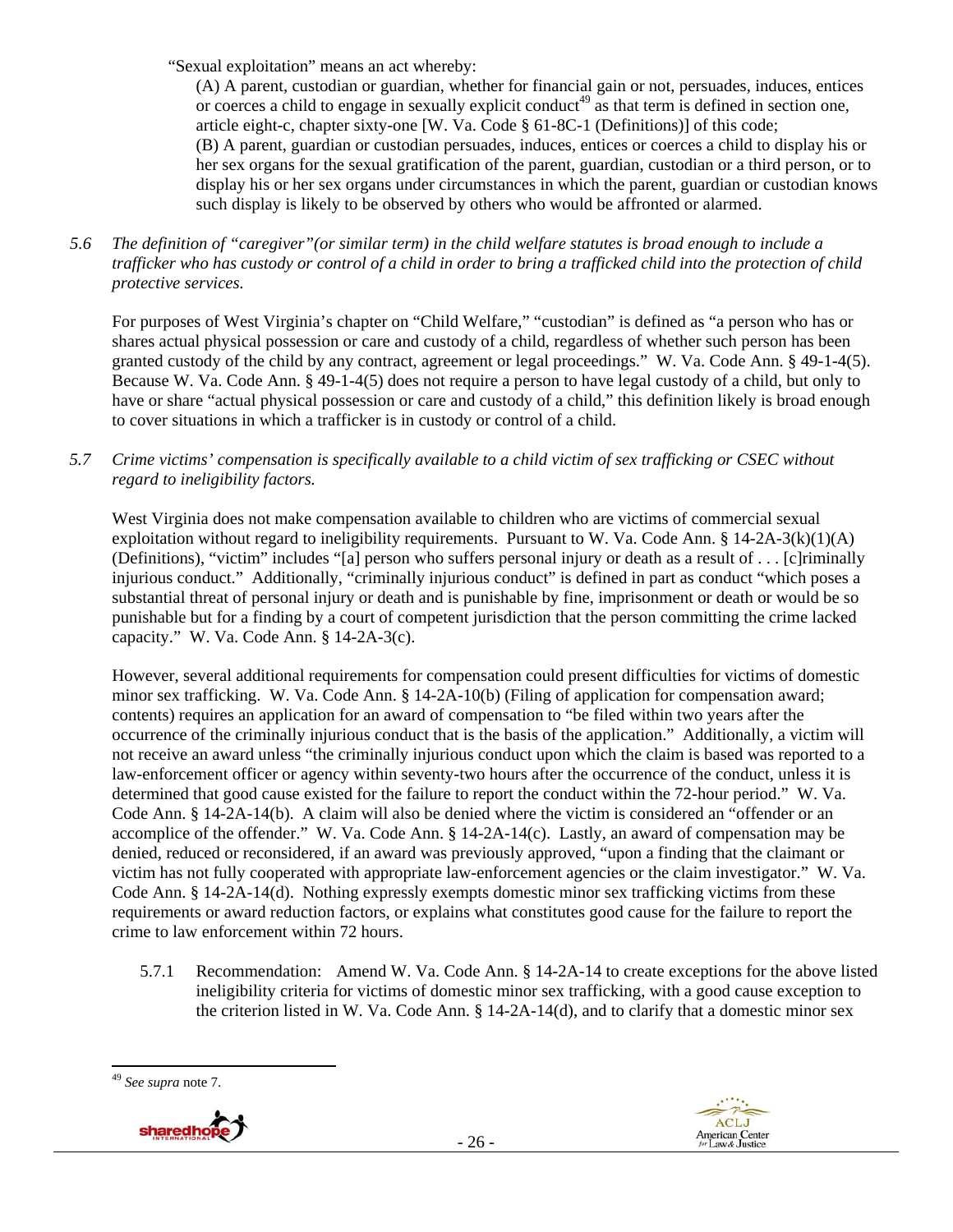"Sexual exploitation" means an act whereby:

(A) A parent, custodian or guardian, whether for financial gain or not, persuades, induces, entices or coerces a child to engage in sexually explicit conduct[49] as that term is defined in section one, article eight-c, chapter sixty-one [W. Va. Code § 61-8C-1 (Definitions)] of this code;

(B) A parent, guardian or custodian persuades, induces, entices or coerces a child to display his or her sex organs for the sexual gratification of the parent, guardian, custodian or a third person, or to display his or her sex organs under circumstances in which the parent, guardian or custodian knows such display is likely to be observed by others who would be affronted or alarmed.

*5.6 The definition of "caregiver"(or similar term) in the child welfare statutes is broad enough to include a trafficker who has custody or control of a child in order to bring a trafficked child into the protection of child protective services.*

For purposes of West Virginia's chapter on "Child Welfare," "custodian" is defined as "a person who has or shares actual physical possession or care and custody of a child, regardless of whether such person has been granted custody of the child by any contract, agreement or legal proceedings." W. Va. Code Ann. § 49-1-4(5). Because W. Va. Code Ann. § 49-1-4(5) does not require a person to have legal custody of a child, but only to have or share "actual physical possession or care and custody of a child," this definition likely is broad enough to cover situations in which a trafficker is in custody or control of a child.

*5.7 Crime victims' compensation is specifically available to a child victim of sex trafficking or CSEC without regard to ineligibility factors.*

West Virginia does not make compensation available to children who are victims of commercial sexual exploitation without regard to ineligibility requirements. Pursuant to W. Va. Code Ann. § 14-2A-3(k)(1)(A) (Definitions), "victim" includes "[a] person who suffers personal injury or death as a result of . . . [c]riminally injurious conduct." Additionally, "criminally injurious conduct" is defined in part as conduct "which poses a substantial threat of personal injury or death and is punishable by fine, imprisonment or death or would be so punishable but for a finding by a court of competent jurisdiction that the person committing the crime lacked capacity." W. Va. Code Ann. § 14-2A-3(c).

However, several additional requirements for compensation could present difficulties for victims of domestic minor sex trafficking. W. Va. Code Ann. § 14-2A-10(b) (Filing of application for compensation award; contents) requires an application for an award of compensation to "be filed within two years after the occurrence of the criminally injurious conduct that is the basis of the application." Additionally, a victim will not receive an award unless "the criminally injurious conduct upon which the claim is based was reported to a law-enforcement officer or agency within seventy-two hours after the occurrence of the conduct, unless it is determined that good cause existed for the failure to report the conduct within the 72-hour period." W. Va. Code Ann. § 14-2A-14(b). A claim will also be denied where the victim is considered an "offender or an accomplice of the offender." W. Va. Code Ann. § 14-2A-14(c). Lastly, an award of compensation may be denied, reduced or reconsidered, if an award was previously approved, "upon a finding that the claimant or victim has not fully cooperated with appropriate law-enforcement agencies or the claim investigator." W. Va. Code Ann. § 14-2A-14(d). Nothing expressly exempts domestic minor sex trafficking victims from these requirements or award reduction factors, or explains what constitutes good cause for the failure to report the crime to law enforcement within 72 hours.

5.7.1 Recommendation: Amend W. Va. Code Ann. § 14-2A-14 to create exceptions for the above listed ineligibility criteria for victims of domestic minor sex trafficking, with a good cause exception to the criterion listed in W. Va. Code Ann. § 14-2A-14(d), and to clarify that a domestic minor sex

[49] *See supra* note 7.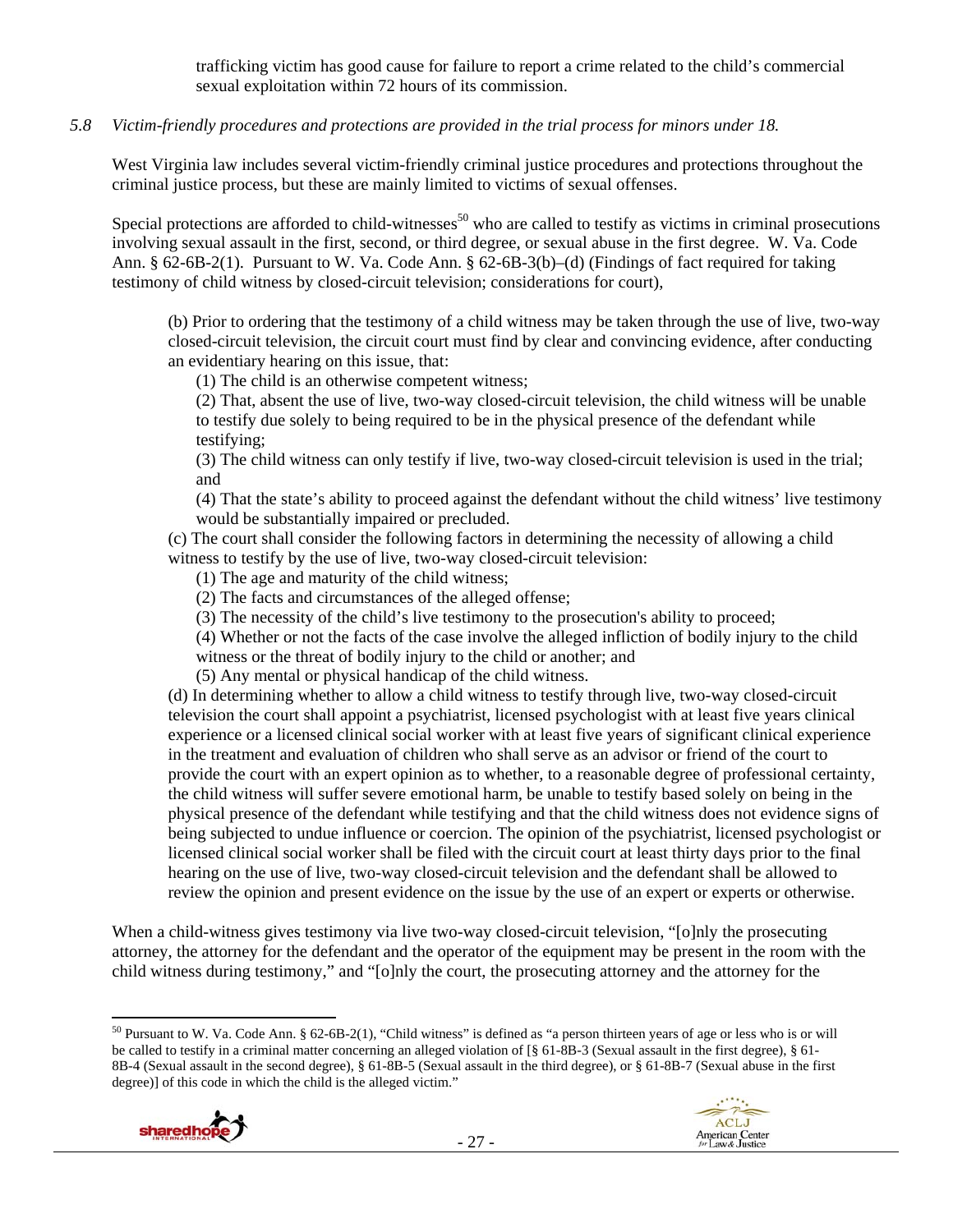trafficking victim has good cause for failure to report a crime related to the child's commercial sexual exploitation within 72 hours of its commission.

*5.8 Victim-friendly procedures and protections are provided in the trial process for minors under 18.*

West Virginia law includes several victim-friendly criminal justice procedures and protections throughout the criminal justice process, but these are mainly limited to victims of sexual offenses.

Special protections are afforded to child-witnesses[50] who are called to testify as victims in criminal prosecutions involving sexual assault in the first, second, or third degree, or sexual abuse in the first degree. W. Va. Code Ann. § 62-6B-2(1). Pursuant to W. Va. Code Ann. § 62-6B-3(b)–(d) (Findings of fact required for taking testimony of child witness by closed-circuit television; considerations for court),

> (b) Prior to ordering that the testimony of a child witness may be taken through the use of live, two-way closed-circuit television, the circuit court must find by clear and convincing evidence, after conducting an evidentiary hearing on this issue, that:
>
> (1) The child is an otherwise competent witness;
>
> (2) That, absent the use of live, two-way closed-circuit television, the child witness will be unable to testify due solely to being required to be in the physical presence of the defendant while testifying;
>
> (3) The child witness can only testify if live, two-way closed-circuit television is used in the trial; and
>
> (4) That the state's ability to proceed against the defendant without the child witness' live testimony would be substantially impaired or precluded.
>
> (c) The court shall consider the following factors in determining the necessity of allowing a child witness to testify by the use of live, two-way closed-circuit television:
>
> (1) The age and maturity of the child witness;
>
> (2) The facts and circumstances of the alleged offense;
>
> (3) The necessity of the child's live testimony to the prosecution's ability to proceed;
>
> (4) Whether or not the facts of the case involve the alleged infliction of bodily injury to the child witness or the threat of bodily injury to the child or another; and
>
> (5) Any mental or physical handicap of the child witness.
>
> (d) In determining whether to allow a child witness to testify through live, two-way closed-circuit television the court shall appoint a psychiatrist, licensed psychologist with at least five years clinical experience or a licensed clinical social worker with at least five years of significant clinical experience in the treatment and evaluation of children who shall serve as an advisor or friend of the court to provide the court with an expert opinion as to whether, to a reasonable degree of professional certainty, the child witness will suffer severe emotional harm, be unable to testify based solely on being in the physical presence of the defendant while testifying and that the child witness does not evidence signs of being subjected to undue influence or coercion. The opinion of the psychiatrist, licensed psychologist or licensed clinical social worker shall be filed with the circuit court at least thirty days prior to the final hearing on the use of live, two-way closed-circuit television and the defendant shall be allowed to review the opinion and present evidence on the issue by the use of an expert or experts or otherwise.

When a child-witness gives testimony via live two-way closed-circuit television, "[o]nly the prosecuting attorney, the attorney for the defendant and the operator of the equipment may be present in the room with the child witness during testimony," and "[o]nly the court, the prosecuting attorney and the attorney for the

---

[50] Pursuant to W. Va. Code Ann. § 62-6B-2(1), "Child witness" is defined as "a person thirteen years of age or less who is or will be called to testify in a criminal matter concerning an alleged violation of [§ 61-8B-3 (Sexual assault in the first degree), § 61-8B-4 (Sexual assault in the second degree), § 61-8B-5 (Sexual assault in the third degree), or § 61-8B-7 (Sexual abuse in the first degree)] of this code in which the child is the alleged victim."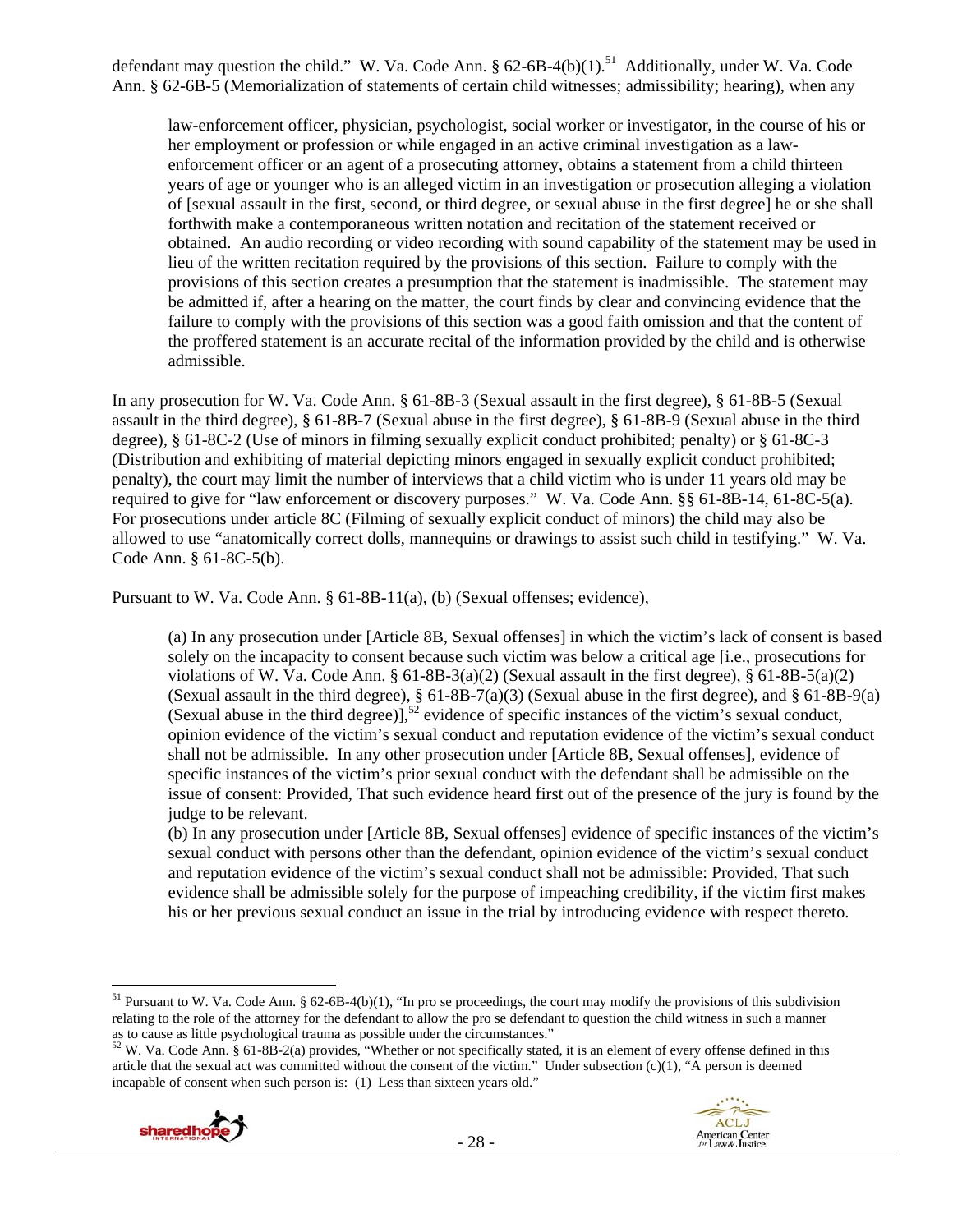defendant may question the child." W. Va. Code Ann. § 62-6B-4(b)(1).[51] Additionally, under W. Va. Code Ann. § 62-6B-5 (Memorialization of statements of certain child witnesses; admissibility; hearing), when any

> law-enforcement officer, physician, psychologist, social worker or investigator, in the course of his or her employment or profession or while engaged in an active criminal investigation as a law-enforcement officer or an agent of a prosecuting attorney, obtains a statement from a child thirteen years of age or younger who is an alleged victim in an investigation or prosecution alleging a violation of [sexual assault in the first, second, or third degree, or sexual abuse in the first degree] he or she shall forthwith make a contemporaneous written notation and recitation of the statement received or obtained. An audio recording or video recording with sound capability of the statement may be used in lieu of the written recitation required by the provisions of this section. Failure to comply with the provisions of this section creates a presumption that the statement is inadmissible. The statement may be admitted if, after a hearing on the matter, the court finds by clear and convincing evidence that the failure to comply with the provisions of this section was a good faith omission and that the content of the proffered statement is an accurate recital of the information provided by the child and is otherwise admissible.

In any prosecution for W. Va. Code Ann. § 61-8B-3 (Sexual assault in the first degree), § 61-8B-5 (Sexual assault in the third degree), § 61-8B-7 (Sexual abuse in the first degree), § 61-8B-9 (Sexual abuse in the third degree), § 61-8C-2 (Use of minors in filming sexually explicit conduct prohibited; penalty) or § 61-8C-3 (Distribution and exhibiting of material depicting minors engaged in sexually explicit conduct prohibited; penalty), the court may limit the number of interviews that a child victim who is under 11 years old may be required to give for "law enforcement or discovery purposes." W. Va. Code Ann. §§ 61-8B-14, 61-8C-5(a). For prosecutions under article 8C (Filming of sexually explicit conduct of minors) the child may also be allowed to use "anatomically correct dolls, mannequins or drawings to assist such child in testifying." W. Va. Code Ann. § 61-8C-5(b).

Pursuant to W. Va. Code Ann. § 61-8B-11(a), (b) (Sexual offenses; evidence),

> (a) In any prosecution under [Article 8B, Sexual offenses] in which the victim's lack of consent is based solely on the incapacity to consent because such victim was below a critical age [i.e., prosecutions for violations of W. Va. Code Ann. § 61-8B-3(a)(2) (Sexual assault in the first degree), § 61-8B-5(a)(2) (Sexual assault in the third degree), § 61-8B-7(a)(3) (Sexual abuse in the first degree), and § 61-8B-9(a) (Sexual abuse in the third degree)],[52] evidence of specific instances of the victim's sexual conduct, opinion evidence of the victim's sexual conduct and reputation evidence of the victim's sexual conduct shall not be admissible. In any other prosecution under [Article 8B, Sexual offenses], evidence of specific instances of the victim's prior sexual conduct with the defendant shall be admissible on the issue of consent: Provided, That such evidence heard first out of the presence of the jury is found by the judge to be relevant.
>
> (b) In any prosecution under [Article 8B, Sexual offenses] evidence of specific instances of the victim's sexual conduct with persons other than the defendant, opinion evidence of the victim's sexual conduct and reputation evidence of the victim's sexual conduct shall not be admissible: Provided, That such evidence shall be admissible solely for the purpose of impeaching credibility, if the victim first makes his or her previous sexual conduct an issue in the trial by introducing evidence with respect thereto.

---

[51] Pursuant to W. Va. Code Ann. § 62-6B-4(b)(1), "In pro se proceedings, the court may modify the provisions of this subdivision relating to the role of the attorney for the defendant to allow the pro se defendant to question the child witness in such a manner as to cause as little psychological trauma as possible under the circumstances."

[52] W. Va. Code Ann. § 61-8B-2(a) provides, "Whether or not specifically stated, it is an element of every offense defined in this article that the sexual act was committed without the consent of the victim." Under subsection (c)(1), "A person is deemed incapable of consent when such person is: (1) Less than sixteen years old."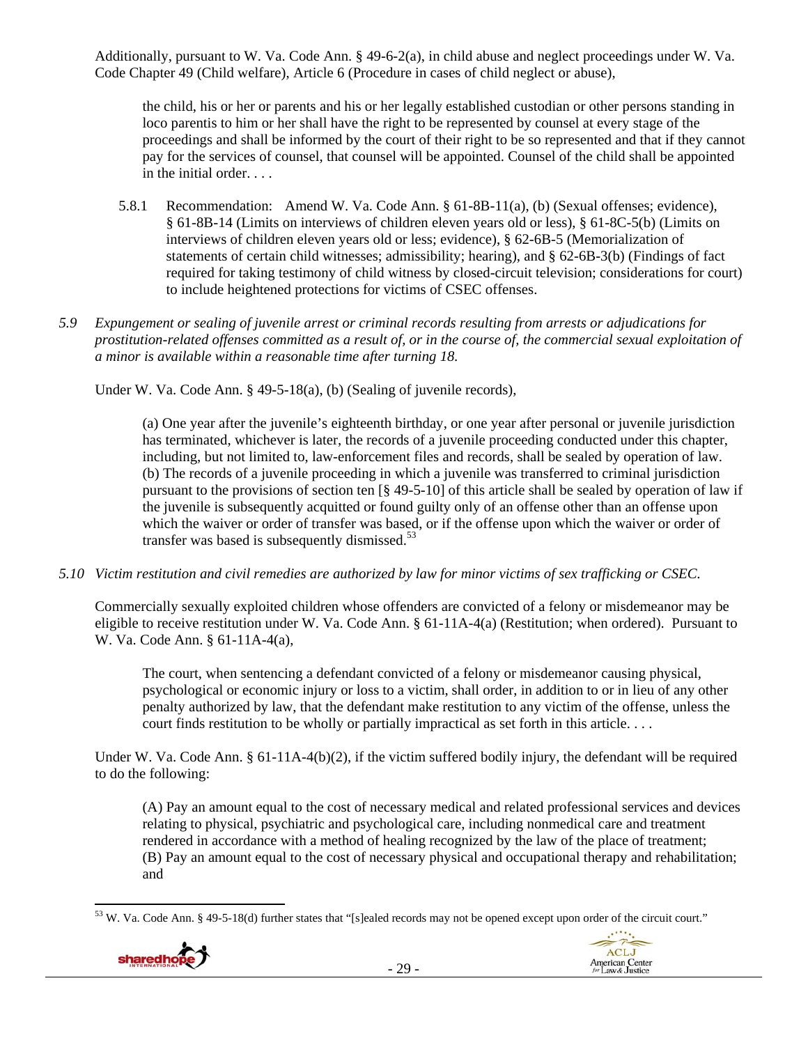Additionally, pursuant to W. Va. Code Ann. § 49-6-2(a), in child abuse and neglect proceedings under W. Va. Code Chapter 49 (Child welfare), Article 6 (Procedure in cases of child neglect or abuse),

> the child, his or her or parents and his or her legally established custodian or other persons standing in loco parentis to him or her shall have the right to be represented by counsel at every stage of the proceedings and shall be informed by the court of their right to be so represented and that if they cannot pay for the services of counsel, that counsel will be appointed. Counsel of the child shall be appointed in the initial order. . . .

5.8.1 Recommendation: Amend W. Va. Code Ann. § 61-8B-11(a), (b) (Sexual offenses; evidence), § 61-8B-14 (Limits on interviews of children eleven years old or less), § 61-8C-5(b) (Limits on interviews of children eleven years old or less; evidence), § 62-6B-5 (Memorialization of statements of certain child witnesses; admissibility; hearing), and § 62-6B-3(b) (Findings of fact required for taking testimony of child witness by closed-circuit television; considerations for court) to include heightened protections for victims of CSEC offenses.

*5.9 Expungement or sealing of juvenile arrest or criminal records resulting from arrests or adjudications for prostitution-related offenses committed as a result of, or in the course of, the commercial sexual exploitation of a minor is available within a reasonable time after turning 18.*

Under W. Va. Code Ann. § 49-5-18(a), (b) (Sealing of juvenile records),

> (a) One year after the juvenile's eighteenth birthday, or one year after personal or juvenile jurisdiction has terminated, whichever is later, the records of a juvenile proceeding conducted under this chapter, including, but not limited to, law-enforcement files and records, shall be sealed by operation of law.
> (b) The records of a juvenile proceeding in which a juvenile was transferred to criminal jurisdiction pursuant to the provisions of section ten [§ 49-5-10] of this article shall be sealed by operation of law if the juvenile is subsequently acquitted or found guilty only of an offense other than an offense upon which the waiver or order of transfer was based, or if the offense upon which the waiver or order of transfer was based is subsequently dismissed.[53]

*5.10 Victim restitution and civil remedies are authorized by law for minor victims of sex trafficking or CSEC.*

Commercially sexually exploited children whose offenders are convicted of a felony or misdemeanor may be eligible to receive restitution under W. Va. Code Ann. § 61-11A-4(a) (Restitution; when ordered). Pursuant to W. Va. Code Ann. § 61-11A-4(a),

> The court, when sentencing a defendant convicted of a felony or misdemeanor causing physical, psychological or economic injury or loss to a victim, shall order, in addition to or in lieu of any other penalty authorized by law, that the defendant make restitution to any victim of the offense, unless the court finds restitution to be wholly or partially impractical as set forth in this article. . . .

Under W. Va. Code Ann. § 61-11A-4(b)(2), if the victim suffered bodily injury, the defendant will be required to do the following:

> (A) Pay an amount equal to the cost of necessary medical and related professional services and devices relating to physical, psychiatric and psychological care, including nonmedical care and treatment rendered in accordance with a method of healing recognized by the law of the place of treatment;
> (B) Pay an amount equal to the cost of necessary physical and occupational therapy and rehabilitation; and

[53] W. Va. Code Ann. § 49-5-18(d) further states that "[s]ealed records may not be opened except upon order of the circuit court."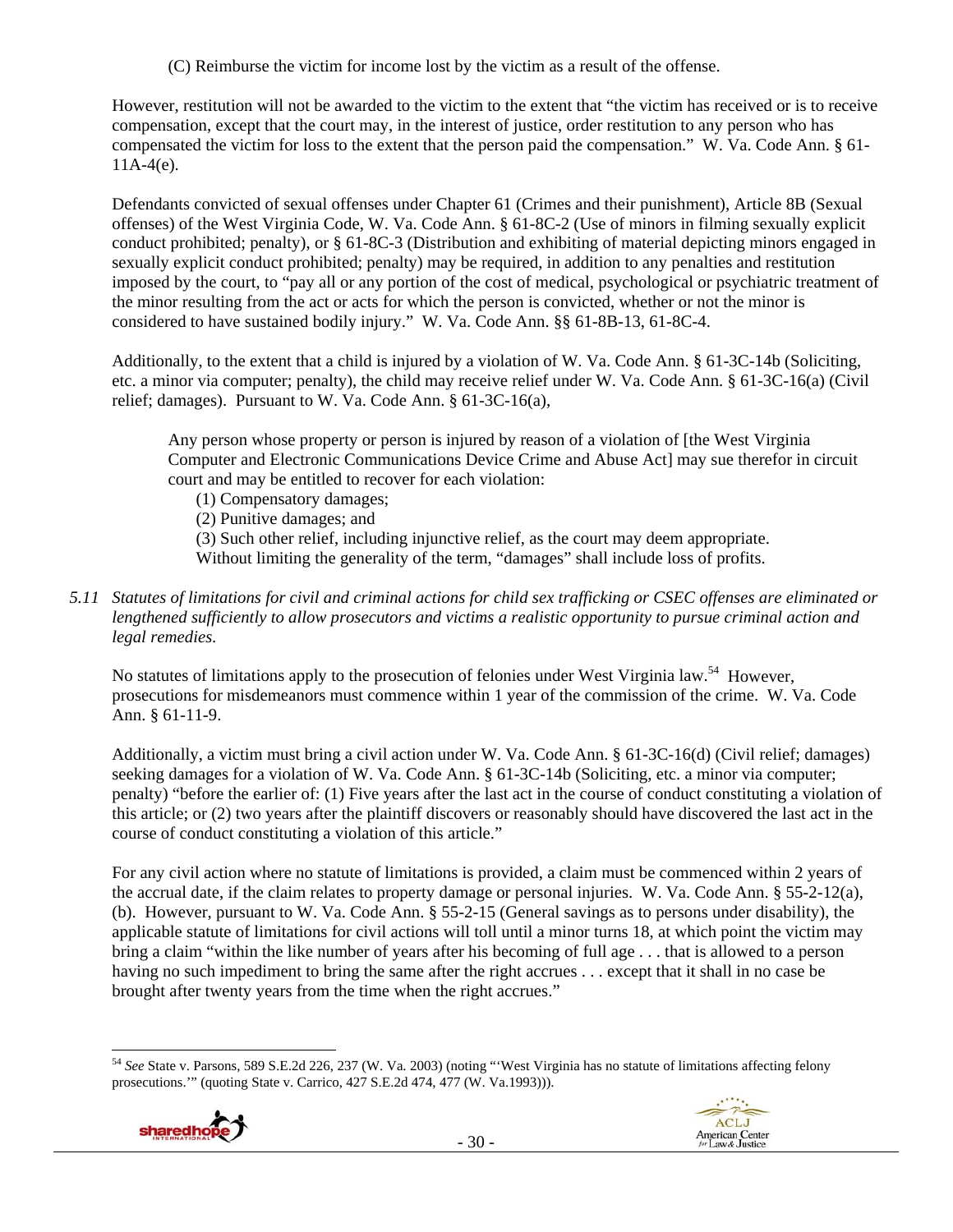(C) Reimburse the victim for income lost by the victim as a result of the offense.

However, restitution will not be awarded to the victim to the extent that "the victim has received or is to receive compensation, except that the court may, in the interest of justice, order restitution to any person who has compensated the victim for loss to the extent that the person paid the compensation." W. Va. Code Ann. § 61-11A-4(e).

Defendants convicted of sexual offenses under Chapter 61 (Crimes and their punishment), Article 8B (Sexual offenses) of the West Virginia Code, W. Va. Code Ann. § 61-8C-2 (Use of minors in filming sexually explicit conduct prohibited; penalty), or § 61-8C-3 (Distribution and exhibiting of material depicting minors engaged in sexually explicit conduct prohibited; penalty) may be required, in addition to any penalties and restitution imposed by the court, to "pay all or any portion of the cost of medical, psychological or psychiatric treatment of the minor resulting from the act or acts for which the person is convicted, whether or not the minor is considered to have sustained bodily injury." W. Va. Code Ann. §§ 61-8B-13, 61-8C-4.

Additionally, to the extent that a child is injured by a violation of W. Va. Code Ann. § 61-3C-14b (Soliciting, etc. a minor via computer; penalty), the child may receive relief under W. Va. Code Ann. § 61-3C-16(a) (Civil relief; damages). Pursuant to W. Va. Code Ann. § 61-3C-16(a),

> Any person whose property or person is injured by reason of a violation of [the West Virginia Computer and Electronic Communications Device Crime and Abuse Act] may sue therefor in circuit court and may be entitled to recover for each violation:
>
> (1) Compensatory damages;
> (2) Punitive damages; and
> (3) Such other relief, including injunctive relief, as the court may deem appropriate.
>
> Without limiting the generality of the term, "damages" shall include loss of profits.

*5.11 Statutes of limitations for civil and criminal actions for child sex trafficking or CSEC offenses are eliminated or lengthened sufficiently to allow prosecutors and victims a realistic opportunity to pursue criminal action and legal remedies.*

No statutes of limitations apply to the prosecution of felonies under West Virginia law.[54] However, prosecutions for misdemeanors must commence within 1 year of the commission of the crime. W. Va. Code Ann. § 61-11-9.

Additionally, a victim must bring a civil action under W. Va. Code Ann. § 61-3C-16(d) (Civil relief; damages) seeking damages for a violation of W. Va. Code Ann. § 61-3C-14b (Soliciting, etc. a minor via computer; penalty) "before the earlier of: (1) Five years after the last act in the course of conduct constituting a violation of this article; or (2) two years after the plaintiff discovers or reasonably should have discovered the last act in the course of conduct constituting a violation of this article."

For any civil action where no statute of limitations is provided, a claim must be commenced within 2 years of the accrual date, if the claim relates to property damage or personal injuries. W. Va. Code Ann. § 55-2-12(a), (b). However, pursuant to W. Va. Code Ann. § 55-2-15 (General savings as to persons under disability), the applicable statute of limitations for civil actions will toll until a minor turns 18, at which point the victim may bring a claim "within the like number of years after his becoming of full age . . . that is allowed to a person having no such impediment to bring the same after the right accrues . . . except that it shall in no case be brought after twenty years from the time when the right accrues."

---

[54] *See* State v. Parsons, 589 S.E.2d 226, 237 (W. Va. 2003) (noting "'West Virginia has no statute of limitations affecting felony prosecutions.'" (quoting State v. Carrico, 427 S.E.2d 474, 477 (W. Va.1993))).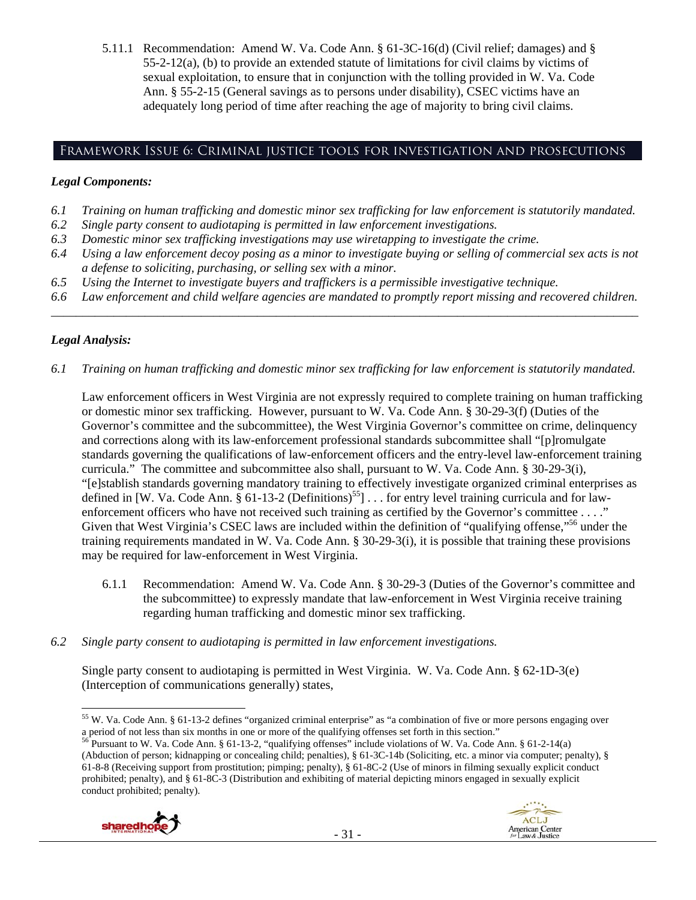5.11.1 Recommendation: Amend W. Va. Code Ann. § 61-3C-16(d) (Civil relief; damages) and § 55-2-12(a), (b) to provide an extended statute of limitations for civil claims by victims of sexual exploitation, to ensure that in conjunction with the tolling provided in W. Va. Code Ann. § 55-2-15 (General savings as to persons under disability), CSEC victims have an adequately long period of time after reaching the age of majority to bring civil claims.

## Framework Issue 6: Criminal justice tools for investigation and prosecutions

### *Legal Components:*

*6.1 Training on human trafficking and domestic minor sex trafficking for law enforcement is statutorily mandated.*
*6.2 Single party consent to audiotaping is permitted in law enforcement investigations.*
*6.3 Domestic minor sex trafficking investigations may use wiretapping to investigate the crime.*
*6.4 Using a law enforcement decoy posing as a minor to investigate buying or selling of commercial sex acts is not a defense to soliciting, purchasing, or selling sex with a minor.*
*6.5 Using the Internet to investigate buyers and traffickers is a permissible investigative technique.*
*6.6 Law enforcement and child welfare agencies are mandated to promptly report missing and recovered children.*

---

### *Legal Analysis:*

*6.1 Training on human trafficking and domestic minor sex trafficking for law enforcement is statutorily mandated.*

Law enforcement officers in West Virginia are not expressly required to complete training on human trafficking or domestic minor sex trafficking. However, pursuant to W. Va. Code Ann. § 30-29-3(f) (Duties of the Governor's committee and the subcommittee), the West Virginia Governor's committee on crime, delinquency and corrections along with its law-enforcement professional standards subcommittee shall "[p]romulgate standards governing the qualifications of law-enforcement officers and the entry-level law-enforcement training curricula." The committee and subcommittee also shall, pursuant to W. Va. Code Ann. § 30-29-3(i), "[e]stablish standards governing mandatory training to effectively investigate organized criminal enterprises as defined in [W. Va. Code Ann. § 61-13-2 (Definitions)[55]] . . . for entry level training curricula and for law-enforcement officers who have not received such training as certified by the Governor's committee . . . ." Given that West Virginia's CSEC laws are included within the definition of "qualifying offense,"[56] under the training requirements mandated in W. Va. Code Ann. § 30-29-3(i), it is possible that training these provisions may be required for law-enforcement in West Virginia.

6.1.1 Recommendation: Amend W. Va. Code Ann. § 30-29-3 (Duties of the Governor's committee and the subcommittee) to expressly mandate that law-enforcement in West Virginia receive training regarding human trafficking and domestic minor sex trafficking.

*6.2 Single party consent to audiotaping is permitted in law enforcement investigations.*

Single party consent to audiotaping is permitted in West Virginia. W. Va. Code Ann. § 62-1D-3(e) (Interception of communications generally) states,

---

[55] W. Va. Code Ann. § 61-13-2 defines "organized criminal enterprise" as "a combination of five or more persons engaging over a period of not less than six months in one or more of the qualifying offenses set forth in this section."

[56] Pursuant to W. Va. Code Ann. § 61-13-2, "qualifying offenses" include violations of W. Va. Code Ann. § 61-2-14(a) (Abduction of person; kidnapping or concealing child; penalties), § 61-3C-14b (Soliciting, etc. a minor via computer; penalty), § 61-8-8 (Receiving support from prostitution; pimping; penalty), § 61-8C-2 (Use of minors in filming sexually explicit conduct prohibited; penalty), and § 61-8C-3 (Distribution and exhibiting of material depicting minors engaged in sexually explicit conduct prohibited; penalty).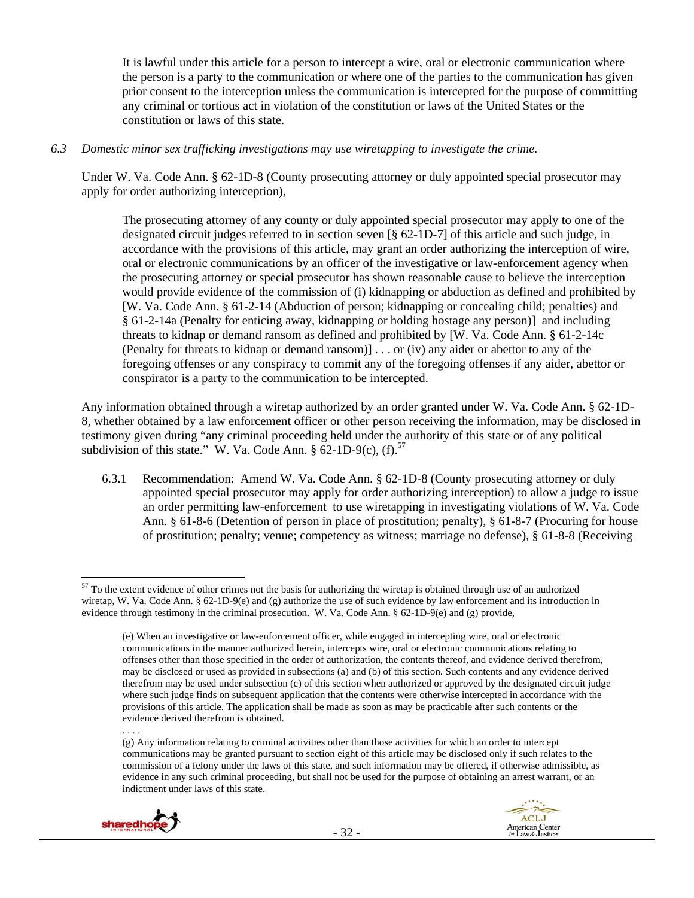> It is lawful under this article for a person to intercept a wire, oral or electronic communication where the person is a party to the communication or where one of the parties to the communication has given prior consent to the interception unless the communication is intercepted for the purpose of committing any criminal or tortious act in violation of the constitution or laws of the United States or the constitution or laws of this state.

*6.3 Domestic minor sex trafficking investigations may use wiretapping to investigate the crime.*

Under W. Va. Code Ann. § 62-1D-8 (County prosecuting attorney or duly appointed special prosecutor may apply for order authorizing interception),

> The prosecuting attorney of any county or duly appointed special prosecutor may apply to one of the designated circuit judges referred to in section seven [§ 62-1D-7] of this article and such judge, in accordance with the provisions of this article, may grant an order authorizing the interception of wire, oral or electronic communications by an officer of the investigative or law-enforcement agency when the prosecuting attorney or special prosecutor has shown reasonable cause to believe the interception would provide evidence of the commission of (i) kidnapping or abduction as defined and prohibited by [W. Va. Code Ann. § 61-2-14 (Abduction of person; kidnapping or concealing child; penalties) and § 61-2-14a (Penalty for enticing away, kidnapping or holding hostage any person)] and including threats to kidnap or demand ransom as defined and prohibited by [W. Va. Code Ann. § 61-2-14c (Penalty for threats to kidnap or demand ransom)] . . . or (iv) any aider or abettor to any of the foregoing offenses or any conspiracy to commit any of the foregoing offenses if any aider, abettor or conspirator is a party to the communication to be intercepted.

Any information obtained through a wiretap authorized by an order granted under W. Va. Code Ann. § 62-1D-8, whether obtained by a law enforcement officer or other person receiving the information, may be disclosed in testimony given during "any criminal proceeding held under the authority of this state or of any political subdivision of this state." W. Va. Code Ann. § 62-1D-9(c), (f).[57]

6.3.1 Recommendation: Amend W. Va. Code Ann. § 62-1D-8 (County prosecuting attorney or duly appointed special prosecutor may apply for order authorizing interception) to allow a judge to issue an order permitting law-enforcement to use wiretapping in investigating violations of W. Va. Code Ann. § 61-8-6 (Detention of person in place of prostitution; penalty), § 61-8-7 (Procuring for house of prostitution; penalty; venue; competency as witness; marriage no defense), § 61-8-8 (Receiving

---

[57] To the extent evidence of other crimes not the basis for authorizing the wiretap is obtained through use of an authorized wiretap, W. Va. Code Ann. § 62-1D-9(e) and (g) authorize the use of such evidence by law enforcement and its introduction in evidence through testimony in the criminal prosecution. W. Va. Code Ann. § 62-1D-9(e) and (g) provide,

> (e) When an investigative or law-enforcement officer, while engaged in intercepting wire, oral or electronic communications in the manner authorized herein, intercepts wire, oral or electronic communications relating to offenses other than those specified in the order of authorization, the contents thereof, and evidence derived therefrom, may be disclosed or used as provided in subsections (a) and (b) of this section. Such contents and any evidence derived therefrom may be used under subsection (c) of this section when authorized or approved by the designated circuit judge where such judge finds on subsequent application that the contents were otherwise intercepted in accordance with the provisions of this article. The application shall be made as soon as may be practicable after such contents or the evidence derived therefrom is obtained.
>
> . . . .
>
> (g) Any information relating to criminal activities other than those activities for which an order to intercept communications may be granted pursuant to section eight of this article may be disclosed only if such relates to the commission of a felony under the laws of this state, and such information may be offered, if otherwise admissible, as evidence in any such criminal proceeding, but shall not be used for the purpose of obtaining an arrest warrant, or an indictment under laws of this state.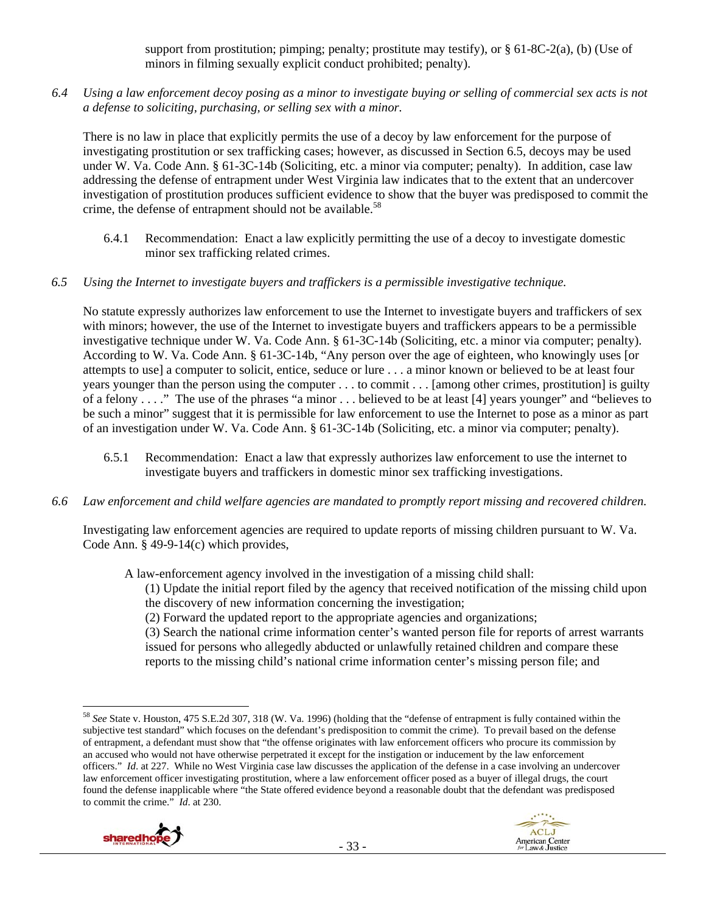support from prostitution; pimping; penalty; prostitute may testify), or § 61-8C-2(a), (b) (Use of minors in filming sexually explicit conduct prohibited; penalty).

*6.4 Using a law enforcement decoy posing as a minor to investigate buying or selling of commercial sex acts is not a defense to soliciting, purchasing, or selling sex with a minor.*

There is no law in place that explicitly permits the use of a decoy by law enforcement for the purpose of investigating prostitution or sex trafficking cases; however, as discussed in Section 6.5, decoys may be used under W. Va. Code Ann. § 61-3C-14b (Soliciting, etc. a minor via computer; penalty). In addition, case law addressing the defense of entrapment under West Virginia law indicates that to the extent that an undercover investigation of prostitution produces sufficient evidence to show that the buyer was predisposed to commit the crime, the defense of entrapment should not be available.[58]

6.4.1 Recommendation: Enact a law explicitly permitting the use of a decoy to investigate domestic minor sex trafficking related crimes.

*6.5 Using the Internet to investigate buyers and traffickers is a permissible investigative technique.*

No statute expressly authorizes law enforcement to use the Internet to investigate buyers and traffickers of sex with minors; however, the use of the Internet to investigate buyers and traffickers appears to be a permissible investigative technique under W. Va. Code Ann. § 61-3C-14b (Soliciting, etc. a minor via computer; penalty). According to W. Va. Code Ann. § 61-3C-14b, "Any person over the age of eighteen, who knowingly uses [or attempts to use] a computer to solicit, entice, seduce or lure . . . a minor known or believed to be at least four years younger than the person using the computer . . . to commit . . . [among other crimes, prostitution] is guilty of a felony . . . ." The use of the phrases "a minor . . . believed to be at least [4] years younger" and "believes to be such a minor" suggest that it is permissible for law enforcement to use the Internet to pose as a minor as part of an investigation under W. Va. Code Ann. § 61-3C-14b (Soliciting, etc. a minor via computer; penalty).

6.5.1 Recommendation: Enact a law that expressly authorizes law enforcement to use the internet to investigate buyers and traffickers in domestic minor sex trafficking investigations.

*6.6 Law enforcement and child welfare agencies are mandated to promptly report missing and recovered children.*

Investigating law enforcement agencies are required to update reports of missing children pursuant to W. Va. Code Ann. § 49-9-14(c) which provides,

> A law-enforcement agency involved in the investigation of a missing child shall:
>
> (1) Update the initial report filed by the agency that received notification of the missing child upon the discovery of new information concerning the investigation;
>
> (2) Forward the updated report to the appropriate agencies and organizations;
>
> (3) Search the national crime information center's wanted person file for reports of arrest warrants issued for persons who allegedly abducted or unlawfully retained children and compare these reports to the missing child's national crime information center's missing person file; and

---

[58] *See* State v. Houston, 475 S.E.2d 307, 318 (W. Va. 1996) (holding that the "defense of entrapment is fully contained within the subjective test standard" which focuses on the defendant's predisposition to commit the crime). To prevail based on the defense of entrapment, a defendant must show that "the offense originates with law enforcement officers who procure its commission by an accused who would not have otherwise perpetrated it except for the instigation or inducement by the law enforcement officers." *Id*. at 227. While no West Virginia case law discusses the application of the defense in a case involving an undercover law enforcement officer investigating prostitution, where a law enforcement officer posed as a buyer of illegal drugs, the court found the defense inapplicable where "the State offered evidence beyond a reasonable doubt that the defendant was predisposed to commit the crime." *Id*. at 230.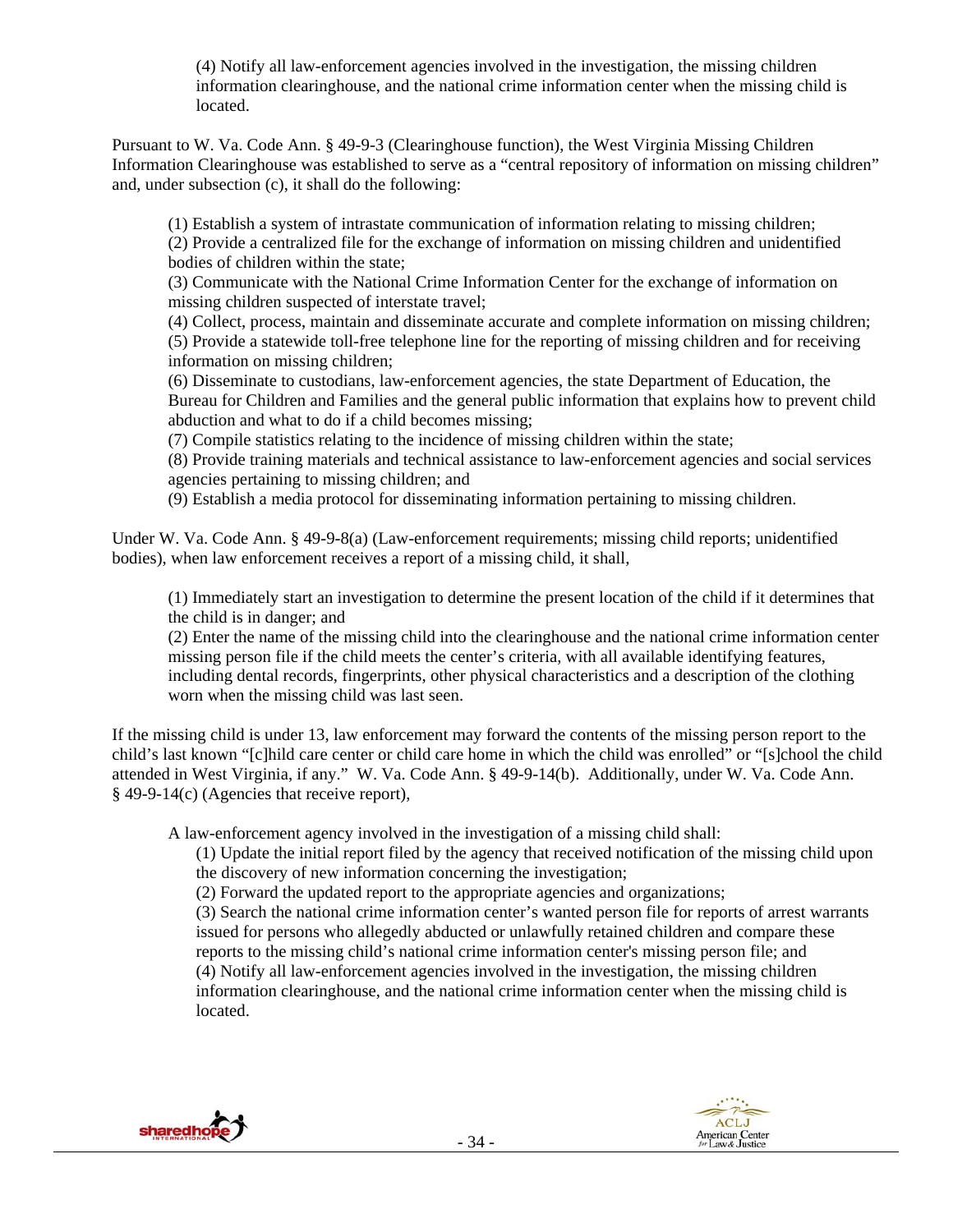(4) Notify all law-enforcement agencies involved in the investigation, the missing children information clearinghouse, and the national crime information center when the missing child is located.

Pursuant to W. Va. Code Ann. § 49-9-3 (Clearinghouse function), the West Virginia Missing Children Information Clearinghouse was established to serve as a "central repository of information on missing children" and, under subsection (c), it shall do the following:

> (1) Establish a system of intrastate communication of information relating to missing children;
> (2) Provide a centralized file for the exchange of information on missing children and unidentified bodies of children within the state;
> (3) Communicate with the National Crime Information Center for the exchange of information on missing children suspected of interstate travel;
> (4) Collect, process, maintain and disseminate accurate and complete information on missing children;
> (5) Provide a statewide toll-free telephone line for the reporting of missing children and for receiving information on missing children;
> (6) Disseminate to custodians, law-enforcement agencies, the state Department of Education, the Bureau for Children and Families and the general public information that explains how to prevent child abduction and what to do if a child becomes missing;
> (7) Compile statistics relating to the incidence of missing children within the state;
> (8) Provide training materials and technical assistance to law-enforcement agencies and social services agencies pertaining to missing children; and
> (9) Establish a media protocol for disseminating information pertaining to missing children.

Under W. Va. Code Ann. § 49-9-8(a) (Law-enforcement requirements; missing child reports; unidentified bodies), when law enforcement receives a report of a missing child, it shall,

> (1) Immediately start an investigation to determine the present location of the child if it determines that the child is in danger; and
> (2) Enter the name of the missing child into the clearinghouse and the national crime information center missing person file if the child meets the center's criteria, with all available identifying features, including dental records, fingerprints, other physical characteristics and a description of the clothing worn when the missing child was last seen.

If the missing child is under 13, law enforcement may forward the contents of the missing person report to the child's last known "[c]hild care center or child care home in which the child was enrolled" or "[s]chool the child attended in West Virginia, if any." W. Va. Code Ann. § 49-9-14(b). Additionally, under W. Va. Code Ann. § 49-9-14(c) (Agencies that receive report),

> A law-enforcement agency involved in the investigation of a missing child shall:
>
> (1) Update the initial report filed by the agency that received notification of the missing child upon the discovery of new information concerning the investigation;
> (2) Forward the updated report to the appropriate agencies and organizations;
> (3) Search the national crime information center's wanted person file for reports of arrest warrants issued for persons who allegedly abducted or unlawfully retained children and compare these reports to the missing child's national crime information center's missing person file; and
> (4) Notify all law-enforcement agencies involved in the investigation, the missing children information clearinghouse, and the national crime information center when the missing child is located.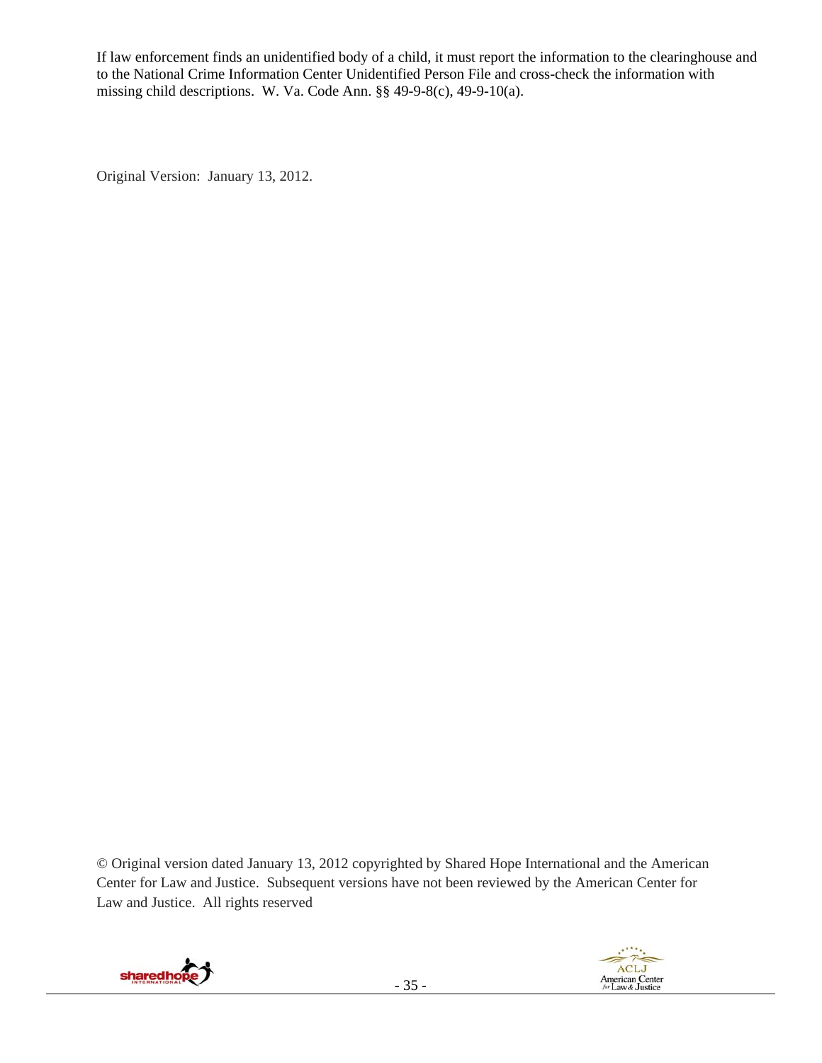If law enforcement finds an unidentified body of a child, it must report the information to the clearinghouse and to the National Crime Information Center Unidentified Person File and cross-check the information with missing child descriptions. W. Va. Code Ann. §§ 49-9-8(c), 49-9-10(a).

Original Version: January 13, 2012.

© Original version dated January 13, 2012 copyrighted by Shared Hope International and the American Center for Law and Justice. Subsequent versions have not been reviewed by the American Center for Law and Justice. All rights reserved